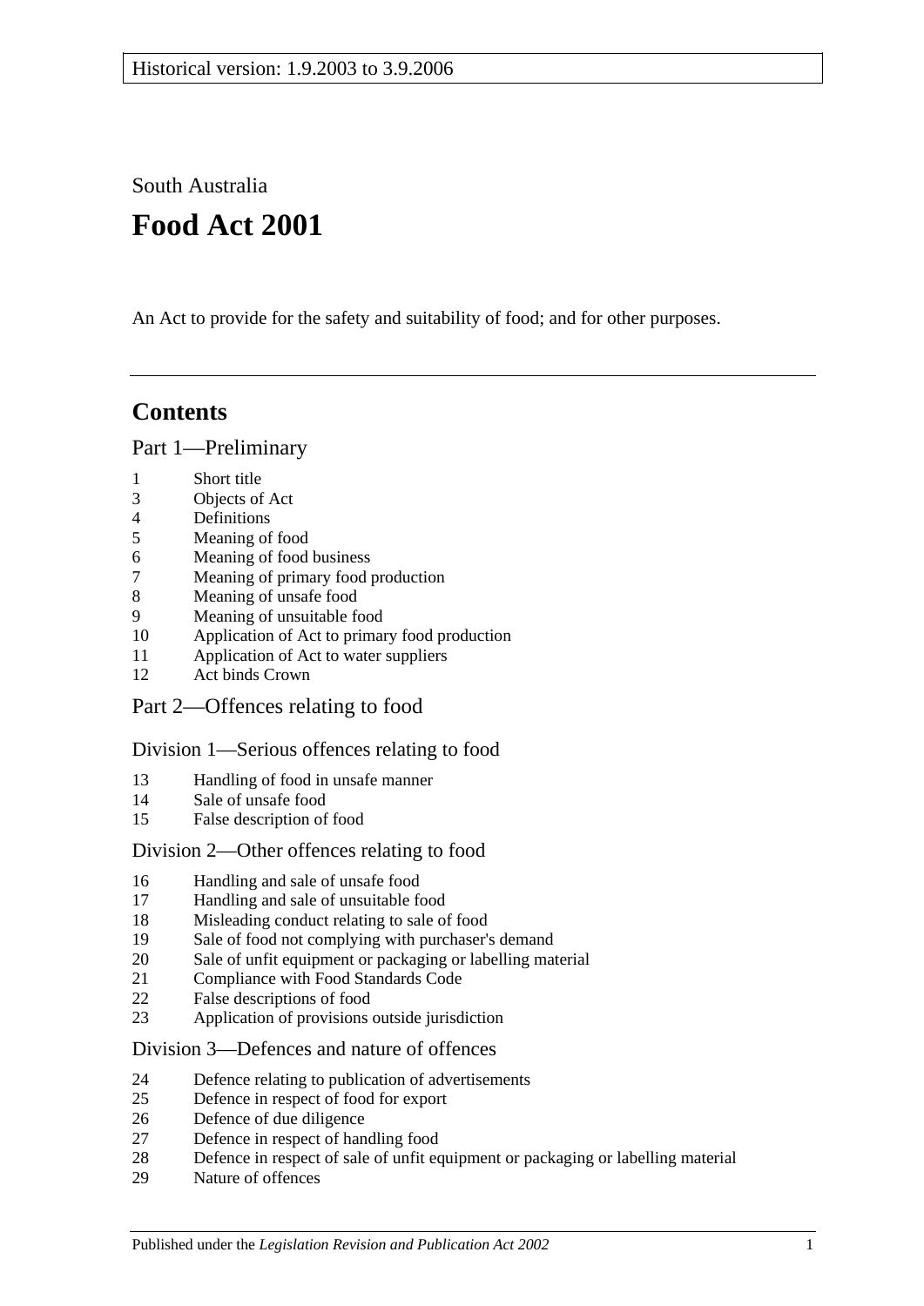Historical version: 1.9.2003 to 3.9.2006

South Australia

# Food Act 2001

An Act to provide for the safety and suitability of food; and for other purposes.

## Contents

### Part 1—Preliminary

1 Short title
3 Objects of Act
4 Definitions
5 Meaning of food
6 Meaning of food business
7 Meaning of primary food production
8 Meaning of unsafe food
9 Meaning of unsuitable food
10 Application of Act to primary food production
11 Application of Act to water suppliers
12 Act binds Crown

### Part 2—Offences relating to food

#### Division 1—Serious offences relating to food

13 Handling of food in unsafe manner
14 Sale of unsafe food
15 False description of food

#### Division 2—Other offences relating to food

16 Handling and sale of unsafe food
17 Handling and sale of unsuitable food
18 Misleading conduct relating to sale of food
19 Sale of food not complying with purchaser's demand
20 Sale of unfit equipment or packaging or labelling material
21 Compliance with Food Standards Code
22 False descriptions of food
23 Application of provisions outside jurisdiction

#### Division 3—Defences and nature of offences

24 Defence relating to publication of advertisements
25 Defence in respect of food for export
26 Defence of due diligence
27 Defence in respect of handling food
28 Defence in respect of sale of unfit equipment or packaging or labelling material
29 Nature of offences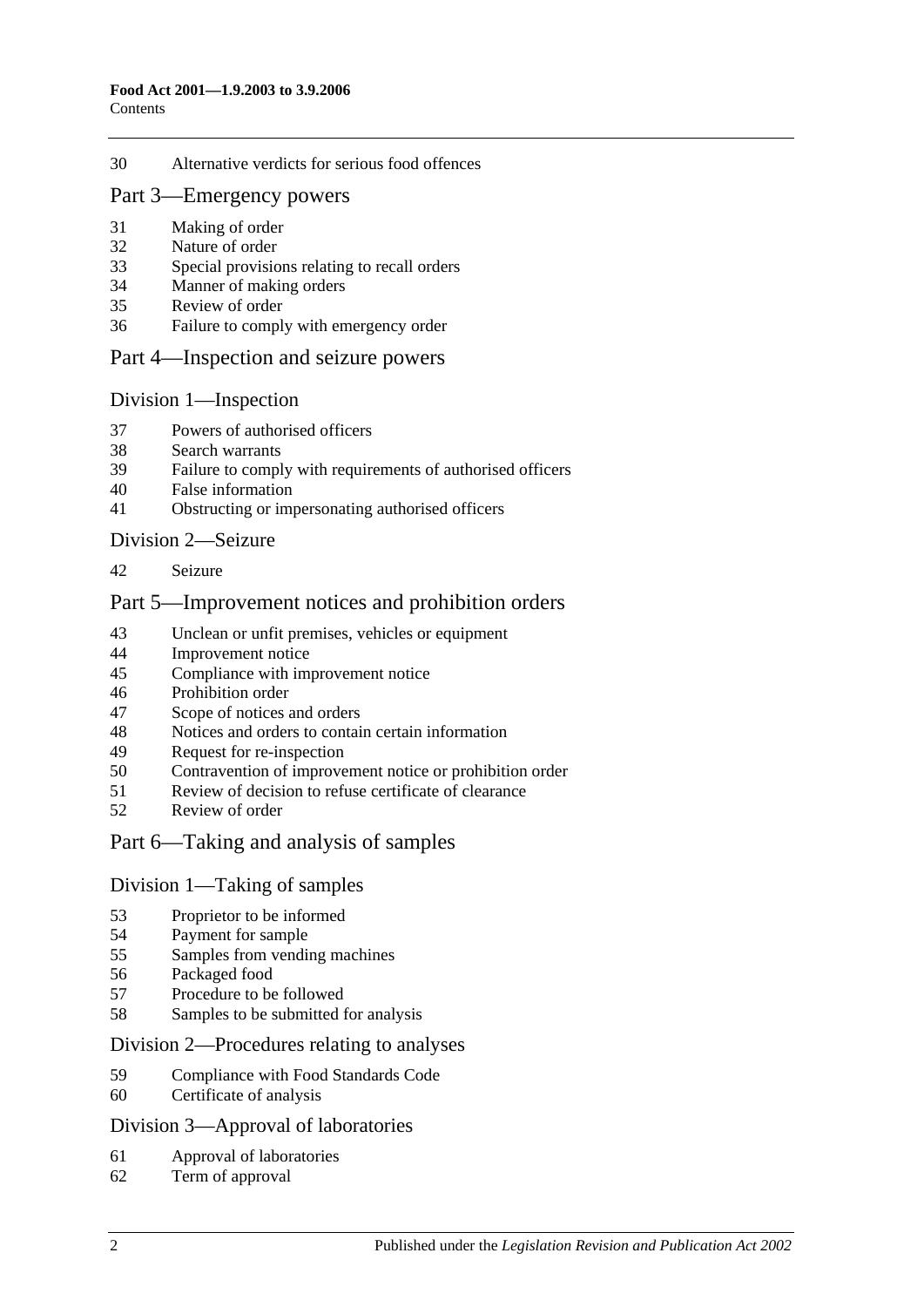30 Alternative verdicts for serious food offences

## Part 3—Emergency powers

31 Making of order
32 Nature of order
33 Special provisions relating to recall orders
34 Manner of making orders
35 Review of order
36 Failure to comply with emergency order

## Part 4—Inspection and seizure powers

### Division 1—Inspection

37 Powers of authorised officers
38 Search warrants
39 Failure to comply with requirements of authorised officers
40 False information
41 Obstructing or impersonating authorised officers

### Division 2—Seizure

42 Seizure

## Part 5—Improvement notices and prohibition orders

43 Unclean or unfit premises, vehicles or equipment
44 Improvement notice
45 Compliance with improvement notice
46 Prohibition order
47 Scope of notices and orders
48 Notices and orders to contain certain information
49 Request for re-inspection
50 Contravention of improvement notice or prohibition order
51 Review of decision to refuse certificate of clearance
52 Review of order

## Part 6—Taking and analysis of samples

### Division 1—Taking of samples

53 Proprietor to be informed
54 Payment for sample
55 Samples from vending machines
56 Packaged food
57 Procedure to be followed
58 Samples to be submitted for analysis

### Division 2—Procedures relating to analyses

59 Compliance with Food Standards Code
60 Certificate of analysis

### Division 3—Approval of laboratories

61 Approval of laboratories
62 Term of approval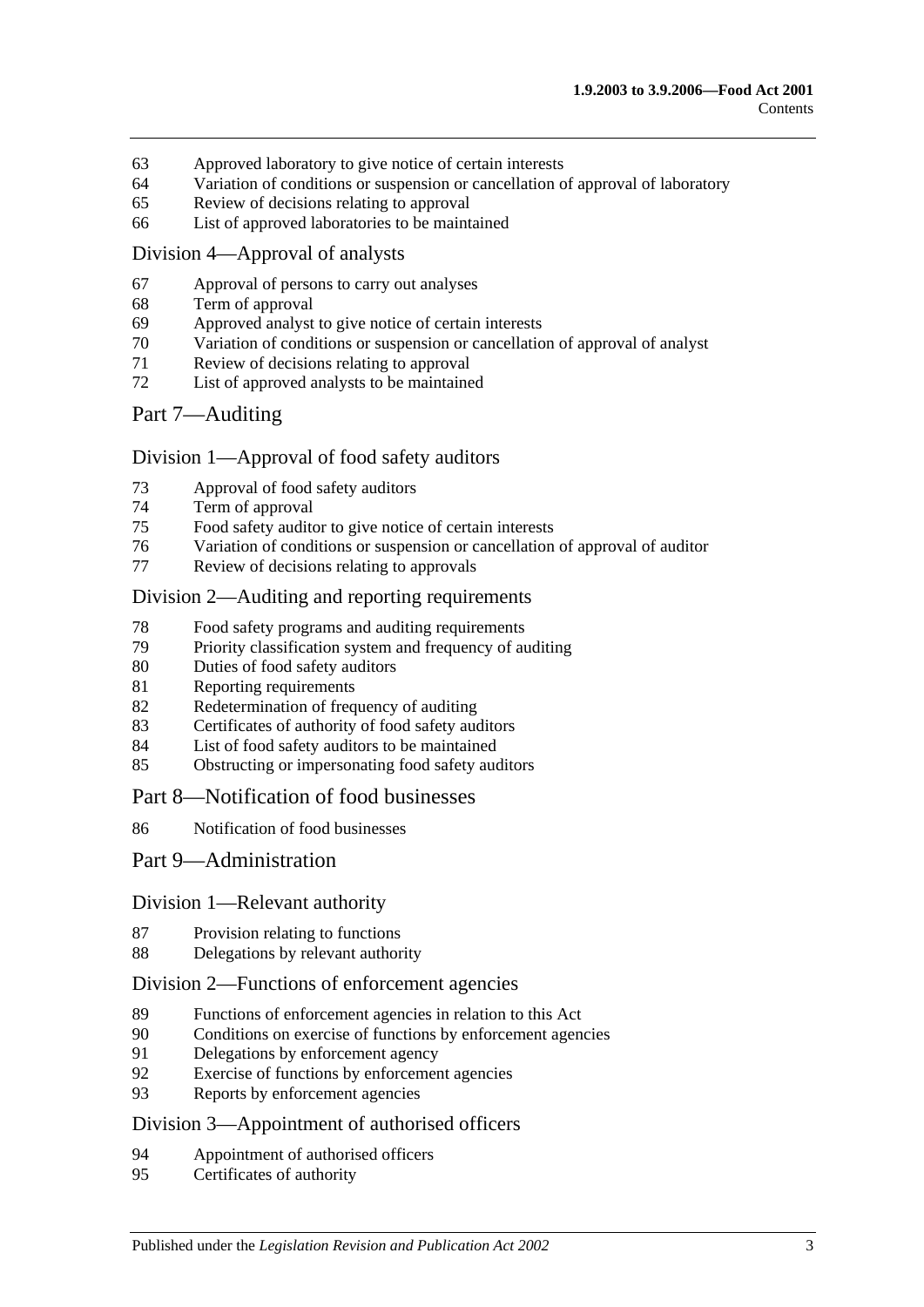63 Approved laboratory to give notice of certain interests
64 Variation of conditions or suspension or cancellation of approval of laboratory
65 Review of decisions relating to approval
66 List of approved laboratories to be maintained

### Division 4—Approval of analysts

67 Approval of persons to carry out analyses
68 Term of approval
69 Approved analyst to give notice of certain interests
70 Variation of conditions or suspension or cancellation of approval of analyst
71 Review of decisions relating to approval
72 List of approved analysts to be maintained

## Part 7—Auditing

### Division 1—Approval of food safety auditors

73 Approval of food safety auditors
74 Term of approval
75 Food safety auditor to give notice of certain interests
76 Variation of conditions or suspension or cancellation of approval of auditor
77 Review of decisions relating to approvals

### Division 2—Auditing and reporting requirements

78 Food safety programs and auditing requirements
79 Priority classification system and frequency of auditing
80 Duties of food safety auditors
81 Reporting requirements
82 Redetermination of frequency of auditing
83 Certificates of authority of food safety auditors
84 List of food safety auditors to be maintained
85 Obstructing or impersonating food safety auditors

## Part 8—Notification of food businesses

86 Notification of food businesses

## Part 9—Administration

### Division 1—Relevant authority

87 Provision relating to functions
88 Delegations by relevant authority

### Division 2—Functions of enforcement agencies

89 Functions of enforcement agencies in relation to this Act
90 Conditions on exercise of functions by enforcement agencies
91 Delegations by enforcement agency
92 Exercise of functions by enforcement agencies
93 Reports by enforcement agencies

### Division 3—Appointment of authorised officers

94 Appointment of authorised officers
95 Certificates of authority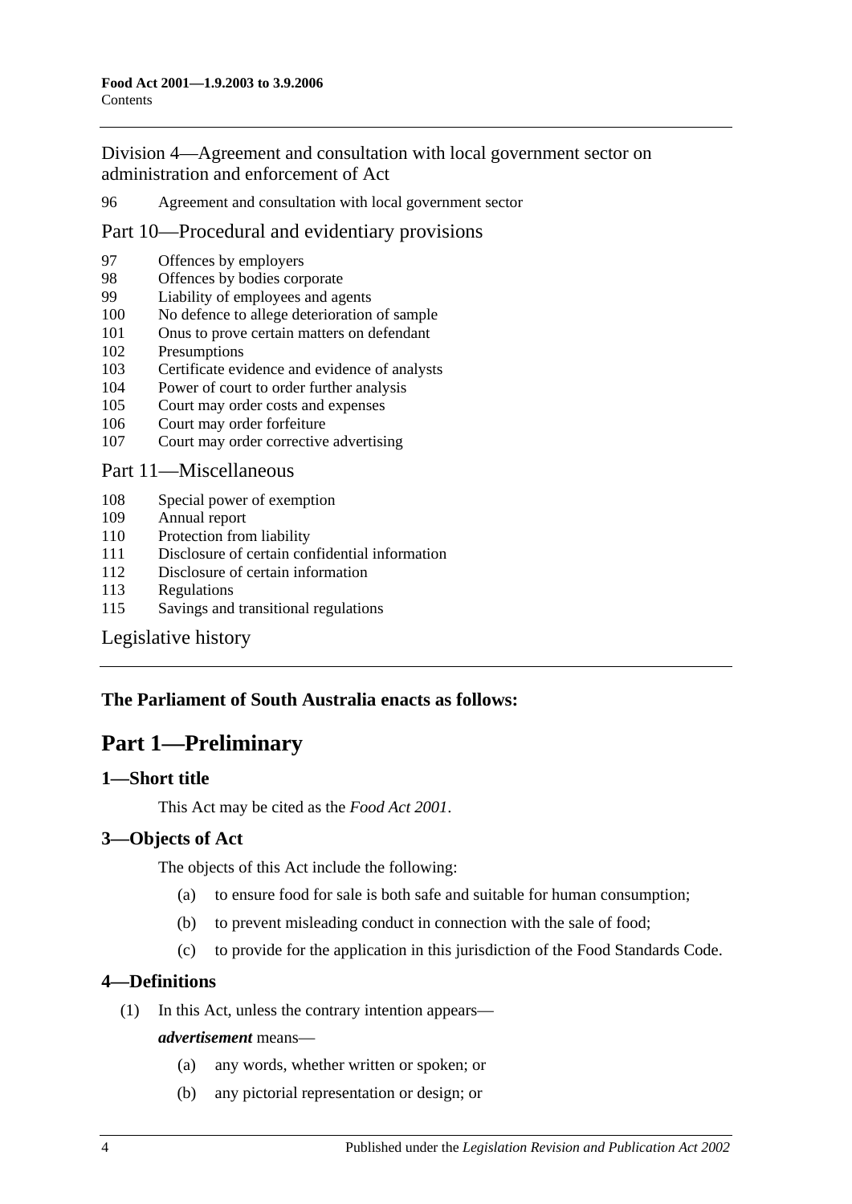Division 4—Agreement and consultation with local government sector on administration and enforcement of Act

96 Agreement and consultation with local government sector

Part 10—Procedural and evidentiary provisions

97 Offences by employers
98 Offences by bodies corporate
99 Liability of employees and agents
100 No defence to allege deterioration of sample
101 Onus to prove certain matters on defendant
102 Presumptions
103 Certificate evidence and evidence of analysts
104 Power of court to order further analysis
105 Court may order costs and expenses
106 Court may order forfeiture
107 Court may order corrective advertising

Part 11—Miscellaneous

108 Special power of exemption
109 Annual report
110 Protection from liability
111 Disclosure of certain confidential information
112 Disclosure of certain information
113 Regulations
115 Savings and transitional regulations

Legislative history

**The Parliament of South Australia enacts as follows:**

# Part 1—Preliminary

## 1—Short title

This Act may be cited as the *Food Act 2001*.

## 3—Objects of Act

The objects of this Act include the following:

- (a) to ensure food for sale is both safe and suitable for human consumption;
- (b) to prevent misleading conduct in connection with the sale of food;
- (c) to provide for the application in this jurisdiction of the Food Standards Code.

## 4—Definitions

(1) In this Act, unless the contrary intention appears—

***advertisement*** means—

- (a) any words, whether written or spoken; or
- (b) any pictorial representation or design; or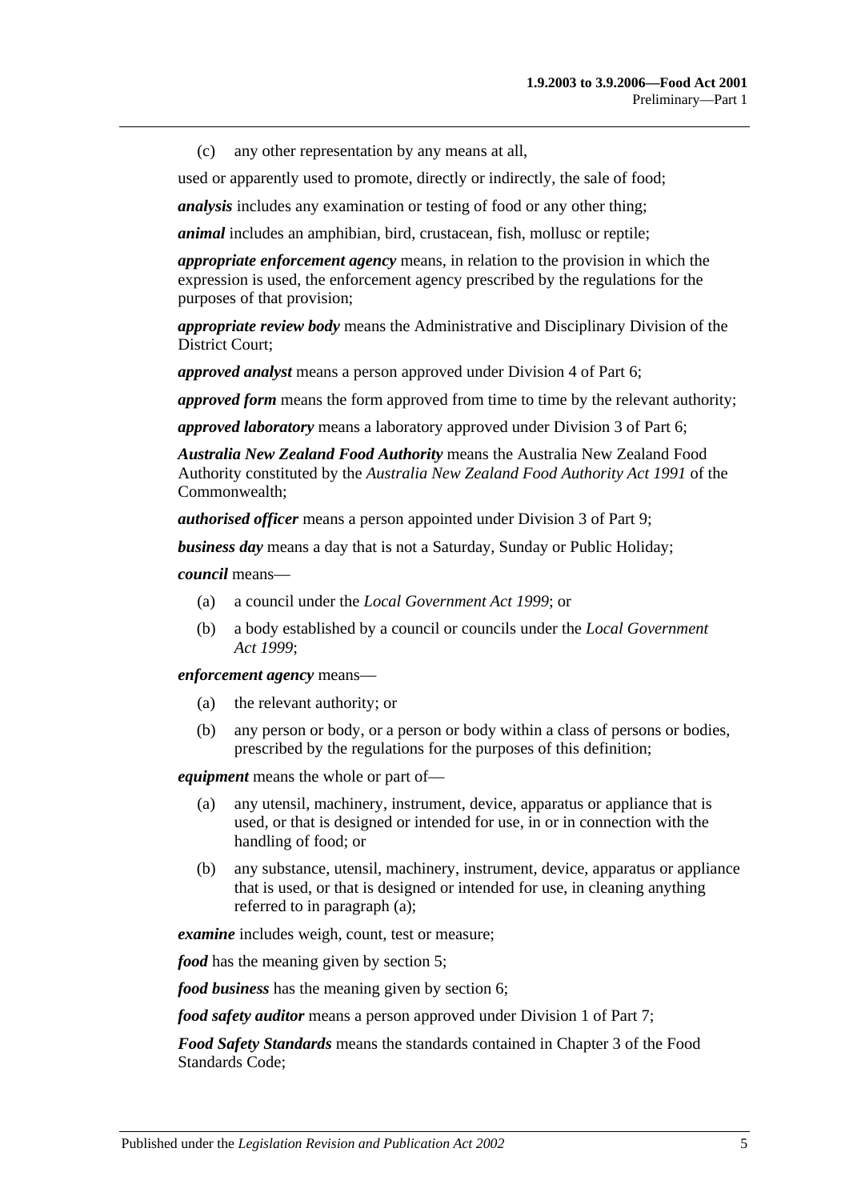(c) any other representation by any means at all,

used or apparently used to promote, directly or indirectly, the sale of food;

***analysis*** includes any examination or testing of food or any other thing;

***animal*** includes an amphibian, bird, crustacean, fish, mollusc or reptile;

***appropriate enforcement agency*** means, in relation to the provision in which the expression is used, the enforcement agency prescribed by the regulations for the purposes of that provision;

***appropriate review body*** means the Administrative and Disciplinary Division of the District Court;

***approved analyst*** means a person approved under Division 4 of Part 6;

***approved form*** means the form approved from time to time by the relevant authority;

***approved laboratory*** means a laboratory approved under Division 3 of Part 6;

***Australia New Zealand Food Authority*** means the Australia New Zealand Food Authority constituted by the *Australia New Zealand Food Authority Act 1991* of the Commonwealth;

***authorised officer*** means a person appointed under Division 3 of Part 9;

***business day*** means a day that is not a Saturday, Sunday or Public Holiday;

***council*** means—

(a) a council under the *Local Government Act 1999*; or

(b) a body established by a council or councils under the *Local Government Act 1999*;

***enforcement agency*** means—

(a) the relevant authority; or

(b) any person or body, or a person or body within a class of persons or bodies, prescribed by the regulations for the purposes of this definition;

***equipment*** means the whole or part of—

(a) any utensil, machinery, instrument, device, apparatus or appliance that is used, or that is designed or intended for use, in or in connection with the handling of food; or

(b) any substance, utensil, machinery, instrument, device, apparatus or appliance that is used, or that is designed or intended for use, in cleaning anything referred to in paragraph (a);

***examine*** includes weigh, count, test or measure;

***food*** has the meaning given by section 5;

***food business*** has the meaning given by section 6;

***food safety auditor*** means a person approved under Division 1 of Part 7;

***Food Safety Standards*** means the standards contained in Chapter 3 of the Food Standards Code;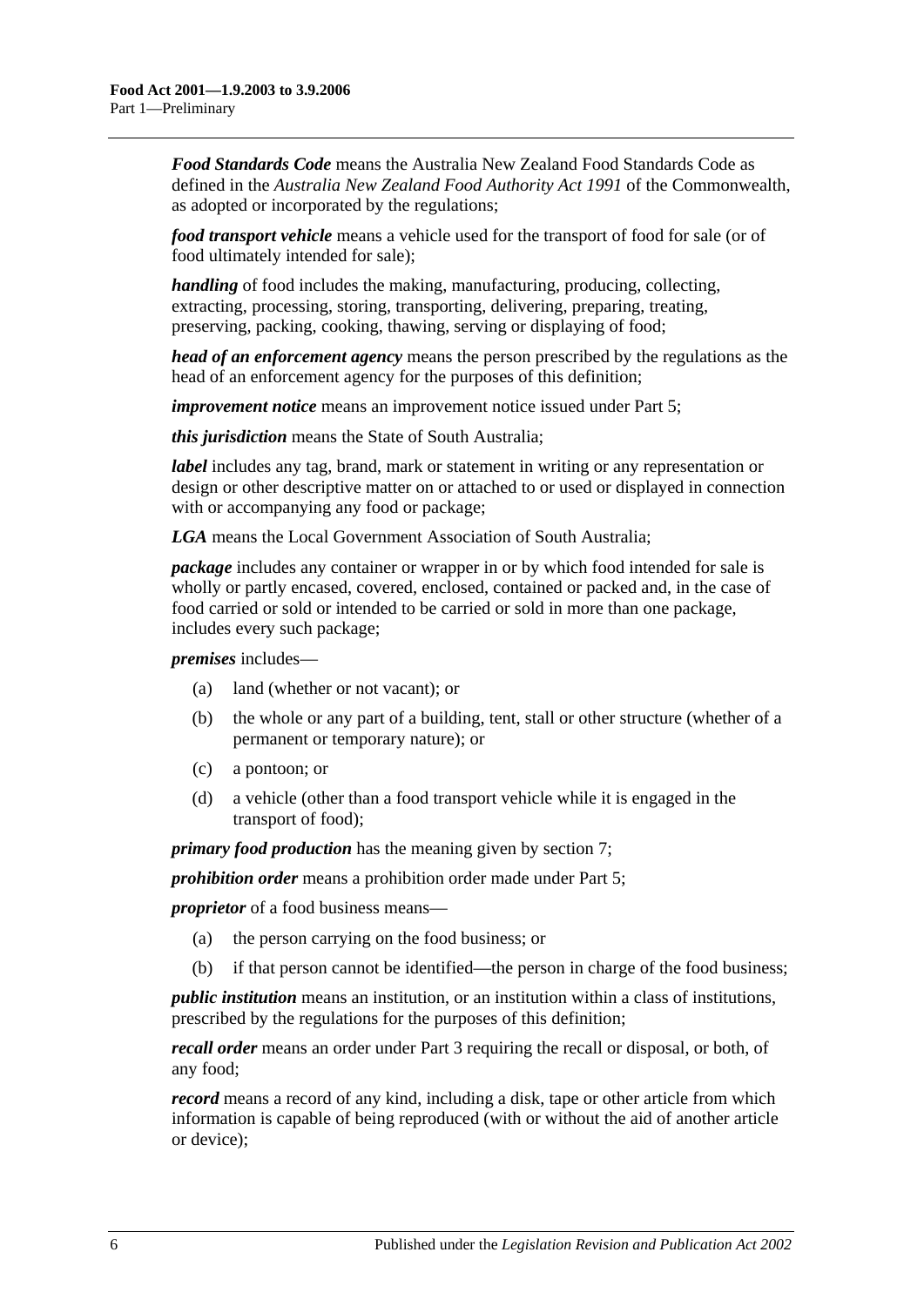***Food Standards Code*** means the Australia New Zealand Food Standards Code as defined in the *Australia New Zealand Food Authority Act 1991* of the Commonwealth, as adopted or incorporated by the regulations;

***food transport vehicle*** means a vehicle used for the transport of food for sale (or of food ultimately intended for sale);

***handling*** of food includes the making, manufacturing, producing, collecting, extracting, processing, storing, transporting, delivering, preparing, treating, preserving, packing, cooking, thawing, serving or displaying of food;

***head of an enforcement agency*** means the person prescribed by the regulations as the head of an enforcement agency for the purposes of this definition;

***improvement notice*** means an improvement notice issued under Part 5;

***this jurisdiction*** means the State of South Australia;

***label*** includes any tag, brand, mark or statement in writing or any representation or design or other descriptive matter on or attached to or used or displayed in connection with or accompanying any food or package;

***LGA*** means the Local Government Association of South Australia;

***package*** includes any container or wrapper in or by which food intended for sale is wholly or partly encased, covered, enclosed, contained or packed and, in the case of food carried or sold or intended to be carried or sold in more than one package, includes every such package;

***premises*** includes—

- (a) land (whether or not vacant); or
- (b) the whole or any part of a building, tent, stall or other structure (whether of a permanent or temporary nature); or
- (c) a pontoon; or
- (d) a vehicle (other than a food transport vehicle while it is engaged in the transport of food);

***primary food production*** has the meaning given by section 7;

***prohibition order*** means a prohibition order made under Part 5;

***proprietor*** of a food business means—

- (a) the person carrying on the food business; or
- (b) if that person cannot be identified—the person in charge of the food business;

***public institution*** means an institution, or an institution within a class of institutions, prescribed by the regulations for the purposes of this definition;

***recall order*** means an order under Part 3 requiring the recall or disposal, or both, of any food;

***record*** means a record of any kind, including a disk, tape or other article from which information is capable of being reproduced (with or without the aid of another article or device);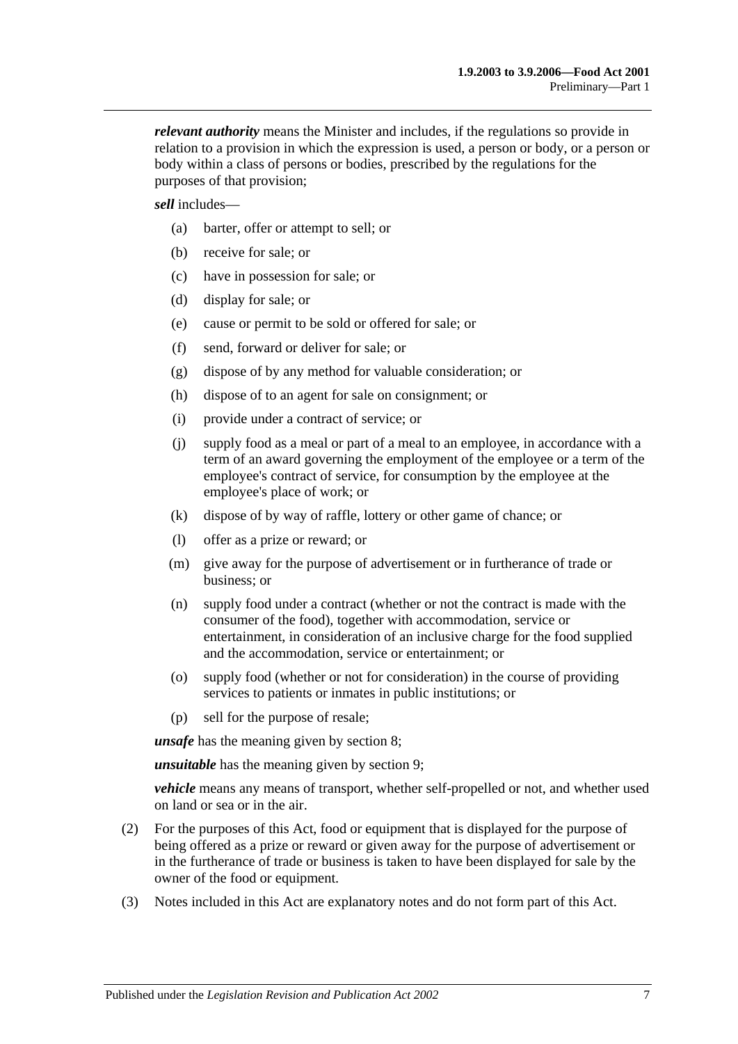***relevant authority*** means the Minister and includes, if the regulations so provide in relation to a provision in which the expression is used, a person or body, or a person or body within a class of persons or bodies, prescribed by the regulations for the purposes of that provision;

***sell*** includes—

(a) barter, offer or attempt to sell; or

(b) receive for sale; or

(c) have in possession for sale; or

(d) display for sale; or

(e) cause or permit to be sold or offered for sale; or

(f) send, forward or deliver for sale; or

(g) dispose of by any method for valuable consideration; or

(h) dispose of to an agent for sale on consignment; or

(i) provide under a contract of service; or

(j) supply food as a meal or part of a meal to an employee, in accordance with a term of an award governing the employment of the employee or a term of the employee's contract of service, for consumption by the employee at the employee's place of work; or

(k) dispose of by way of raffle, lottery or other game of chance; or

(l) offer as a prize or reward; or

(m) give away for the purpose of advertisement or in furtherance of trade or business; or

(n) supply food under a contract (whether or not the contract is made with the consumer of the food), together with accommodation, service or entertainment, in consideration of an inclusive charge for the food supplied and the accommodation, service or entertainment; or

(o) supply food (whether or not for consideration) in the course of providing services to patients or inmates in public institutions; or

(p) sell for the purpose of resale;

***unsafe*** has the meaning given by section 8;

***unsuitable*** has the meaning given by section 9;

***vehicle*** means any means of transport, whether self-propelled or not, and whether used on land or sea or in the air.

(2) For the purposes of this Act, food or equipment that is displayed for the purpose of being offered as a prize or reward or given away for the purpose of advertisement or in the furtherance of trade or business is taken to have been displayed for sale by the owner of the food or equipment.

(3) Notes included in this Act are explanatory notes and do not form part of this Act.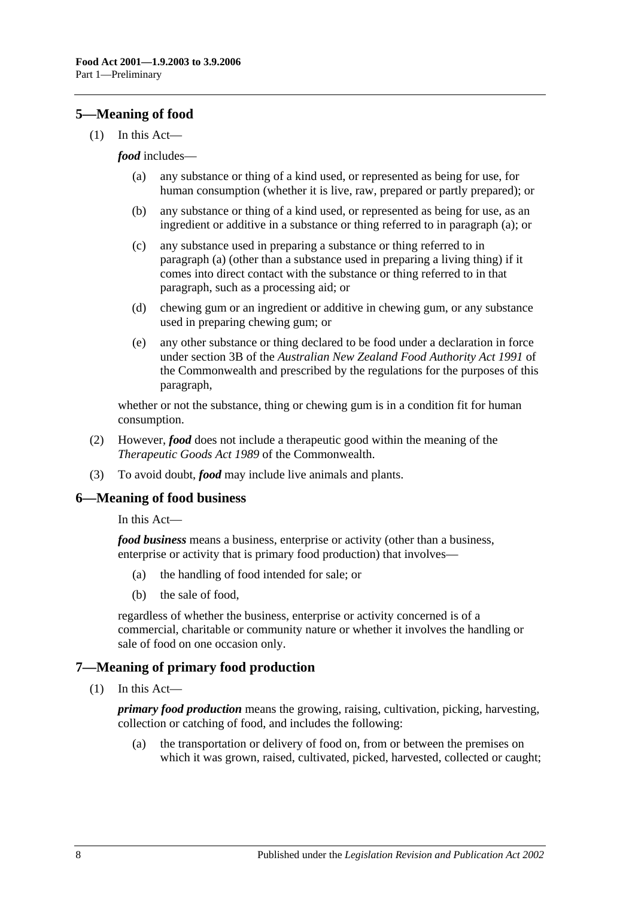## 5—Meaning of food

(1) In this Act—

***food*** includes—

(a) any substance or thing of a kind used, or represented as being for use, for human consumption (whether it is live, raw, prepared or partly prepared); or

(b) any substance or thing of a kind used, or represented as being for use, as an ingredient or additive in a substance or thing referred to in paragraph (a); or

(c) any substance used in preparing a substance or thing referred to in paragraph (a) (other than a substance used in preparing a living thing) if it comes into direct contact with the substance or thing referred to in that paragraph, such as a processing aid; or

(d) chewing gum or an ingredient or additive in chewing gum, or any substance used in preparing chewing gum; or

(e) any other substance or thing declared to be food under a declaration in force under section 3B of the *Australian New Zealand Food Authority Act 1991* of the Commonwealth and prescribed by the regulations for the purposes of this paragraph,

whether or not the substance, thing or chewing gum is in a condition fit for human consumption.

(2) However, ***food*** does not include a therapeutic good within the meaning of the *Therapeutic Goods Act 1989* of the Commonwealth.

(3) To avoid doubt, ***food*** may include live animals and plants.

## 6—Meaning of food business

In this Act—

***food business*** means a business, enterprise or activity (other than a business, enterprise or activity that is primary food production) that involves—

(a) the handling of food intended for sale; or

(b) the sale of food,

regardless of whether the business, enterprise or activity concerned is of a commercial, charitable or community nature or whether it involves the handling or sale of food on one occasion only.

## 7—Meaning of primary food production

(1) In this Act—

***primary food production*** means the growing, raising, cultivation, picking, harvesting, collection or catching of food, and includes the following:

(a) the transportation or delivery of food on, from or between the premises on which it was grown, raised, cultivated, picked, harvested, collected or caught;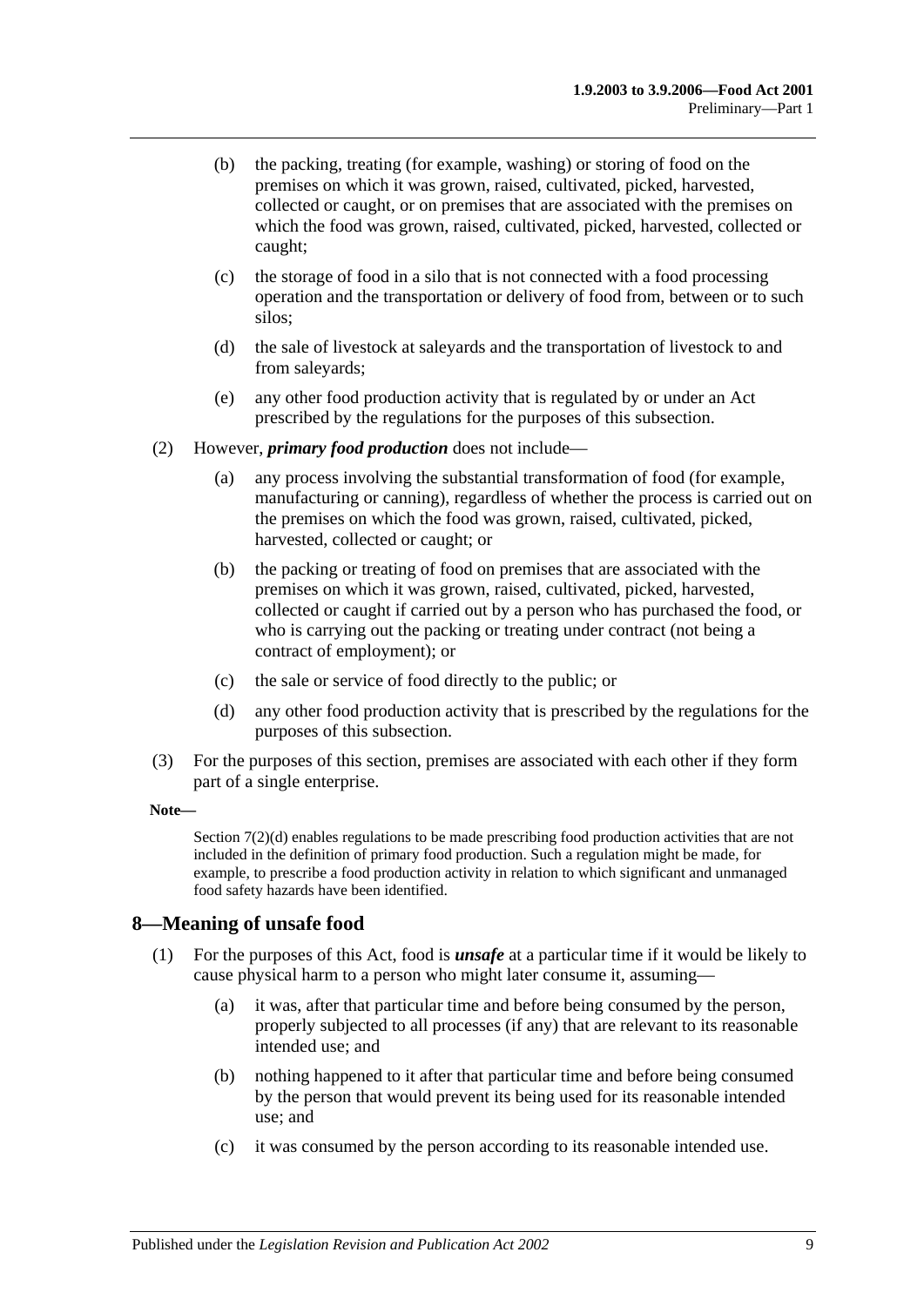(b) the packing, treating (for example, washing) or storing of food on the premises on which it was grown, raised, cultivated, picked, harvested, collected or caught, or on premises that are associated with the premises on which the food was grown, raised, cultivated, picked, harvested, collected or caught;

(c) the storage of food in a silo that is not connected with a food processing operation and the transportation or delivery of food from, between or to such silos;

(d) the sale of livestock at saleyards and the transportation of livestock to and from saleyards;

(e) any other food production activity that is regulated by or under an Act prescribed by the regulations for the purposes of this subsection.

(2) However, ***primary food production*** does not include—

(a) any process involving the substantial transformation of food (for example, manufacturing or canning), regardless of whether the process is carried out on the premises on which the food was grown, raised, cultivated, picked, harvested, collected or caught; or

(b) the packing or treating of food on premises that are associated with the premises on which it was grown, raised, cultivated, picked, harvested, collected or caught if carried out by a person who has purchased the food, or who is carrying out the packing or treating under contract (not being a contract of employment); or

(c) the sale or service of food directly to the public; or

(d) any other food production activity that is prescribed by the regulations for the purposes of this subsection.

(3) For the purposes of this section, premises are associated with each other if they form part of a single enterprise.

**Note—**

Section 7(2)(d) enables regulations to be made prescribing food production activities that are not included in the definition of primary food production. Such a regulation might be made, for example, to prescribe a food production activity in relation to which significant and unmanaged food safety hazards have been identified.

## 8—Meaning of unsafe food

(1) For the purposes of this Act, food is ***unsafe*** at a particular time if it would be likely to cause physical harm to a person who might later consume it, assuming—

(a) it was, after that particular time and before being consumed by the person, properly subjected to all processes (if any) that are relevant to its reasonable intended use; and

(b) nothing happened to it after that particular time and before being consumed by the person that would prevent its being used for its reasonable intended use; and

(c) it was consumed by the person according to its reasonable intended use.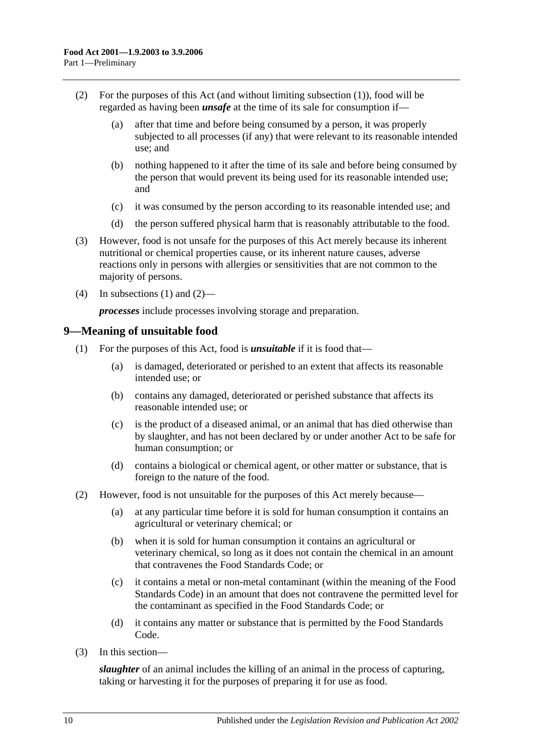(2) For the purposes of this Act (and without limiting subsection (1)), food will be regarded as having been ***unsafe*** at the time of its sale for consumption if—

(a) after that time and before being consumed by a person, it was properly subjected to all processes (if any) that were relevant to its reasonable intended use; and

(b) nothing happened to it after the time of its sale and before being consumed by the person that would prevent its being used for its reasonable intended use; and

(c) it was consumed by the person according to its reasonable intended use; and

(d) the person suffered physical harm that is reasonably attributable to the food.

(3) However, food is not unsafe for the purposes of this Act merely because its inherent nutritional or chemical properties cause, or its inherent nature causes, adverse reactions only in persons with allergies or sensitivities that are not common to the majority of persons.

(4) In subsections (1) and (2)—

***processes*** include processes involving storage and preparation.

## 9—Meaning of unsuitable food

(1) For the purposes of this Act, food is ***unsuitable*** if it is food that—

(a) is damaged, deteriorated or perished to an extent that affects its reasonable intended use; or

(b) contains any damaged, deteriorated or perished substance that affects its reasonable intended use; or

(c) is the product of a diseased animal, or an animal that has died otherwise than by slaughter, and has not been declared by or under another Act to be safe for human consumption; or

(d) contains a biological or chemical agent, or other matter or substance, that is foreign to the nature of the food.

(2) However, food is not unsuitable for the purposes of this Act merely because—

(a) at any particular time before it is sold for human consumption it contains an agricultural or veterinary chemical; or

(b) when it is sold for human consumption it contains an agricultural or veterinary chemical, so long as it does not contain the chemical in an amount that contravenes the Food Standards Code; or

(c) it contains a metal or non-metal contaminant (within the meaning of the Food Standards Code) in an amount that does not contravene the permitted level for the contaminant as specified in the Food Standards Code; or

(d) it contains any matter or substance that is permitted by the Food Standards Code.

(3) In this section—

***slaughter*** of an animal includes the killing of an animal in the process of capturing, taking or harvesting it for the purposes of preparing it for use as food.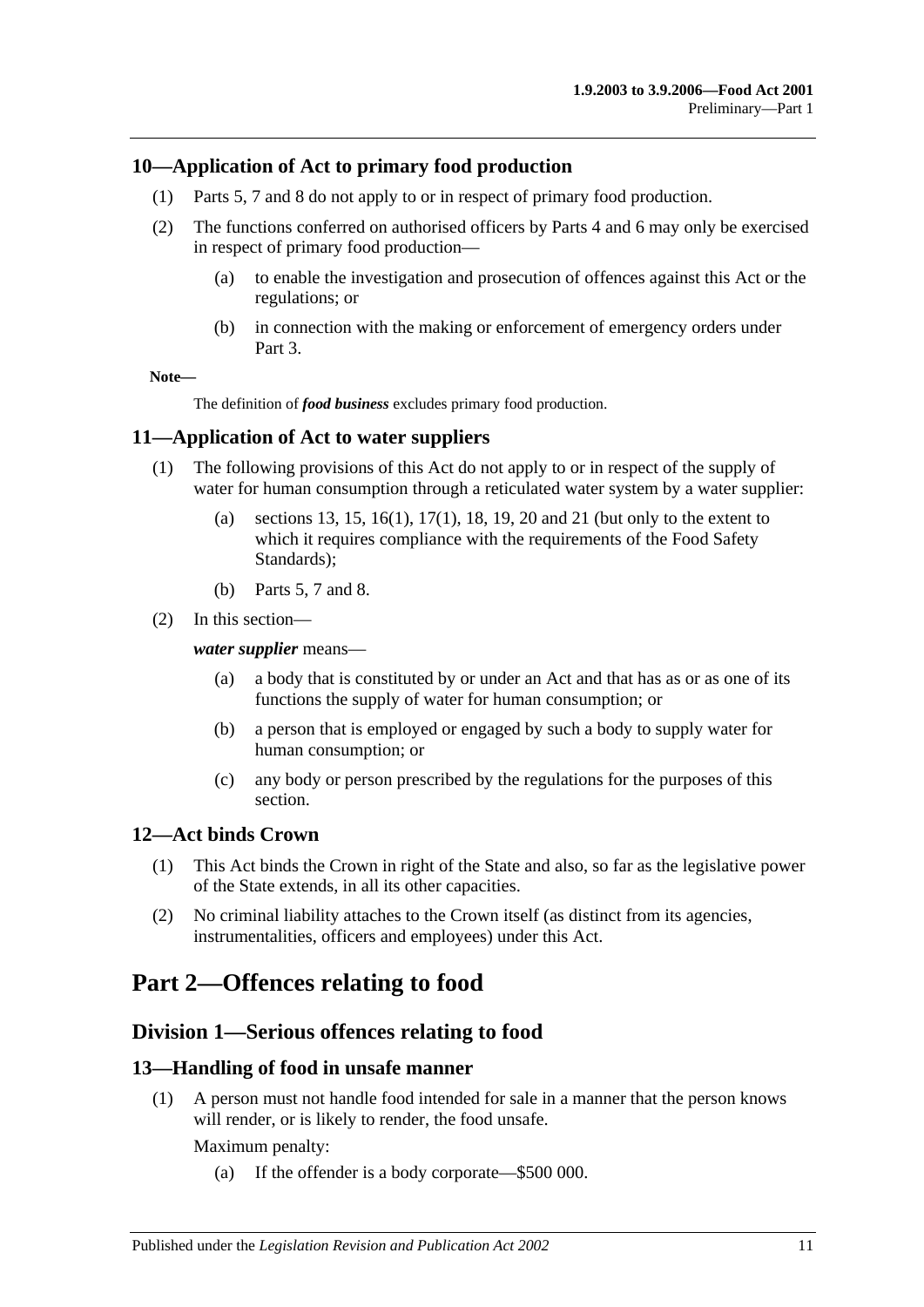## 10—Application of Act to primary food production

(1) Parts 5, 7 and 8 do not apply to or in respect of primary food production.

(2) The functions conferred on authorised officers by Parts 4 and 6 may only be exercised in respect of primary food production—

(a) to enable the investigation and prosecution of offences against this Act or the regulations; or

(b) in connection with the making or enforcement of emergency orders under Part 3.

**Note—**

The definition of ***food business*** excludes primary food production.

## 11—Application of Act to water suppliers

(1) The following provisions of this Act do not apply to or in respect of the supply of water for human consumption through a reticulated water system by a water supplier:

(a) sections 13, 15, 16(1), 17(1), 18, 19, 20 and 21 (but only to the extent to which it requires compliance with the requirements of the Food Safety Standards);

(b) Parts 5, 7 and 8.

(2) In this section—

***water supplier*** means—

(a) a body that is constituted by or under an Act and that has as or as one of its functions the supply of water for human consumption; or

(b) a person that is employed or engaged by such a body to supply water for human consumption; or

(c) any body or person prescribed by the regulations for the purposes of this section.

## 12—Act binds Crown

(1) This Act binds the Crown in right of the State and also, so far as the legislative power of the State extends, in all its other capacities.

(2) No criminal liability attaches to the Crown itself (as distinct from its agencies, instrumentalities, officers and employees) under this Act.

# Part 2—Offences relating to food

## Division 1—Serious offences relating to food

### 13—Handling of food in unsafe manner

(1) A person must not handle food intended for sale in a manner that the person knows will render, or is likely to render, the food unsafe.

Maximum penalty:

(a) If the offender is a body corporate—$500 000.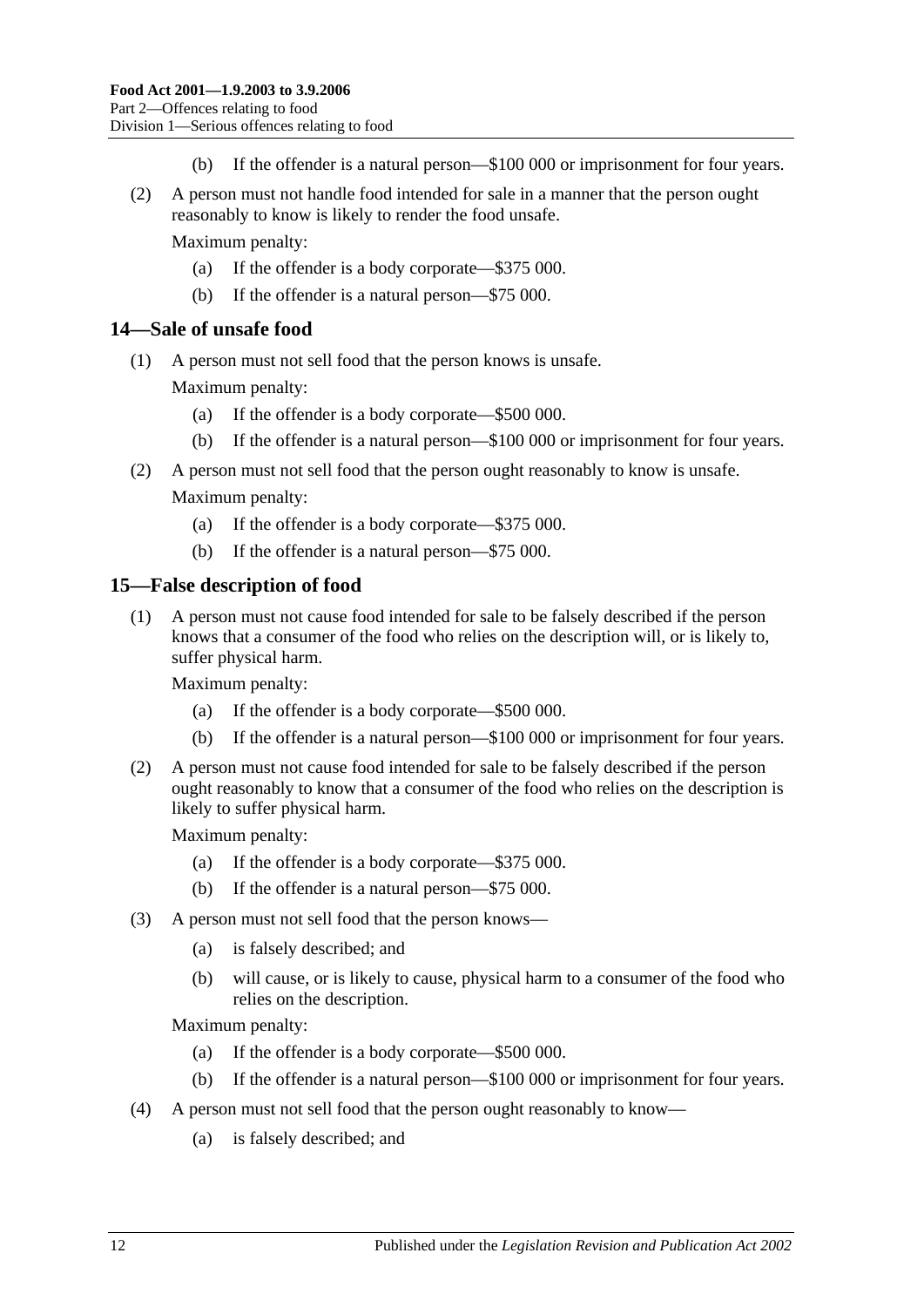(b) If the offender is a natural person—$100 000 or imprisonment for four years.

(2) A person must not handle food intended for sale in a manner that the person ought reasonably to know is likely to render the food unsafe.

Maximum penalty:

(a) If the offender is a body corporate—$375 000.

(b) If the offender is a natural person—$75 000.

## 14—Sale of unsafe food

(1) A person must not sell food that the person knows is unsafe.

Maximum penalty:

(a) If the offender is a body corporate—$500 000.

(b) If the offender is a natural person—$100 000 or imprisonment for four years.

(2) A person must not sell food that the person ought reasonably to know is unsafe.

Maximum penalty:

(a) If the offender is a body corporate—$375 000.

(b) If the offender is a natural person—$75 000.

## 15—False description of food

(1) A person must not cause food intended for sale to be falsely described if the person knows that a consumer of the food who relies on the description will, or is likely to, suffer physical harm.

Maximum penalty:

(a) If the offender is a body corporate—$500 000.

(b) If the offender is a natural person—$100 000 or imprisonment for four years.

(2) A person must not cause food intended for sale to be falsely described if the person ought reasonably to know that a consumer of the food who relies on the description is likely to suffer physical harm.

Maximum penalty:

(a) If the offender is a body corporate—$375 000.

(b) If the offender is a natural person—$75 000.

(3) A person must not sell food that the person knows—

(a) is falsely described; and

(b) will cause, or is likely to cause, physical harm to a consumer of the food who relies on the description.

Maximum penalty:

(a) If the offender is a body corporate—$500 000.

(b) If the offender is a natural person—$100 000 or imprisonment for four years.

(4) A person must not sell food that the person ought reasonably to know—

(a) is falsely described; and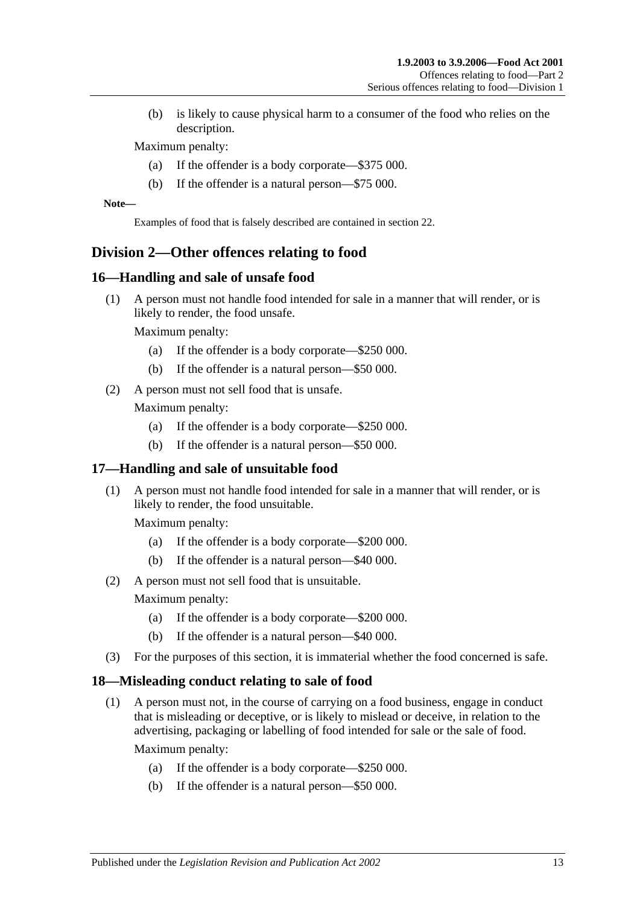(b) is likely to cause physical harm to a consumer of the food who relies on the description.

Maximum penalty:

(a) If the offender is a body corporate—$375 000.

(b) If the offender is a natural person—$75 000.

**Note—**

Examples of food that is falsely described are contained in section 22.

## Division 2—Other offences relating to food

### 16—Handling and sale of unsafe food

(1) A person must not handle food intended for sale in a manner that will render, or is likely to render, the food unsafe.

Maximum penalty:

(a) If the offender is a body corporate—$250 000.

(b) If the offender is a natural person—$50 000.

(2) A person must not sell food that is unsafe.

Maximum penalty:

(a) If the offender is a body corporate—$250 000.

(b) If the offender is a natural person—$50 000.

### 17—Handling and sale of unsuitable food

(1) A person must not handle food intended for sale in a manner that will render, or is likely to render, the food unsuitable.

Maximum penalty:

(a) If the offender is a body corporate—$200 000.

(b) If the offender is a natural person—$40 000.

(2) A person must not sell food that is unsuitable.

Maximum penalty:

(a) If the offender is a body corporate—$200 000.

(b) If the offender is a natural person—$40 000.

(3) For the purposes of this section, it is immaterial whether the food concerned is safe.

### 18—Misleading conduct relating to sale of food

(1) A person must not, in the course of carrying on a food business, engage in conduct that is misleading or deceptive, or is likely to mislead or deceive, in relation to the advertising, packaging or labelling of food intended for sale or the sale of food.

Maximum penalty:

(a) If the offender is a body corporate—$250 000.

(b) If the offender is a natural person—$50 000.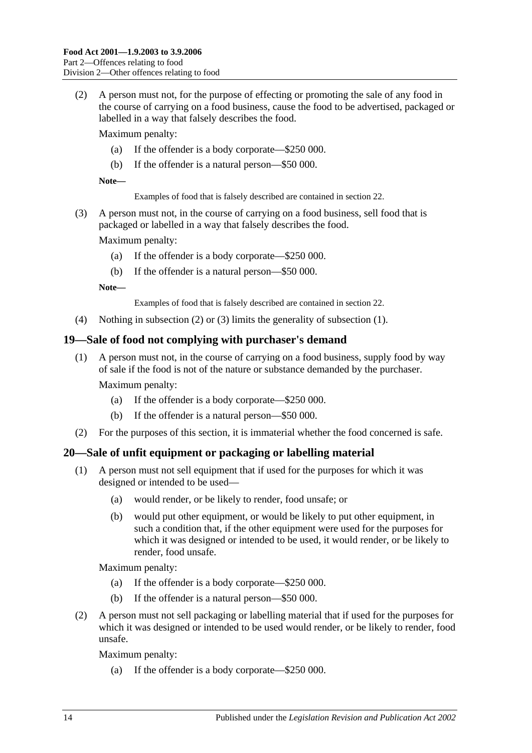(2) A person must not, for the purpose of effecting or promoting the sale of any food in the course of carrying on a food business, cause the food to be advertised, packaged or labelled in a way that falsely describes the food.

Maximum penalty:

- (a) If the offender is a body corporate—$250 000.
- (b) If the offender is a natural person—$50 000.

**Note—**

Examples of food that is falsely described are contained in section 22.

(3) A person must not, in the course of carrying on a food business, sell food that is packaged or labelled in a way that falsely describes the food.

Maximum penalty:

- (a) If the offender is a body corporate—$250 000.
- (b) If the offender is a natural person—$50 000.

**Note—**

Examples of food that is falsely described are contained in section 22.

(4) Nothing in subsection (2) or (3) limits the generality of subsection (1).

## 19—Sale of food not complying with purchaser's demand

(1) A person must not, in the course of carrying on a food business, supply food by way of sale if the food is not of the nature or substance demanded by the purchaser.

Maximum penalty:

- (a) If the offender is a body corporate—$250 000.
- (b) If the offender is a natural person—$50 000.

(2) For the purposes of this section, it is immaterial whether the food concerned is safe.

## 20—Sale of unfit equipment or packaging or labelling material

(1) A person must not sell equipment that if used for the purposes for which it was designed or intended to be used—

- (a) would render, or be likely to render, food unsafe; or
- (b) would put other equipment, or would be likely to put other equipment, in such a condition that, if the other equipment were used for the purposes for which it was designed or intended to be used, it would render, or be likely to render, food unsafe.

Maximum penalty:

- (a) If the offender is a body corporate—$250 000.
- (b) If the offender is a natural person—$50 000.

(2) A person must not sell packaging or labelling material that if used for the purposes for which it was designed or intended to be used would render, or be likely to render, food unsafe.

Maximum penalty:

- (a) If the offender is a body corporate—$250 000.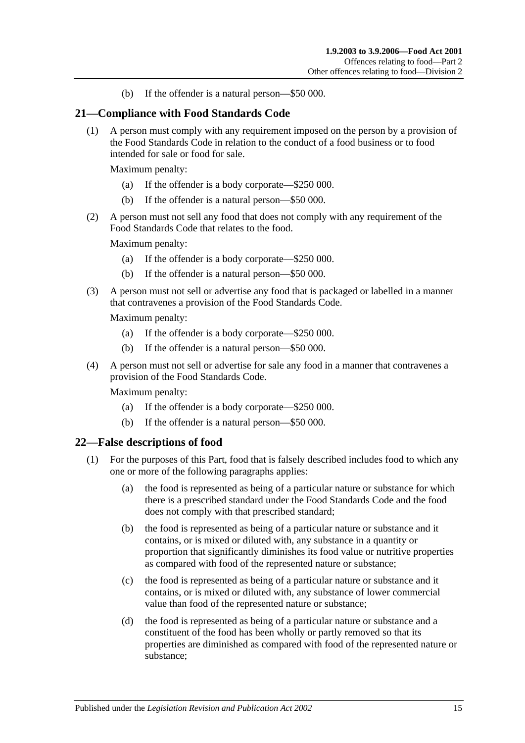(b) If the offender is a natural person—\$50 000.

## 21—Compliance with Food Standards Code

(1) A person must comply with any requirement imposed on the person by a provision of the Food Standards Code in relation to the conduct of a food business or to food intended for sale or food for sale.

Maximum penalty:

(a) If the offender is a body corporate—\$250 000.

(b) If the offender is a natural person—\$50 000.

(2) A person must not sell any food that does not comply with any requirement of the Food Standards Code that relates to the food.

Maximum penalty:

(a) If the offender is a body corporate—\$250 000.

(b) If the offender is a natural person—\$50 000.

(3) A person must not sell or advertise any food that is packaged or labelled in a manner that contravenes a provision of the Food Standards Code.

Maximum penalty:

(a) If the offender is a body corporate—\$250 000.

(b) If the offender is a natural person—\$50 000.

(4) A person must not sell or advertise for sale any food in a manner that contravenes a provision of the Food Standards Code.

Maximum penalty:

(a) If the offender is a body corporate—\$250 000.

(b) If the offender is a natural person—\$50 000.

## 22—False descriptions of food

(1) For the purposes of this Part, food that is falsely described includes food to which any one or more of the following paragraphs applies:

(a) the food is represented as being of a particular nature or substance for which there is a prescribed standard under the Food Standards Code and the food does not comply with that prescribed standard;

(b) the food is represented as being of a particular nature or substance and it contains, or is mixed or diluted with, any substance in a quantity or proportion that significantly diminishes its food value or nutritive properties as compared with food of the represented nature or substance;

(c) the food is represented as being of a particular nature or substance and it contains, or is mixed or diluted with, any substance of lower commercial value than food of the represented nature or substance;

(d) the food is represented as being of a particular nature or substance and a constituent of the food has been wholly or partly removed so that its properties are diminished as compared with food of the represented nature or substance;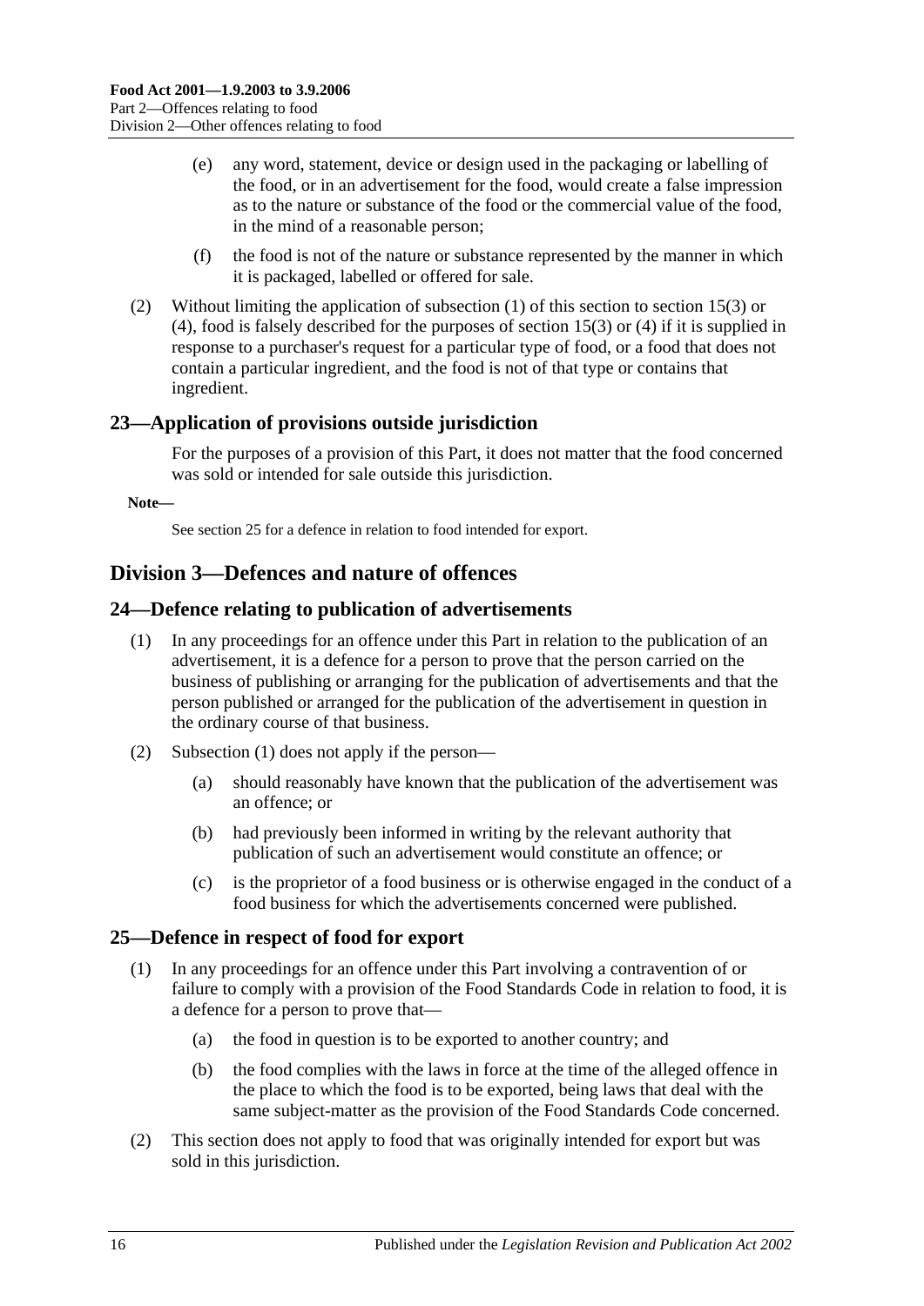(e) any word, statement, device or design used in the packaging or labelling of the food, or in an advertisement for the food, would create a false impression as to the nature or substance of the food or the commercial value of the food, in the mind of a reasonable person;

(f) the food is not of the nature or substance represented by the manner in which it is packaged, labelled or offered for sale.

(2) Without limiting the application of subsection (1) of this section to section 15(3) or (4), food is falsely described for the purposes of section 15(3) or (4) if it is supplied in response to a purchaser's request for a particular type of food, or a food that does not contain a particular ingredient, and the food is not of that type or contains that ingredient.

## 23—Application of provisions outside jurisdiction

For the purposes of a provision of this Part, it does not matter that the food concerned was sold or intended for sale outside this jurisdiction.

**Note—**

See section 25 for a defence in relation to food intended for export.

# Division 3—Defences and nature of offences

## 24—Defence relating to publication of advertisements

(1) In any proceedings for an offence under this Part in relation to the publication of an advertisement, it is a defence for a person to prove that the person carried on the business of publishing or arranging for the publication of advertisements and that the person published or arranged for the publication of the advertisement in question in the ordinary course of that business.

(2) Subsection (1) does not apply if the person—

(a) should reasonably have known that the publication of the advertisement was an offence; or

(b) had previously been informed in writing by the relevant authority that publication of such an advertisement would constitute an offence; or

(c) is the proprietor of a food business or is otherwise engaged in the conduct of a food business for which the advertisements concerned were published.

## 25—Defence in respect of food for export

(1) In any proceedings for an offence under this Part involving a contravention of or failure to comply with a provision of the Food Standards Code in relation to food, it is a defence for a person to prove that—

(a) the food in question is to be exported to another country; and

(b) the food complies with the laws in force at the time of the alleged offence in the place to which the food is to be exported, being laws that deal with the same subject-matter as the provision of the Food Standards Code concerned.

(2) This section does not apply to food that was originally intended for export but was sold in this jurisdiction.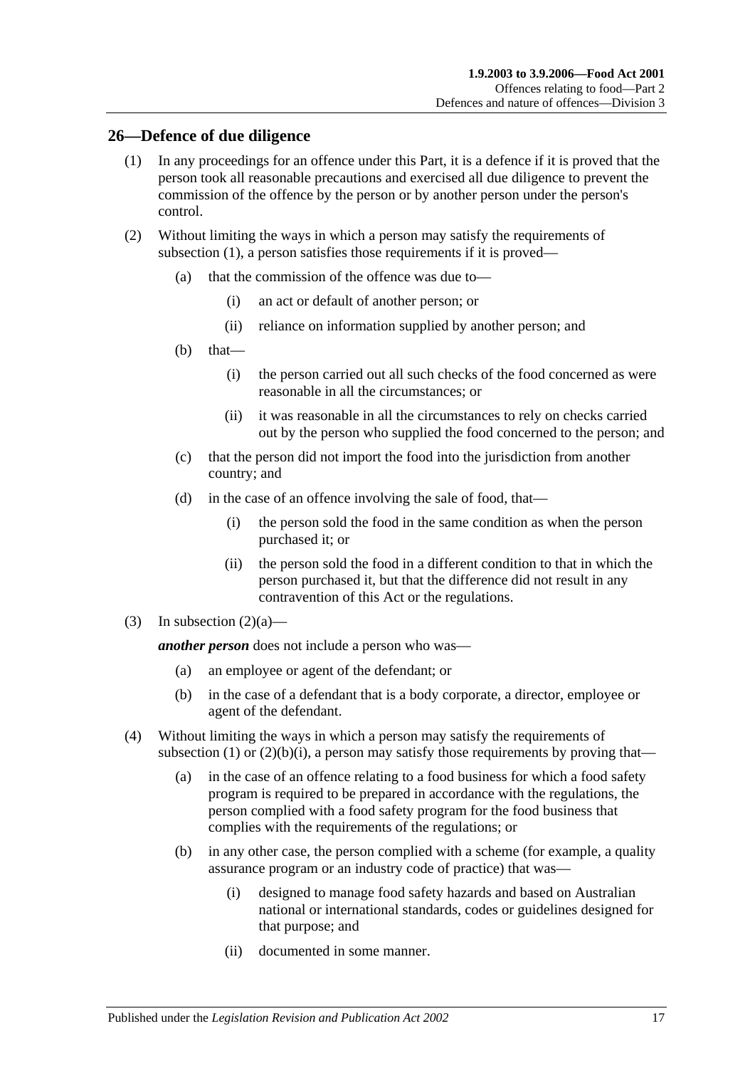## 26—Defence of due diligence

(1) In any proceedings for an offence under this Part, it is a defence if it is proved that the person took all reasonable precautions and exercised all due diligence to prevent the commission of the offence by the person or by another person under the person's control.

(2) Without limiting the ways in which a person may satisfy the requirements of subsection (1), a person satisfies those requirements if it is proved—

(a) that the commission of the offence was due to—

(i) an act or default of another person; or

(ii) reliance on information supplied by another person; and

(b) that—

(i) the person carried out all such checks of the food concerned as were reasonable in all the circumstances; or

(ii) it was reasonable in all the circumstances to rely on checks carried out by the person who supplied the food concerned to the person; and

(c) that the person did not import the food into the jurisdiction from another country; and

(d) in the case of an offence involving the sale of food, that—

(i) the person sold the food in the same condition as when the person purchased it; or

(ii) the person sold the food in a different condition to that in which the person purchased it, but that the difference did not result in any contravention of this Act or the regulations.

(3) In subsection (2)(a)—

***another person*** does not include a person who was—

(a) an employee or agent of the defendant; or

(b) in the case of a defendant that is a body corporate, a director, employee or agent of the defendant.

(4) Without limiting the ways in which a person may satisfy the requirements of subsection (1) or (2)(b)(i), a person may satisfy those requirements by proving that—

(a) in the case of an offence relating to a food business for which a food safety program is required to be prepared in accordance with the regulations, the person complied with a food safety program for the food business that complies with the requirements of the regulations; or

(b) in any other case, the person complied with a scheme (for example, a quality assurance program or an industry code of practice) that was—

(i) designed to manage food safety hazards and based on Australian national or international standards, codes or guidelines designed for that purpose; and

(ii) documented in some manner.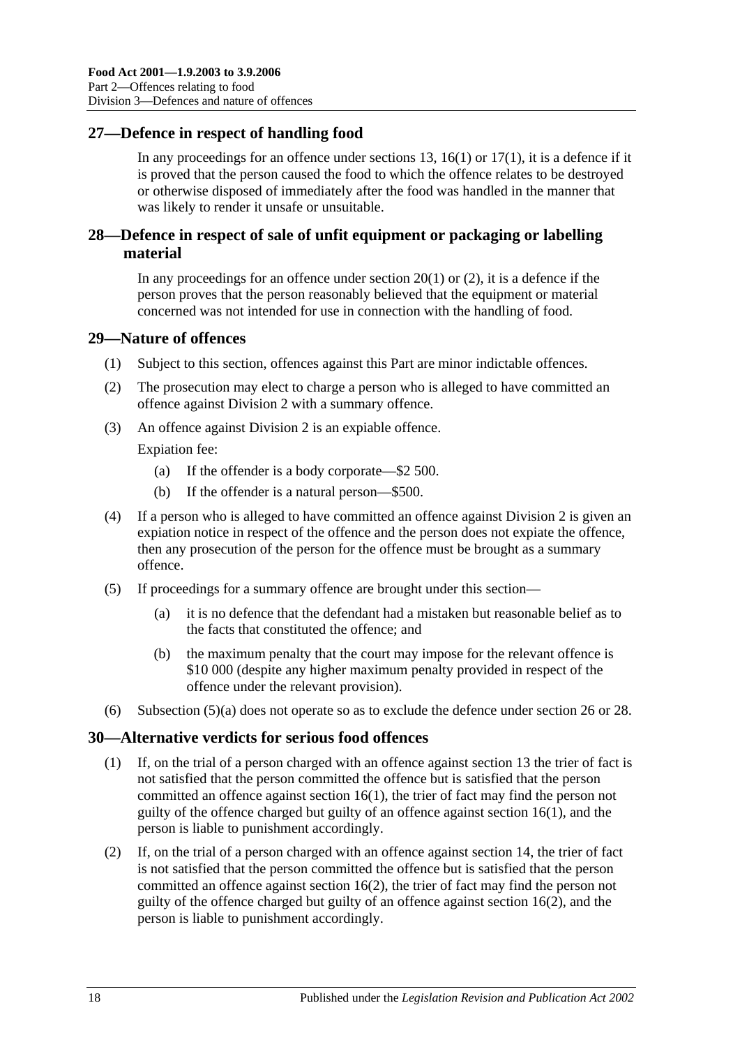## 27—Defence in respect of handling food

In any proceedings for an offence under sections 13, 16(1) or 17(1), it is a defence if it is proved that the person caused the food to which the offence relates to be destroyed or otherwise disposed of immediately after the food was handled in the manner that was likely to render it unsafe or unsuitable.

## 28—Defence in respect of sale of unfit equipment or packaging or labelling material

In any proceedings for an offence under section 20(1) or (2), it is a defence if the person proves that the person reasonably believed that the equipment or material concerned was not intended for use in connection with the handling of food.

## 29—Nature of offences

(1) Subject to this section, offences against this Part are minor indictable offences.

(2) The prosecution may elect to charge a person who is alleged to have committed an offence against Division 2 with a summary offence.

(3) An offence against Division 2 is an expiable offence.

Expiation fee:

(a) If the offender is a body corporate—$2 500.

(b) If the offender is a natural person—$500.

(4) If a person who is alleged to have committed an offence against Division 2 is given an expiation notice in respect of the offence and the person does not expiate the offence, then any prosecution of the person for the offence must be brought as a summary offence.

(5) If proceedings for a summary offence are brought under this section—

(a) it is no defence that the defendant had a mistaken but reasonable belief as to the facts that constituted the offence; and

(b) the maximum penalty that the court may impose for the relevant offence is $10 000 (despite any higher maximum penalty provided in respect of the offence under the relevant provision).

(6) Subsection (5)(a) does not operate so as to exclude the defence under section 26 or 28.

## 30—Alternative verdicts for serious food offences

(1) If, on the trial of a person charged with an offence against section 13 the trier of fact is not satisfied that the person committed the offence but is satisfied that the person committed an offence against section 16(1), the trier of fact may find the person not guilty of the offence charged but guilty of an offence against section 16(1), and the person is liable to punishment accordingly.

(2) If, on the trial of a person charged with an offence against section 14, the trier of fact is not satisfied that the person committed the offence but is satisfied that the person committed an offence against section 16(2), the trier of fact may find the person not guilty of the offence charged but guilty of an offence against section 16(2), and the person is liable to punishment accordingly.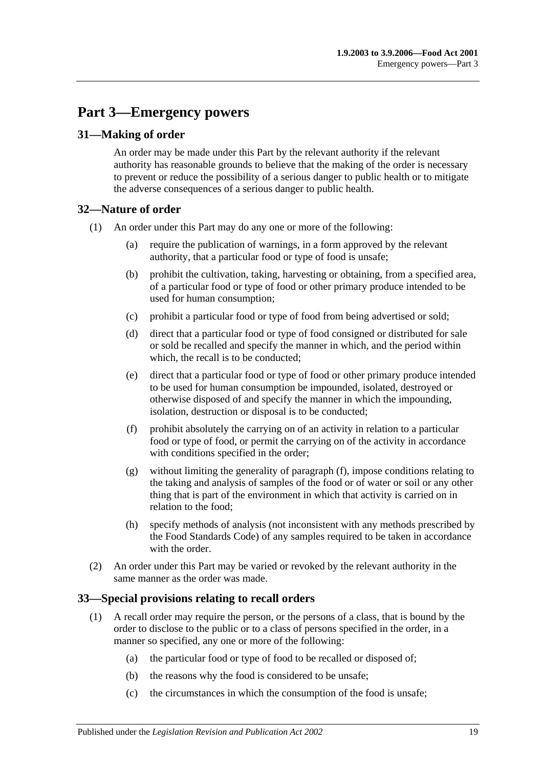# Part 3—Emergency powers

## 31—Making of order

An order may be made under this Part by the relevant authority if the relevant authority has reasonable grounds to believe that the making of the order is necessary to prevent or reduce the possibility of a serious danger to public health or to mitigate the adverse consequences of a serious danger to public health.

## 32—Nature of order

(1) An order under this Part may do any one or more of the following:

(a) require the publication of warnings, in a form approved by the relevant authority, that a particular food or type of food is unsafe;

(b) prohibit the cultivation, taking, harvesting or obtaining, from a specified area, of a particular food or type of food or other primary produce intended to be used for human consumption;

(c) prohibit a particular food or type of food from being advertised or sold;

(d) direct that a particular food or type of food consigned or distributed for sale or sold be recalled and specify the manner in which, and the period within which, the recall is to be conducted;

(e) direct that a particular food or type of food or other primary produce intended to be used for human consumption be impounded, isolated, destroyed or otherwise disposed of and specify the manner in which the impounding, isolation, destruction or disposal is to be conducted;

(f) prohibit absolutely the carrying on of an activity in relation to a particular food or type of food, or permit the carrying on of the activity in accordance with conditions specified in the order;

(g) without limiting the generality of paragraph (f), impose conditions relating to the taking and analysis of samples of the food or of water or soil or any other thing that is part of the environment in which that activity is carried on in relation to the food;

(h) specify methods of analysis (not inconsistent with any methods prescribed by the Food Standards Code) of any samples required to be taken in accordance with the order.

(2) An order under this Part may be varied or revoked by the relevant authority in the same manner as the order was made.

## 33—Special provisions relating to recall orders

(1) A recall order may require the person, or the persons of a class, that is bound by the order to disclose to the public or to a class of persons specified in the order, in a manner so specified, any one or more of the following:

(a) the particular food or type of food to be recalled or disposed of;

(b) the reasons why the food is considered to be unsafe;

(c) the circumstances in which the consumption of the food is unsafe;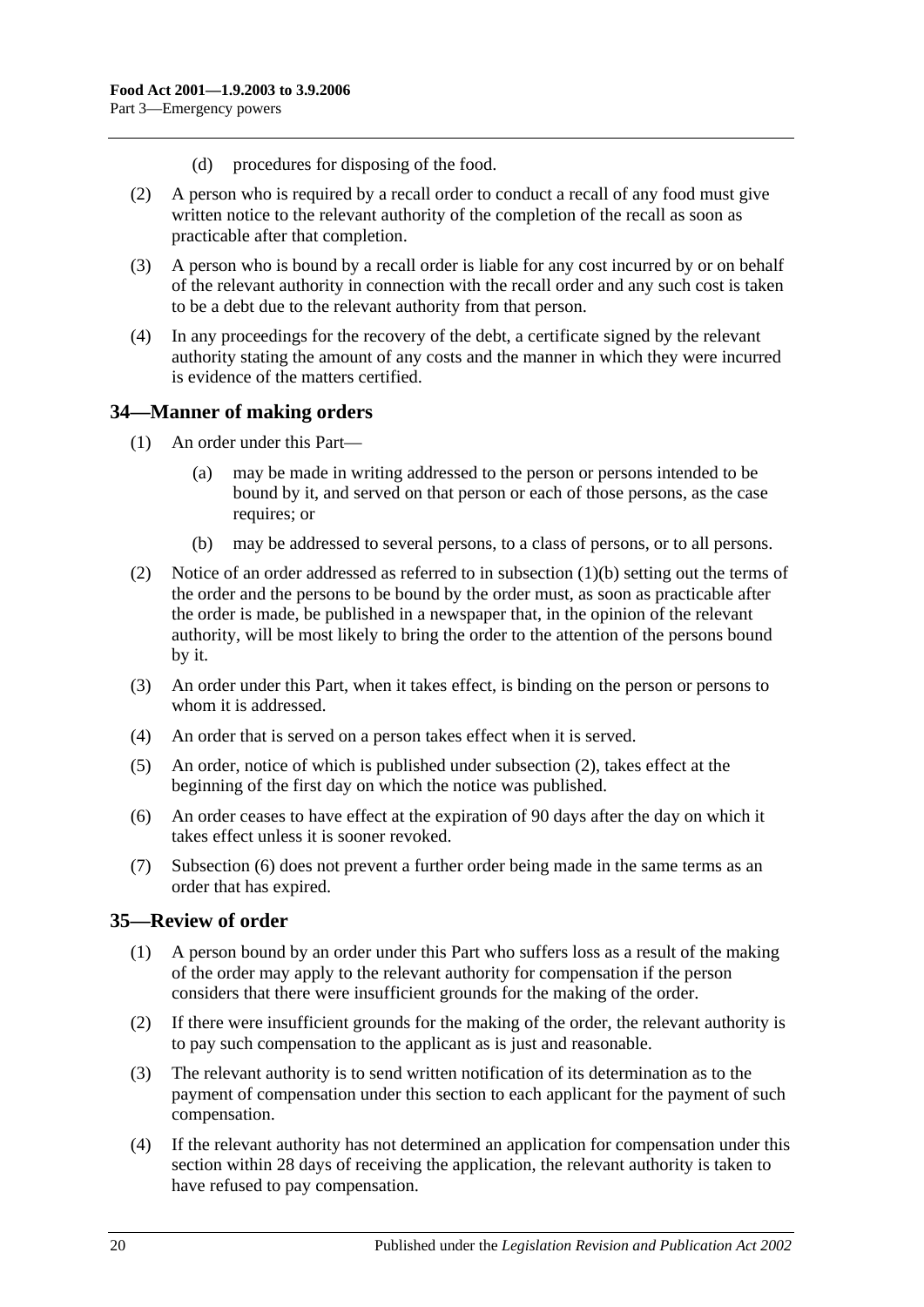(d) procedures for disposing of the food.

(2) A person who is required by a recall order to conduct a recall of any food must give written notice to the relevant authority of the completion of the recall as soon as practicable after that completion.

(3) A person who is bound by a recall order is liable for any cost incurred by or on behalf of the relevant authority in connection with the recall order and any such cost is taken to be a debt due to the relevant authority from that person.

(4) In any proceedings for the recovery of the debt, a certificate signed by the relevant authority stating the amount of any costs and the manner in which they were incurred is evidence of the matters certified.

## 34—Manner of making orders

(1) An order under this Part—

(a) may be made in writing addressed to the person or persons intended to be bound by it, and served on that person or each of those persons, as the case requires; or

(b) may be addressed to several persons, to a class of persons, or to all persons.

(2) Notice of an order addressed as referred to in subsection (1)(b) setting out the terms of the order and the persons to be bound by the order must, as soon as practicable after the order is made, be published in a newspaper that, in the opinion of the relevant authority, will be most likely to bring the order to the attention of the persons bound by it.

(3) An order under this Part, when it takes effect, is binding on the person or persons to whom it is addressed.

(4) An order that is served on a person takes effect when it is served.

(5) An order, notice of which is published under subsection (2), takes effect at the beginning of the first day on which the notice was published.

(6) An order ceases to have effect at the expiration of 90 days after the day on which it takes effect unless it is sooner revoked.

(7) Subsection (6) does not prevent a further order being made in the same terms as an order that has expired.

## 35—Review of order

(1) A person bound by an order under this Part who suffers loss as a result of the making of the order may apply to the relevant authority for compensation if the person considers that there were insufficient grounds for the making of the order.

(2) If there were insufficient grounds for the making of the order, the relevant authority is to pay such compensation to the applicant as is just and reasonable.

(3) The relevant authority is to send written notification of its determination as to the payment of compensation under this section to each applicant for the payment of such compensation.

(4) If the relevant authority has not determined an application for compensation under this section within 28 days of receiving the application, the relevant authority is taken to have refused to pay compensation.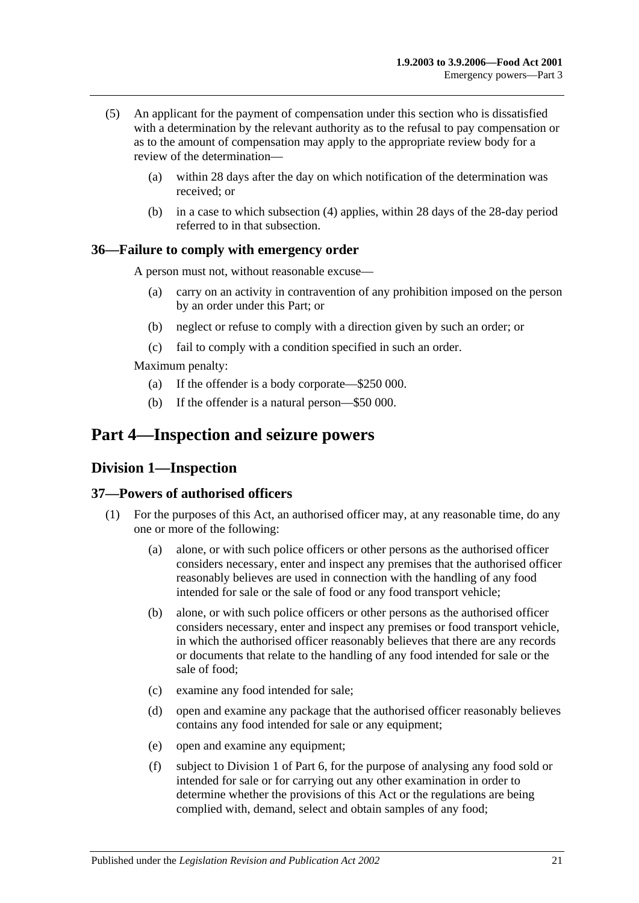(5) An applicant for the payment of compensation under this section who is dissatisfied with a determination by the relevant authority as to the refusal to pay compensation or as to the amount of compensation may apply to the appropriate review body for a review of the determination—

(a) within 28 days after the day on which notification of the determination was received; or

(b) in a case to which subsection (4) applies, within 28 days of the 28-day period referred to in that subsection.

### 36—Failure to comply with emergency order

A person must not, without reasonable excuse—

(a) carry on an activity in contravention of any prohibition imposed on the person by an order under this Part; or

(b) neglect or refuse to comply with a direction given by such an order; or

(c) fail to comply with a condition specified in such an order.

Maximum penalty:

(a) If the offender is a body corporate—$250 000.

(b) If the offender is a natural person—$50 000.

# Part 4—Inspection and seizure powers

## Division 1—Inspection

### 37—Powers of authorised officers

(1) For the purposes of this Act, an authorised officer may, at any reasonable time, do any one or more of the following:

(a) alone, or with such police officers or other persons as the authorised officer considers necessary, enter and inspect any premises that the authorised officer reasonably believes are used in connection with the handling of any food intended for sale or the sale of food or any food transport vehicle;

(b) alone, or with such police officers or other persons as the authorised officer considers necessary, enter and inspect any premises or food transport vehicle, in which the authorised officer reasonably believes that there are any records or documents that relate to the handling of any food intended for sale or the sale of food;

(c) examine any food intended for sale;

(d) open and examine any package that the authorised officer reasonably believes contains any food intended for sale or any equipment;

(e) open and examine any equipment;

(f) subject to Division 1 of Part 6, for the purpose of analysing any food sold or intended for sale or for carrying out any other examination in order to determine whether the provisions of this Act or the regulations are being complied with, demand, select and obtain samples of any food;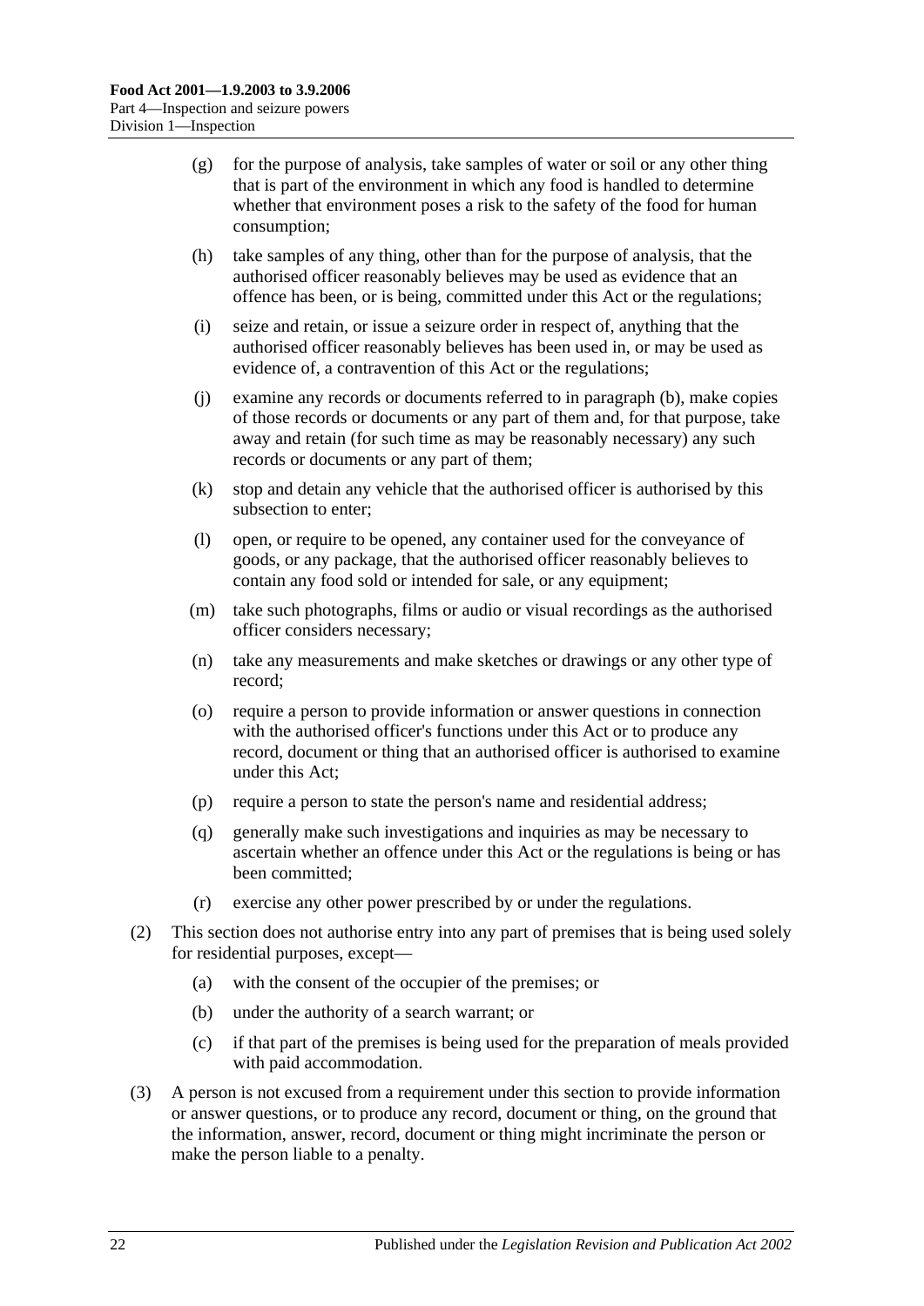(g) for the purpose of analysis, take samples of water or soil or any other thing that is part of the environment in which any food is handled to determine whether that environment poses a risk to the safety of the food for human consumption;

(h) take samples of any thing, other than for the purpose of analysis, that the authorised officer reasonably believes may be used as evidence that an offence has been, or is being, committed under this Act or the regulations;

(i) seize and retain, or issue a seizure order in respect of, anything that the authorised officer reasonably believes has been used in, or may be used as evidence of, a contravention of this Act or the regulations;

(j) examine any records or documents referred to in paragraph (b), make copies of those records or documents or any part of them and, for that purpose, take away and retain (for such time as may be reasonably necessary) any such records or documents or any part of them;

(k) stop and detain any vehicle that the authorised officer is authorised by this subsection to enter;

(l) open, or require to be opened, any container used for the conveyance of goods, or any package, that the authorised officer reasonably believes to contain any food sold or intended for sale, or any equipment;

(m) take such photographs, films or audio or visual recordings as the authorised officer considers necessary;

(n) take any measurements and make sketches or drawings or any other type of record;

(o) require a person to provide information or answer questions in connection with the authorised officer's functions under this Act or to produce any record, document or thing that an authorised officer is authorised to examine under this Act;

(p) require a person to state the person's name and residential address;

(q) generally make such investigations and inquiries as may be necessary to ascertain whether an offence under this Act or the regulations is being or has been committed;

(r) exercise any other power prescribed by or under the regulations.

(2) This section does not authorise entry into any part of premises that is being used solely for residential purposes, except—

(a) with the consent of the occupier of the premises; or

(b) under the authority of a search warrant; or

(c) if that part of the premises is being used for the preparation of meals provided with paid accommodation.

(3) A person is not excused from a requirement under this section to provide information or answer questions, or to produce any record, document or thing, on the ground that the information, answer, record, document or thing might incriminate the person or make the person liable to a penalty.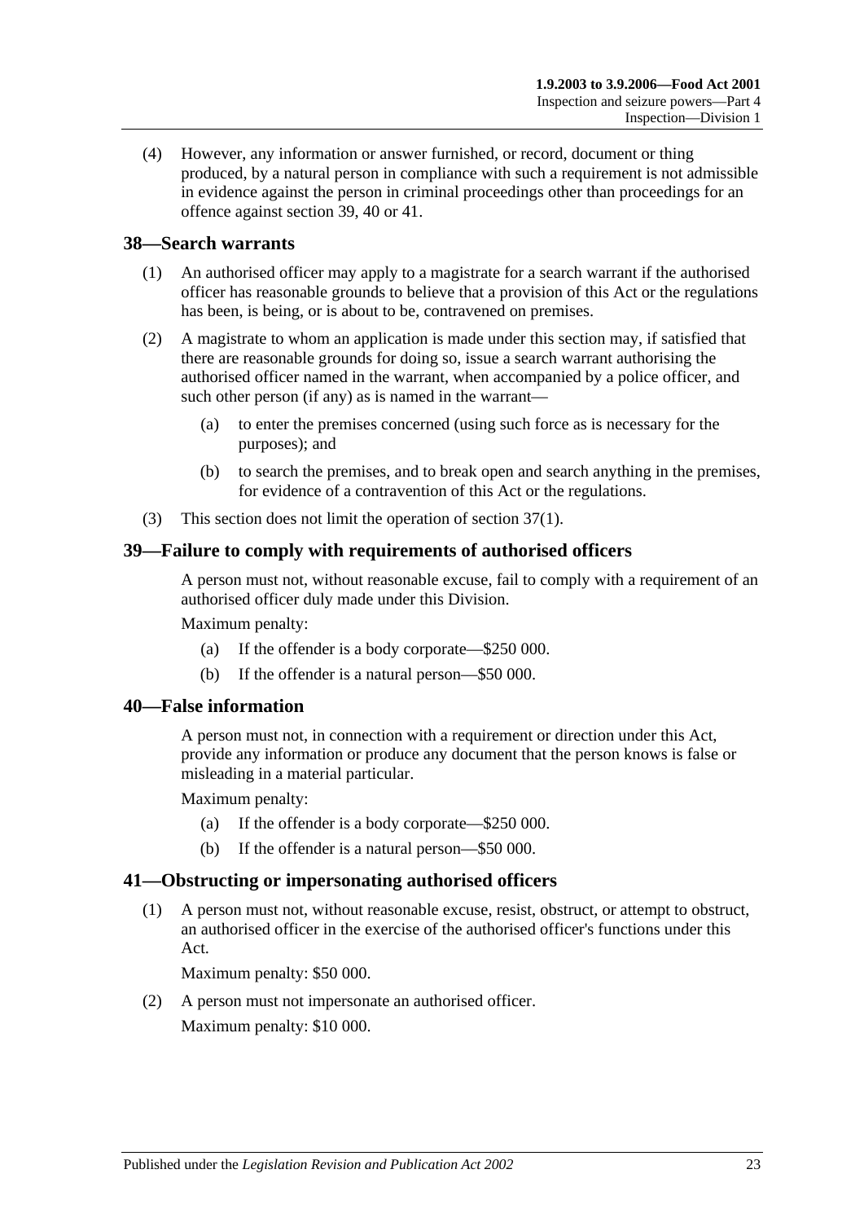(4) However, any information or answer furnished, or record, document or thing produced, by a natural person in compliance with such a requirement is not admissible in evidence against the person in criminal proceedings other than proceedings for an offence against section 39, 40 or 41.

## 38—Search warrants

(1) An authorised officer may apply to a magistrate for a search warrant if the authorised officer has reasonable grounds to believe that a provision of this Act or the regulations has been, is being, or is about to be, contravened on premises.

(2) A magistrate to whom an application is made under this section may, if satisfied that there are reasonable grounds for doing so, issue a search warrant authorising the authorised officer named in the warrant, when accompanied by a police officer, and such other person (if any) as is named in the warrant—

- (a) to enter the premises concerned (using such force as is necessary for the purposes); and
- (b) to search the premises, and to break open and search anything in the premises, for evidence of a contravention of this Act or the regulations.

(3) This section does not limit the operation of section 37(1).

## 39—Failure to comply with requirements of authorised officers

A person must not, without reasonable excuse, fail to comply with a requirement of an authorised officer duly made under this Division.

Maximum penalty:

- (a) If the offender is a body corporate—$250 000.
- (b) If the offender is a natural person—$50 000.

## 40—False information

A person must not, in connection with a requirement or direction under this Act, provide any information or produce any document that the person knows is false or misleading in a material particular.

Maximum penalty:

- (a) If the offender is a body corporate—$250 000.
- (b) If the offender is a natural person—$50 000.

## 41—Obstructing or impersonating authorised officers

(1) A person must not, without reasonable excuse, resist, obstruct, or attempt to obstruct, an authorised officer in the exercise of the authorised officer's functions under this Act.

Maximum penalty: $50 000.

(2) A person must not impersonate an authorised officer.

Maximum penalty: $10 000.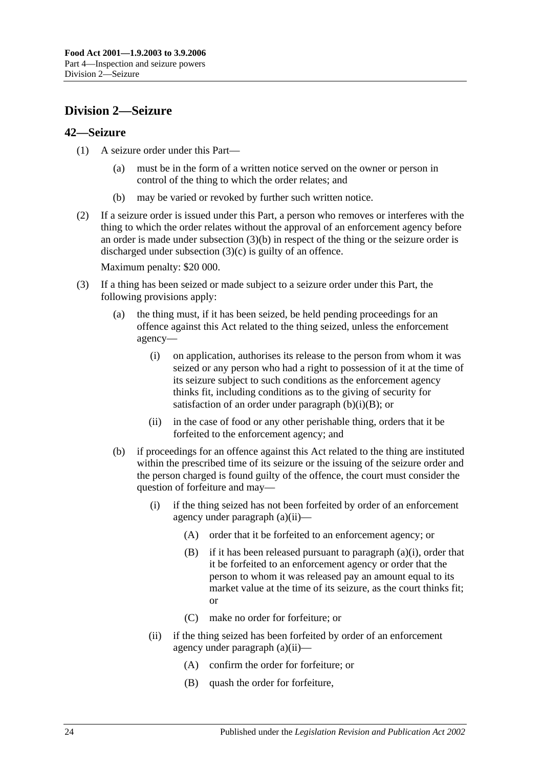## Division 2—Seizure

### 42—Seizure

(1) A seizure order under this Part—

(a) must be in the form of a written notice served on the owner or person in control of the thing to which the order relates; and

(b) may be varied or revoked by further such written notice.

(2) If a seizure order is issued under this Part, a person who removes or interferes with the thing to which the order relates without the approval of an enforcement agency before an order is made under subsection (3)(b) in respect of the thing or the seizure order is discharged under subsection (3)(c) is guilty of an offence.

Maximum penalty: $20 000.

(3) If a thing has been seized or made subject to a seizure order under this Part, the following provisions apply:

(a) the thing must, if it has been seized, be held pending proceedings for an offence against this Act related to the thing seized, unless the enforcement agency—

(i) on application, authorises its release to the person from whom it was seized or any person who had a right to possession of it at the time of its seizure subject to such conditions as the enforcement agency thinks fit, including conditions as to the giving of security for satisfaction of an order under paragraph (b)(i)(B); or

(ii) in the case of food or any other perishable thing, orders that it be forfeited to the enforcement agency; and

(b) if proceedings for an offence against this Act related to the thing are instituted within the prescribed time of its seizure or the issuing of the seizure order and the person charged is found guilty of the offence, the court must consider the question of forfeiture and may—

(i) if the thing seized has not been forfeited by order of an enforcement agency under paragraph (a)(ii)—

(A) order that it be forfeited to an enforcement agency; or

(B) if it has been released pursuant to paragraph (a)(i), order that it be forfeited to an enforcement agency or order that the person to whom it was released pay an amount equal to its market value at the time of its seizure, as the court thinks fit; or

(C) make no order for forfeiture; or

(ii) if the thing seized has been forfeited by order of an enforcement agency under paragraph (a)(ii)—

(A) confirm the order for forfeiture; or

(B) quash the order for forfeiture,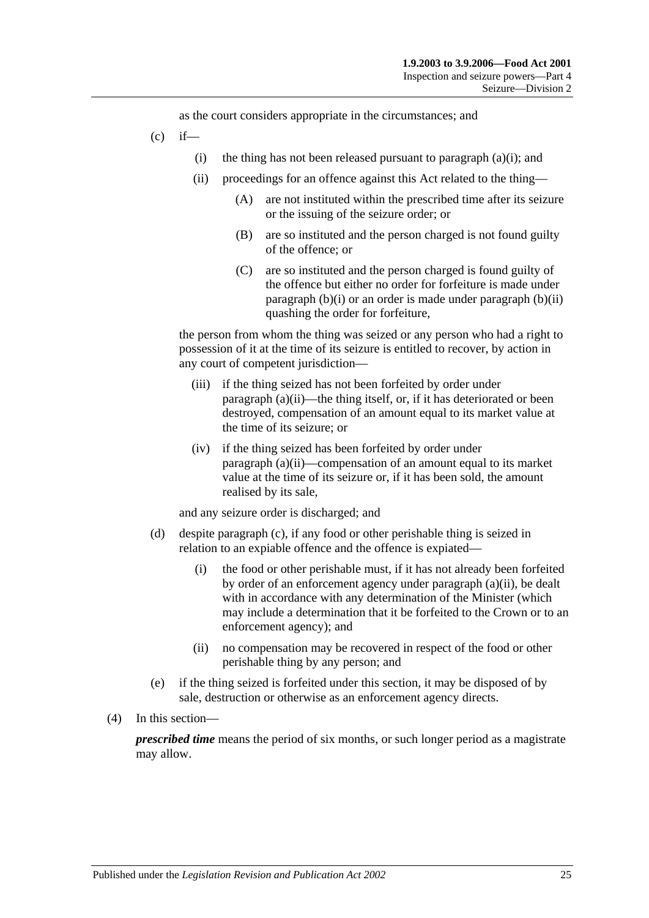as the court considers appropriate in the circumstances; and

- (c) if—
  - (i) the thing has not been released pursuant to paragraph (a)(i); and
  - (ii) proceedings for an offence against this Act related to the thing—
    - (A) are not instituted within the prescribed time after its seizure or the issuing of the seizure order; or
    - (B) are so instituted and the person charged is not found guilty of the offence; or
    - (C) are so instituted and the person charged is found guilty of the offence but either no order for forfeiture is made under paragraph (b)(i) or an order is made under paragraph (b)(ii) quashing the order for forfeiture,

  the person from whom the thing was seized or any person who had a right to possession of it at the time of its seizure is entitled to recover, by action in any court of competent jurisdiction—

  - (iii) if the thing seized has not been forfeited by order under paragraph (a)(ii)—the thing itself, or, if it has deteriorated or been destroyed, compensation of an amount equal to its market value at the time of its seizure; or
  - (iv) if the thing seized has been forfeited by order under paragraph (a)(ii)—compensation of an amount equal to its market value at the time of its seizure or, if it has been sold, the amount realised by its sale,

  and any seizure order is discharged; and

- (d) despite paragraph (c), if any food or other perishable thing is seized in relation to an expiable offence and the offence is expiated—
  - (i) the food or other perishable must, if it has not already been forfeited by order of an enforcement agency under paragraph (a)(ii), be dealt with in accordance with any determination of the Minister (which may include a determination that it be forfeited to the Crown or to an enforcement agency); and
  - (ii) no compensation may be recovered in respect of the food or other perishable thing by any person; and
- (e) if the thing seized is forfeited under this section, it may be disposed of by sale, destruction or otherwise as an enforcement agency directs.

(4) In this section—

***prescribed time*** means the period of six months, or such longer period as a magistrate may allow.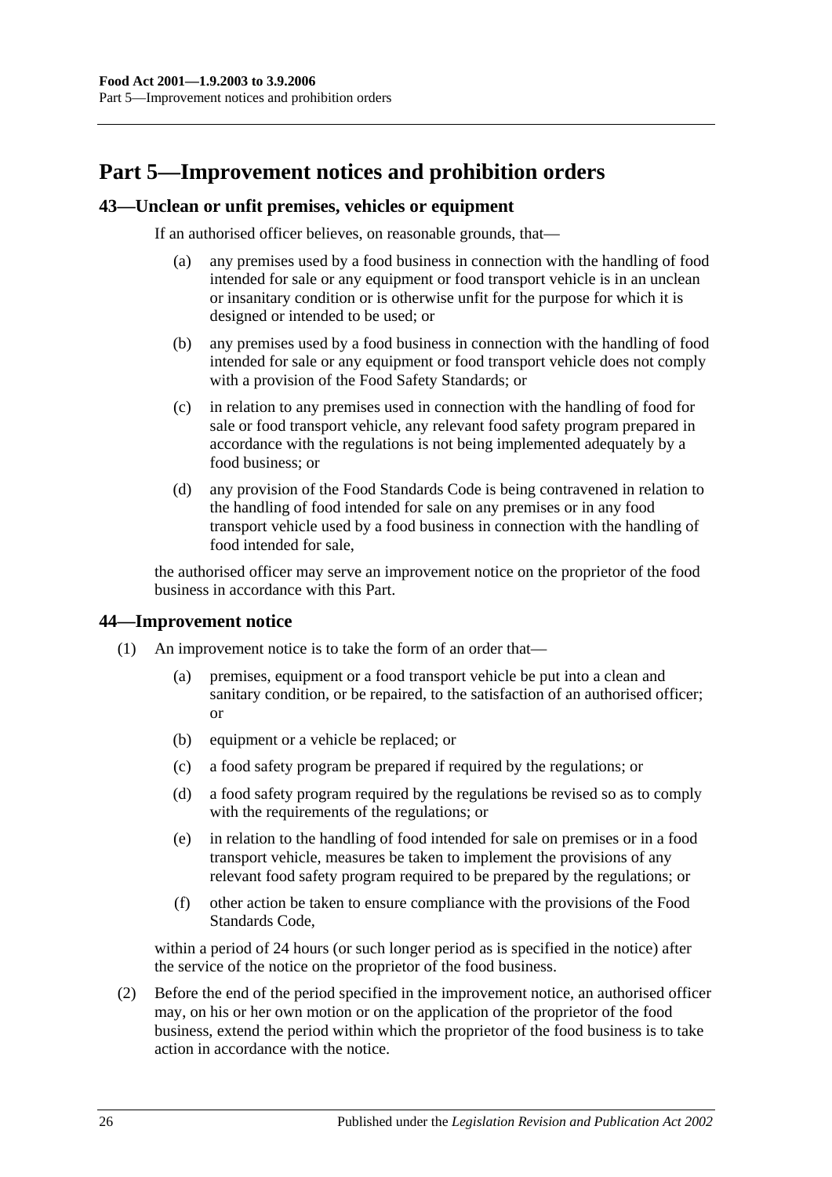# Part 5—Improvement notices and prohibition orders

## 43—Unclean or unfit premises, vehicles or equipment

If an authorised officer believes, on reasonable grounds, that—

(a) any premises used by a food business in connection with the handling of food intended for sale or any equipment or food transport vehicle is in an unclean or insanitary condition or is otherwise unfit for the purpose for which it is designed or intended to be used; or

(b) any premises used by a food business in connection with the handling of food intended for sale or any equipment or food transport vehicle does not comply with a provision of the Food Safety Standards; or

(c) in relation to any premises used in connection with the handling of food for sale or food transport vehicle, any relevant food safety program prepared in accordance with the regulations is not being implemented adequately by a food business; or

(d) any provision of the Food Standards Code is being contravened in relation to the handling of food intended for sale on any premises or in any food transport vehicle used by a food business in connection with the handling of food intended for sale,

the authorised officer may serve an improvement notice on the proprietor of the food business in accordance with this Part.

## 44—Improvement notice

(1) An improvement notice is to take the form of an order that—

(a) premises, equipment or a food transport vehicle be put into a clean and sanitary condition, or be repaired, to the satisfaction of an authorised officer; or

(b) equipment or a vehicle be replaced; or

(c) a food safety program be prepared if required by the regulations; or

(d) a food safety program required by the regulations be revised so as to comply with the requirements of the regulations; or

(e) in relation to the handling of food intended for sale on premises or in a food transport vehicle, measures be taken to implement the provisions of any relevant food safety program required to be prepared by the regulations; or

(f) other action be taken to ensure compliance with the provisions of the Food Standards Code,

within a period of 24 hours (or such longer period as is specified in the notice) after the service of the notice on the proprietor of the food business.

(2) Before the end of the period specified in the improvement notice, an authorised officer may, on his or her own motion or on the application of the proprietor of the food business, extend the period within which the proprietor of the food business is to take action in accordance with the notice.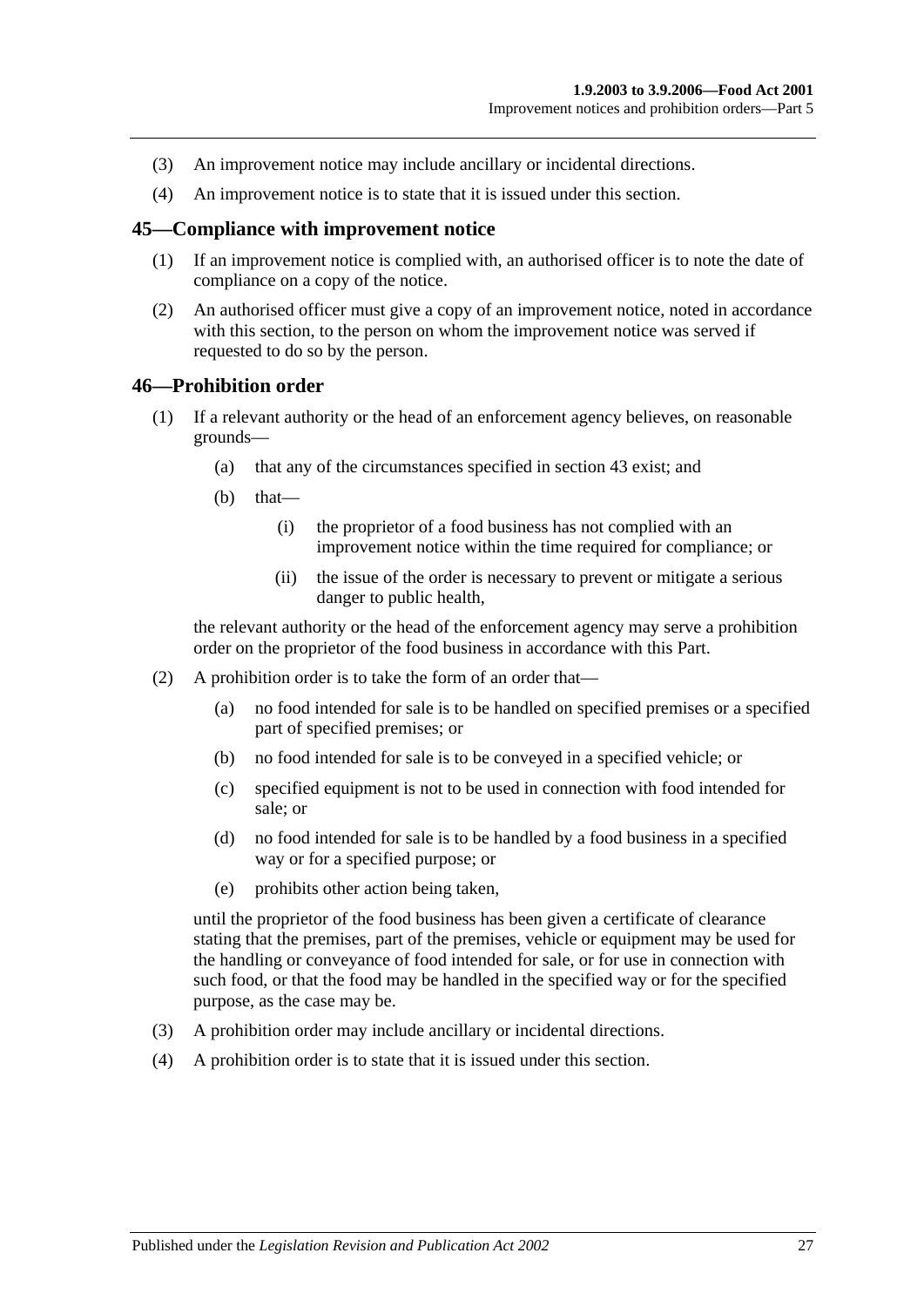(3) An improvement notice may include ancillary or incidental directions.

(4) An improvement notice is to state that it is issued under this section.

## 45—Compliance with improvement notice

(1) If an improvement notice is complied with, an authorised officer is to note the date of compliance on a copy of the notice.

(2) An authorised officer must give a copy of an improvement notice, noted in accordance with this section, to the person on whom the improvement notice was served if requested to do so by the person.

## 46—Prohibition order

(1) If a relevant authority or the head of an enforcement agency believes, on reasonable grounds—

   (a) that any of the circumstances specified in section 43 exist; and

   (b) that—

      (i) the proprietor of a food business has not complied with an improvement notice within the time required for compliance; or

      (ii) the issue of the order is necessary to prevent or mitigate a serious danger to public health,

   the relevant authority or the head of the enforcement agency may serve a prohibition order on the proprietor of the food business in accordance with this Part.

(2) A prohibition order is to take the form of an order that—

   (a) no food intended for sale is to be handled on specified premises or a specified part of specified premises; or

   (b) no food intended for sale is to be conveyed in a specified vehicle; or

   (c) specified equipment is not to be used in connection with food intended for sale; or

   (d) no food intended for sale is to be handled by a food business in a specified way or for a specified purpose; or

   (e) prohibits other action being taken,

   until the proprietor of the food business has been given a certificate of clearance stating that the premises, part of the premises, vehicle or equipment may be used for the handling or conveyance of food intended for sale, or for use in connection with such food, or that the food may be handled in the specified way or for the specified purpose, as the case may be.

(3) A prohibition order may include ancillary or incidental directions.

(4) A prohibition order is to state that it is issued under this section.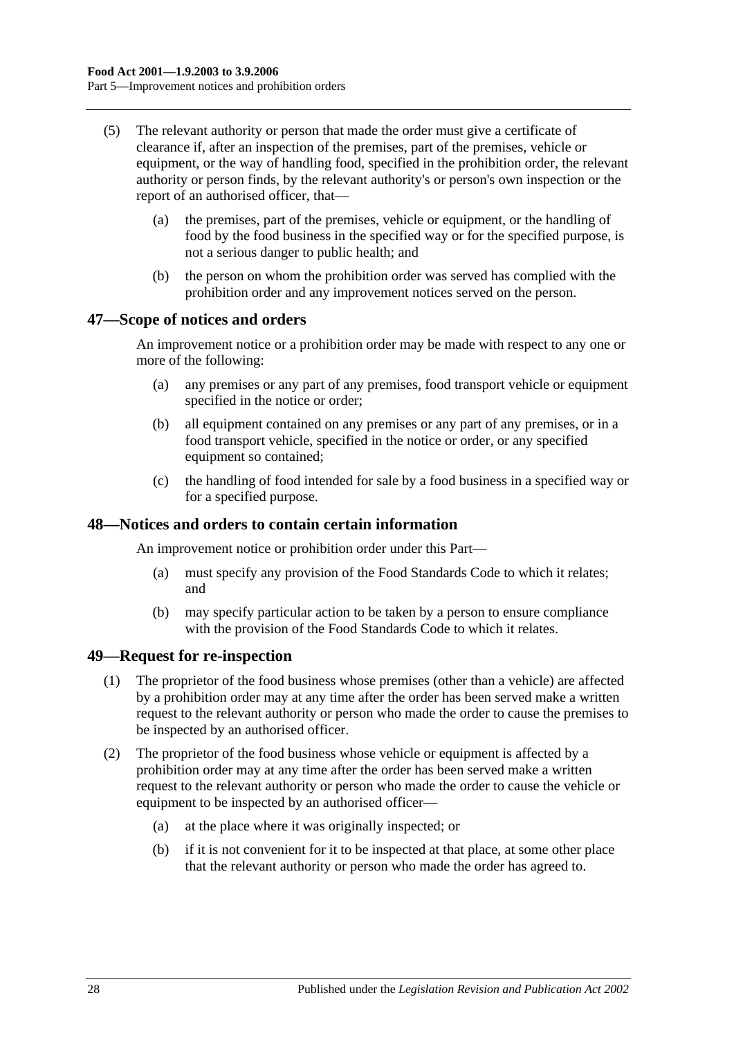(5) The relevant authority or person that made the order must give a certificate of clearance if, after an inspection of the premises, part of the premises, vehicle or equipment, or the way of handling food, specified in the prohibition order, the relevant authority or person finds, by the relevant authority's or person's own inspection or the report of an authorised officer, that—

(a) the premises, part of the premises, vehicle or equipment, or the handling of food by the food business in the specified way or for the specified purpose, is not a serious danger to public health; and

(b) the person on whom the prohibition order was served has complied with the prohibition order and any improvement notices served on the person.

## 47—Scope of notices and orders

An improvement notice or a prohibition order may be made with respect to any one or more of the following:

(a) any premises or any part of any premises, food transport vehicle or equipment specified in the notice or order;

(b) all equipment contained on any premises or any part of any premises, or in a food transport vehicle, specified in the notice or order, or any specified equipment so contained;

(c) the handling of food intended for sale by a food business in a specified way or for a specified purpose.

## 48—Notices and orders to contain certain information

An improvement notice or prohibition order under this Part—

(a) must specify any provision of the Food Standards Code to which it relates; and

(b) may specify particular action to be taken by a person to ensure compliance with the provision of the Food Standards Code to which it relates.

## 49—Request for re-inspection

(1) The proprietor of the food business whose premises (other than a vehicle) are affected by a prohibition order may at any time after the order has been served make a written request to the relevant authority or person who made the order to cause the premises to be inspected by an authorised officer.

(2) The proprietor of the food business whose vehicle or equipment is affected by a prohibition order may at any time after the order has been served make a written request to the relevant authority or person who made the order to cause the vehicle or equipment to be inspected by an authorised officer—

(a) at the place where it was originally inspected; or

(b) if it is not convenient for it to be inspected at that place, at some other place that the relevant authority or person who made the order has agreed to.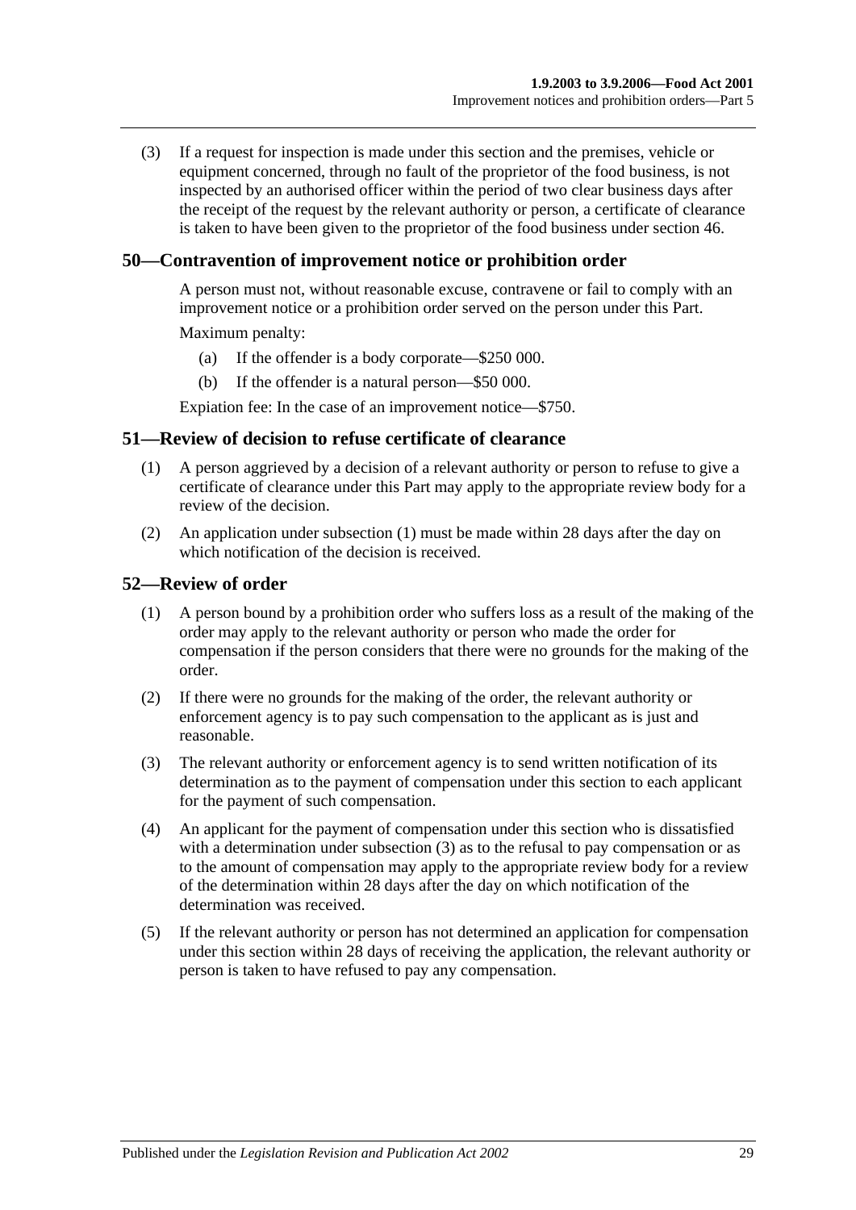(3) If a request for inspection is made under this section and the premises, vehicle or equipment concerned, through no fault of the proprietor of the food business, is not inspected by an authorised officer within the period of two clear business days after the receipt of the request by the relevant authority or person, a certificate of clearance is taken to have been given to the proprietor of the food business under section 46.

## 50—Contravention of improvement notice or prohibition order

A person must not, without reasonable excuse, contravene or fail to comply with an improvement notice or a prohibition order served on the person under this Part.

Maximum penalty:

(a) If the offender is a body corporate—$250 000.

(b) If the offender is a natural person—$50 000.

Expiation fee: In the case of an improvement notice—$750.

## 51—Review of decision to refuse certificate of clearance

(1) A person aggrieved by a decision of a relevant authority or person to refuse to give a certificate of clearance under this Part may apply to the appropriate review body for a review of the decision.

(2) An application under subsection (1) must be made within 28 days after the day on which notification of the decision is received.

## 52—Review of order

(1) A person bound by a prohibition order who suffers loss as a result of the making of the order may apply to the relevant authority or person who made the order for compensation if the person considers that there were no grounds for the making of the order.

(2) If there were no grounds for the making of the order, the relevant authority or enforcement agency is to pay such compensation to the applicant as is just and reasonable.

(3) The relevant authority or enforcement agency is to send written notification of its determination as to the payment of compensation under this section to each applicant for the payment of such compensation.

(4) An applicant for the payment of compensation under this section who is dissatisfied with a determination under subsection (3) as to the refusal to pay compensation or as to the amount of compensation may apply to the appropriate review body for a review of the determination within 28 days after the day on which notification of the determination was received.

(5) If the relevant authority or person has not determined an application for compensation under this section within 28 days of receiving the application, the relevant authority or person is taken to have refused to pay any compensation.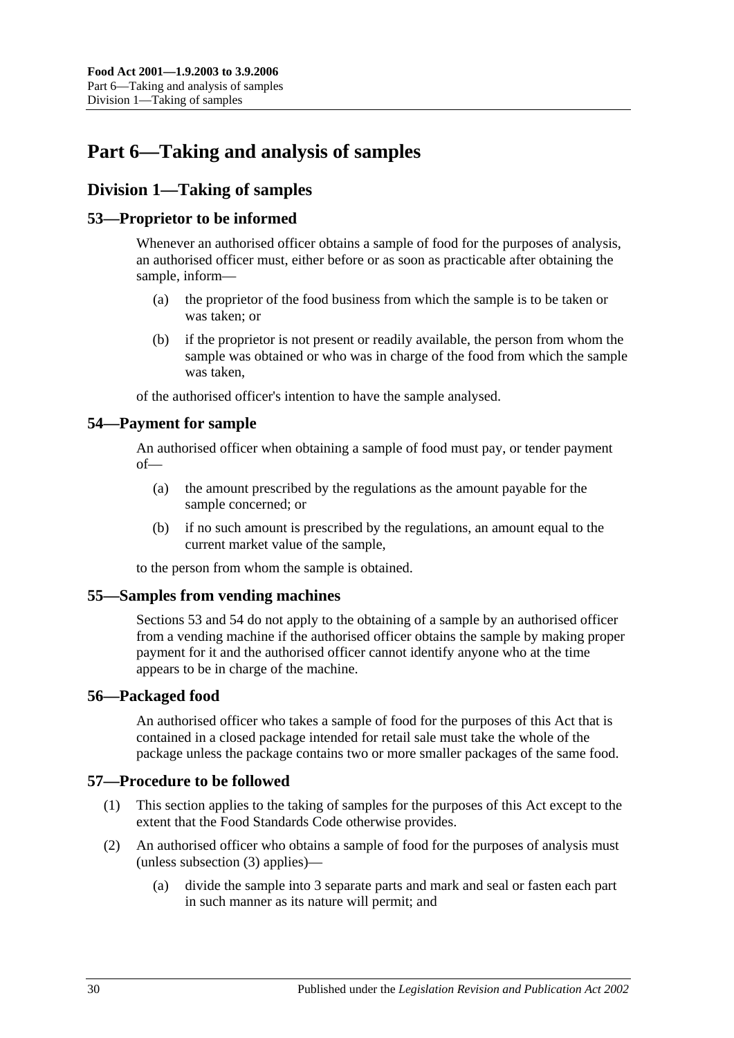# Part 6—Taking and analysis of samples

## Division 1—Taking of samples

### 53—Proprietor to be informed

Whenever an authorised officer obtains a sample of food for the purposes of analysis, an authorised officer must, either before or as soon as practicable after obtaining the sample, inform—

(a) the proprietor of the food business from which the sample is to be taken or was taken; or

(b) if the proprietor is not present or readily available, the person from whom the sample was obtained or who was in charge of the food from which the sample was taken,

of the authorised officer's intention to have the sample analysed.

### 54—Payment for sample

An authorised officer when obtaining a sample of food must pay, or tender payment of—

(a) the amount prescribed by the regulations as the amount payable for the sample concerned; or

(b) if no such amount is prescribed by the regulations, an amount equal to the current market value of the sample,

to the person from whom the sample is obtained.

### 55—Samples from vending machines

Sections 53 and 54 do not apply to the obtaining of a sample by an authorised officer from a vending machine if the authorised officer obtains the sample by making proper payment for it and the authorised officer cannot identify anyone who at the time appears to be in charge of the machine.

### 56—Packaged food

An authorised officer who takes a sample of food for the purposes of this Act that is contained in a closed package intended for retail sale must take the whole of the package unless the package contains two or more smaller packages of the same food.

### 57—Procedure to be followed

(1) This section applies to the taking of samples for the purposes of this Act except to the extent that the Food Standards Code otherwise provides.

(2) An authorised officer who obtains a sample of food for the purposes of analysis must (unless subsection (3) applies)—

(a) divide the sample into 3 separate parts and mark and seal or fasten each part in such manner as its nature will permit; and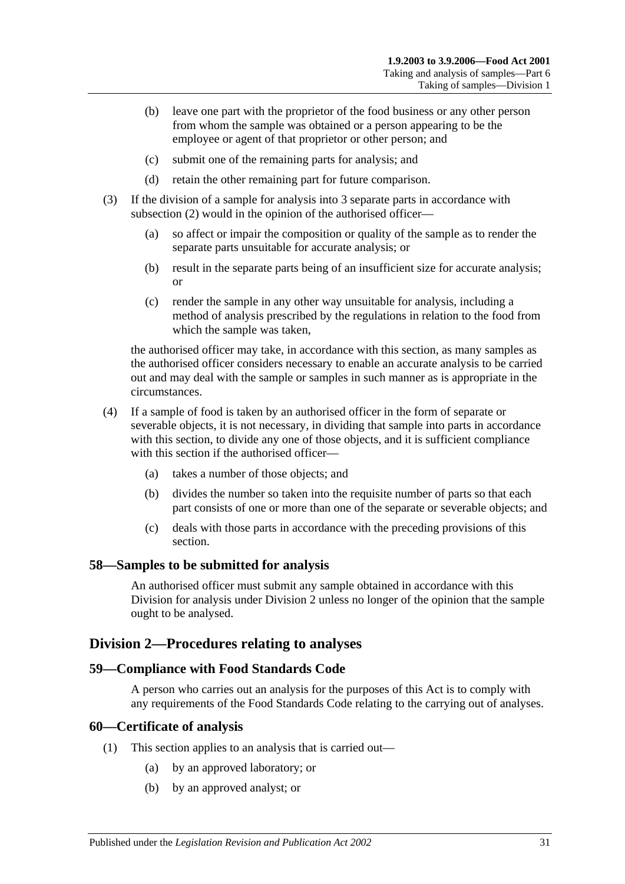(b) leave one part with the proprietor of the food business or any other person from whom the sample was obtained or a person appearing to be the employee or agent of that proprietor or other person; and

(c) submit one of the remaining parts for analysis; and

(d) retain the other remaining part for future comparison.

(3) If the division of a sample for analysis into 3 separate parts in accordance with subsection (2) would in the opinion of the authorised officer—

(a) so affect or impair the composition or quality of the sample as to render the separate parts unsuitable for accurate analysis; or

(b) result in the separate parts being of an insufficient size for accurate analysis; or

(c) render the sample in any other way unsuitable for analysis, including a method of analysis prescribed by the regulations in relation to the food from which the sample was taken,

the authorised officer may take, in accordance with this section, as many samples as the authorised officer considers necessary to enable an accurate analysis to be carried out and may deal with the sample or samples in such manner as is appropriate in the circumstances.

(4) If a sample of food is taken by an authorised officer in the form of separate or severable objects, it is not necessary, in dividing that sample into parts in accordance with this section, to divide any one of those objects, and it is sufficient compliance with this section if the authorised officer—

(a) takes a number of those objects; and

(b) divides the number so taken into the requisite number of parts so that each part consists of one or more than one of the separate or severable objects; and

(c) deals with those parts in accordance with the preceding provisions of this section.

### 58—Samples to be submitted for analysis

An authorised officer must submit any sample obtained in accordance with this Division for analysis under Division 2 unless no longer of the opinion that the sample ought to be analysed.

## Division 2—Procedures relating to analyses

### 59—Compliance with Food Standards Code

A person who carries out an analysis for the purposes of this Act is to comply with any requirements of the Food Standards Code relating to the carrying out of analyses.

### 60—Certificate of analysis

(1) This section applies to an analysis that is carried out—

(a) by an approved laboratory; or

(b) by an approved analyst; or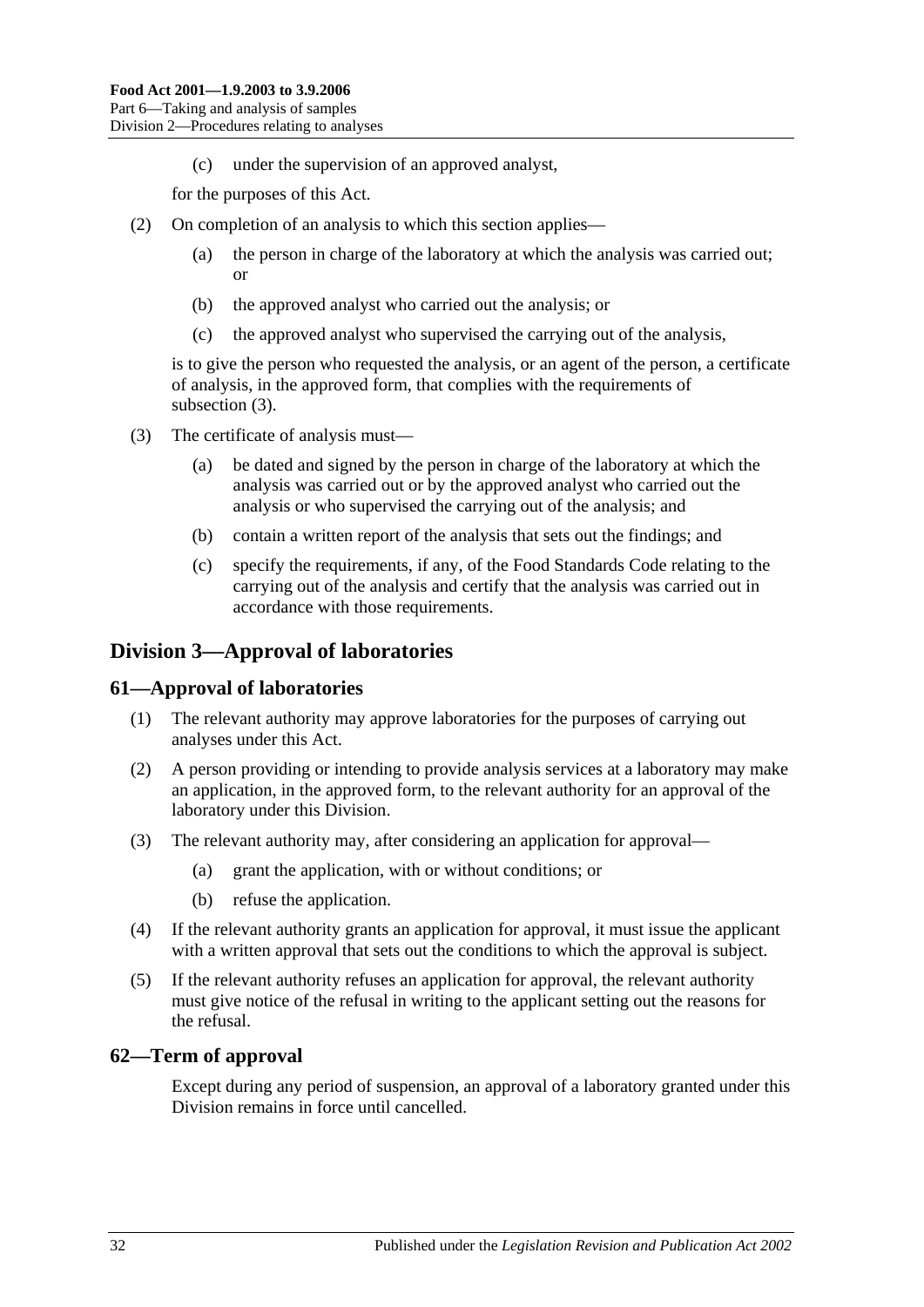(c) under the supervision of an approved analyst,

for the purposes of this Act.

(2) On completion of an analysis to which this section applies—

(a) the person in charge of the laboratory at which the analysis was carried out; or

(b) the approved analyst who carried out the analysis; or

(c) the approved analyst who supervised the carrying out of the analysis,

is to give the person who requested the analysis, or an agent of the person, a certificate of analysis, in the approved form, that complies with the requirements of subsection (3).

(3) The certificate of analysis must—

(a) be dated and signed by the person in charge of the laboratory at which the analysis was carried out or by the approved analyst who carried out the analysis or who supervised the carrying out of the analysis; and

(b) contain a written report of the analysis that sets out the findings; and

(c) specify the requirements, if any, of the Food Standards Code relating to the carrying out of the analysis and certify that the analysis was carried out in accordance with those requirements.

## Division 3—Approval of laboratories

### 61—Approval of laboratories

(1) The relevant authority may approve laboratories for the purposes of carrying out analyses under this Act.

(2) A person providing or intending to provide analysis services at a laboratory may make an application, in the approved form, to the relevant authority for an approval of the laboratory under this Division.

(3) The relevant authority may, after considering an application for approval—

(a) grant the application, with or without conditions; or

(b) refuse the application.

(4) If the relevant authority grants an application for approval, it must issue the applicant with a written approval that sets out the conditions to which the approval is subject.

(5) If the relevant authority refuses an application for approval, the relevant authority must give notice of the refusal in writing to the applicant setting out the reasons for the refusal.

### 62—Term of approval

Except during any period of suspension, an approval of a laboratory granted under this Division remains in force until cancelled.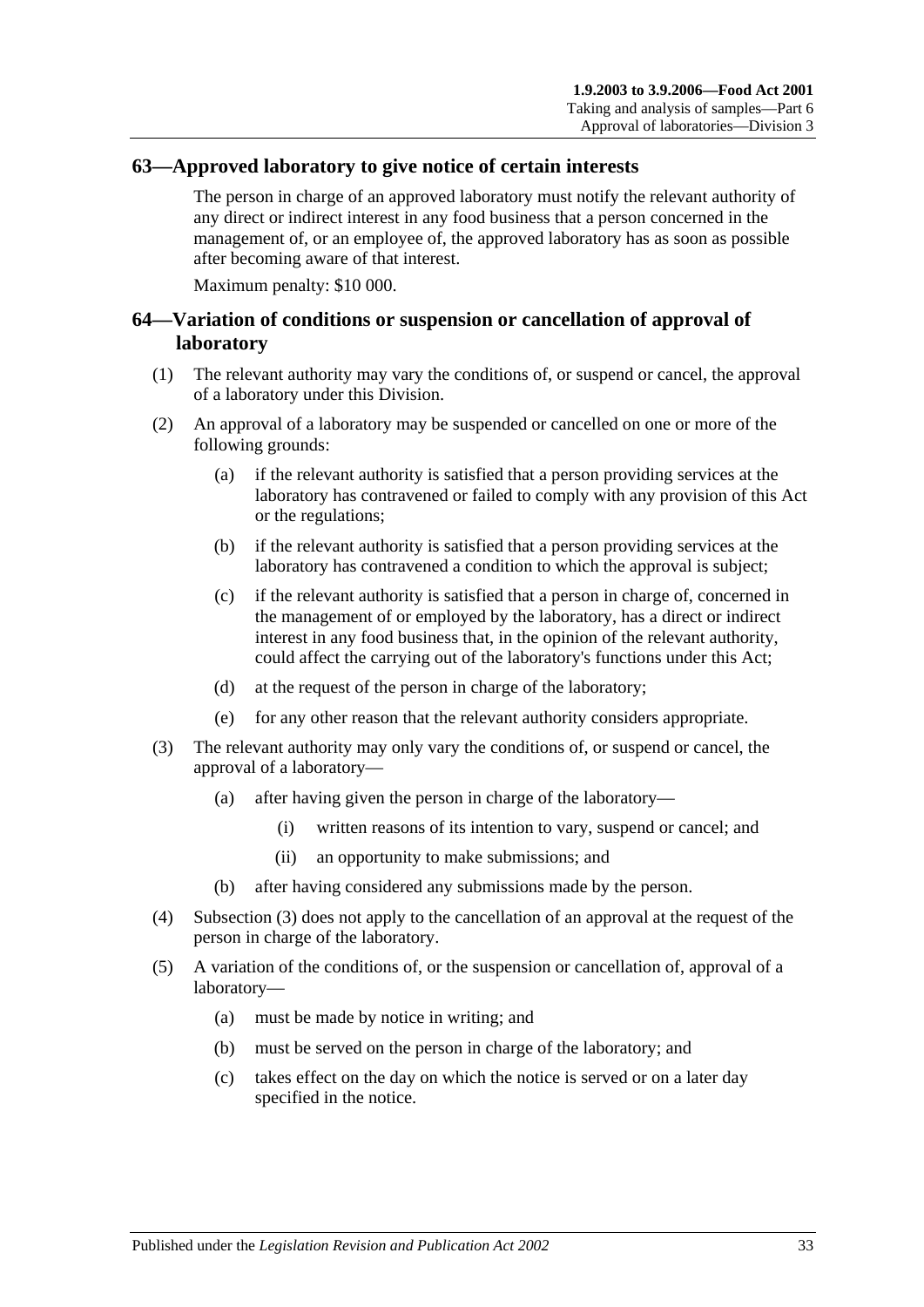## 63—Approved laboratory to give notice of certain interests

The person in charge of an approved laboratory must notify the relevant authority of any direct or indirect interest in any food business that a person concerned in the management of, or an employee of, the approved laboratory has as soon as possible after becoming aware of that interest.

Maximum penalty: $10 000.

## 64—Variation of conditions or suspension or cancellation of approval of laboratory

(1) The relevant authority may vary the conditions of, or suspend or cancel, the approval of a laboratory under this Division.

(2) An approval of a laboratory may be suspended or cancelled on one or more of the following grounds:

- (a) if the relevant authority is satisfied that a person providing services at the laboratory has contravened or failed to comply with any provision of this Act or the regulations;
- (b) if the relevant authority is satisfied that a person providing services at the laboratory has contravened a condition to which the approval is subject;
- (c) if the relevant authority is satisfied that a person in charge of, concerned in the management of or employed by the laboratory, has a direct or indirect interest in any food business that, in the opinion of the relevant authority, could affect the carrying out of the laboratory's functions under this Act;
- (d) at the request of the person in charge of the laboratory;
- (e) for any other reason that the relevant authority considers appropriate.

(3) The relevant authority may only vary the conditions of, or suspend or cancel, the approval of a laboratory—

- (a) after having given the person in charge of the laboratory—
  - (i) written reasons of its intention to vary, suspend or cancel; and
  - (ii) an opportunity to make submissions; and
- (b) after having considered any submissions made by the person.

(4) Subsection (3) does not apply to the cancellation of an approval at the request of the person in charge of the laboratory.

(5) A variation of the conditions of, or the suspension or cancellation of, approval of a laboratory—

- (a) must be made by notice in writing; and
- (b) must be served on the person in charge of the laboratory; and
- (c) takes effect on the day on which the notice is served or on a later day specified in the notice.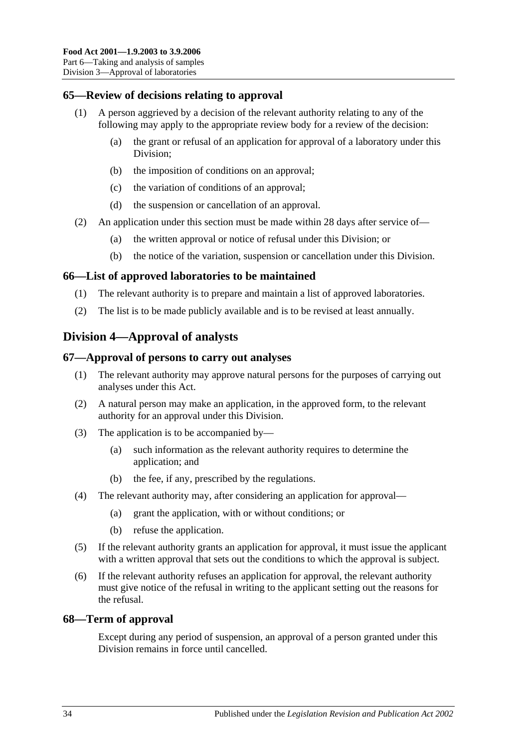### 65—Review of decisions relating to approval

(1) A person aggrieved by a decision of the relevant authority relating to any of the following may apply to the appropriate review body for a review of the decision:

(a) the grant or refusal of an application for approval of a laboratory under this Division;

(b) the imposition of conditions on an approval;

(c) the variation of conditions of an approval;

(d) the suspension or cancellation of an approval.

(2) An application under this section must be made within 28 days after service of—

(a) the written approval or notice of refusal under this Division; or

(b) the notice of the variation, suspension or cancellation under this Division.

### 66—List of approved laboratories to be maintained

(1) The relevant authority is to prepare and maintain a list of approved laboratories.

(2) The list is to be made publicly available and is to be revised at least annually.

## Division 4—Approval of analysts

### 67—Approval of persons to carry out analyses

(1) The relevant authority may approve natural persons for the purposes of carrying out analyses under this Act.

(2) A natural person may make an application, in the approved form, to the relevant authority for an approval under this Division.

(3) The application is to be accompanied by—

(a) such information as the relevant authority requires to determine the application; and

(b) the fee, if any, prescribed by the regulations.

(4) The relevant authority may, after considering an application for approval—

(a) grant the application, with or without conditions; or

(b) refuse the application.

(5) If the relevant authority grants an application for approval, it must issue the applicant with a written approval that sets out the conditions to which the approval is subject.

(6) If the relevant authority refuses an application for approval, the relevant authority must give notice of the refusal in writing to the applicant setting out the reasons for the refusal.

### 68—Term of approval

Except during any period of suspension, an approval of a person granted under this Division remains in force until cancelled.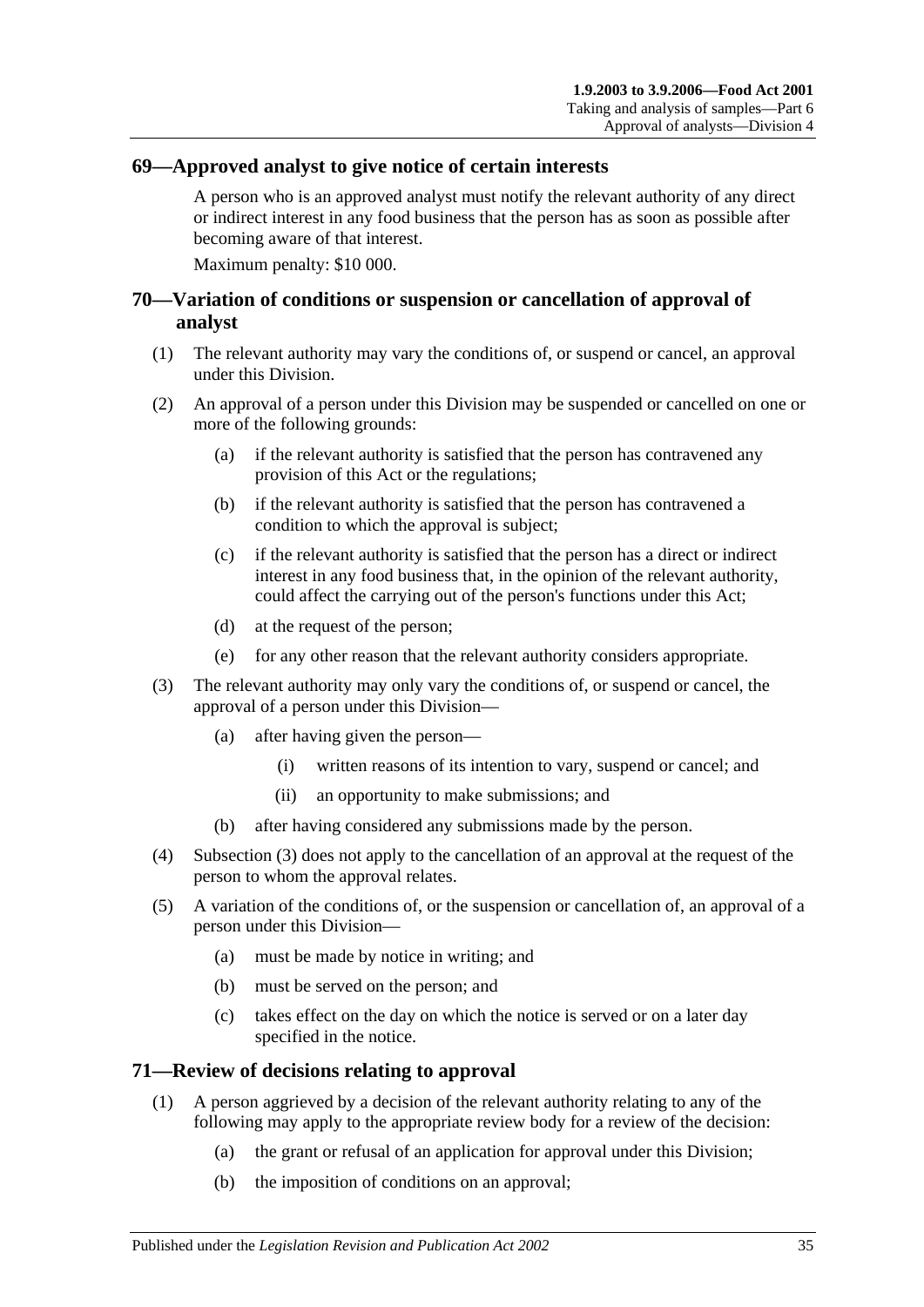## 69—Approved analyst to give notice of certain interests

A person who is an approved analyst must notify the relevant authority of any direct or indirect interest in any food business that the person has as soon as possible after becoming aware of that interest.

Maximum penalty: $10 000.

## 70—Variation of conditions or suspension or cancellation of approval of analyst

(1) The relevant authority may vary the conditions of, or suspend or cancel, an approval under this Division.

(2) An approval of a person under this Division may be suspended or cancelled on one or more of the following grounds:

(a) if the relevant authority is satisfied that the person has contravened any provision of this Act or the regulations;

(b) if the relevant authority is satisfied that the person has contravened a condition to which the approval is subject;

(c) if the relevant authority is satisfied that the person has a direct or indirect interest in any food business that, in the opinion of the relevant authority, could affect the carrying out of the person's functions under this Act;

(d) at the request of the person;

(e) for any other reason that the relevant authority considers appropriate.

(3) The relevant authority may only vary the conditions of, or suspend or cancel, the approval of a person under this Division—

(a) after having given the person—

(i) written reasons of its intention to vary, suspend or cancel; and

(ii) an opportunity to make submissions; and

(b) after having considered any submissions made by the person.

(4) Subsection (3) does not apply to the cancellation of an approval at the request of the person to whom the approval relates.

(5) A variation of the conditions of, or the suspension or cancellation of, an approval of a person under this Division—

(a) must be made by notice in writing; and

(b) must be served on the person; and

(c) takes effect on the day on which the notice is served or on a later day specified in the notice.

## 71—Review of decisions relating to approval

(1) A person aggrieved by a decision of the relevant authority relating to any of the following may apply to the appropriate review body for a review of the decision:

(a) the grant or refusal of an application for approval under this Division;

(b) the imposition of conditions on an approval;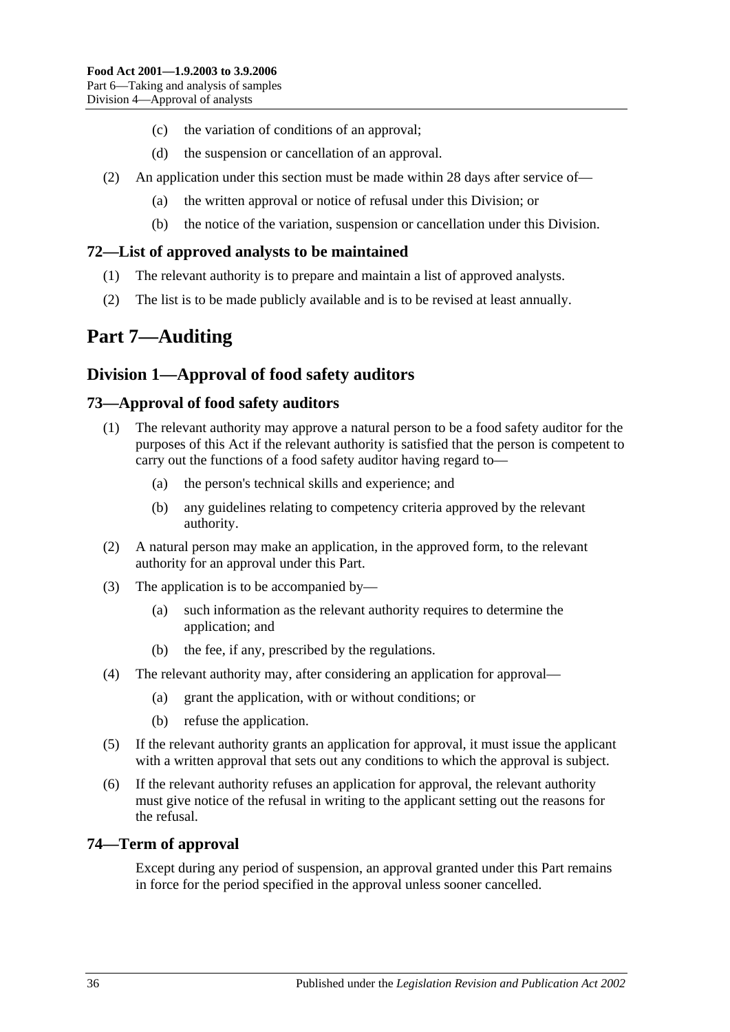(c) the variation of conditions of an approval;

(d) the suspension or cancellation of an approval.

(2) An application under this section must be made within 28 days after service of—

(a) the written approval or notice of refusal under this Division; or

(b) the notice of the variation, suspension or cancellation under this Division.

### 72—List of approved analysts to be maintained

(1) The relevant authority is to prepare and maintain a list of approved analysts.

(2) The list is to be made publicly available and is to be revised at least annually.

# Part 7—Auditing

## Division 1—Approval of food safety auditors

### 73—Approval of food safety auditors

(1) The relevant authority may approve a natural person to be a food safety auditor for the purposes of this Act if the relevant authority is satisfied that the person is competent to carry out the functions of a food safety auditor having regard to—

(a) the person's technical skills and experience; and

(b) any guidelines relating to competency criteria approved by the relevant authority.

(2) A natural person may make an application, in the approved form, to the relevant authority for an approval under this Part.

(3) The application is to be accompanied by—

(a) such information as the relevant authority requires to determine the application; and

(b) the fee, if any, prescribed by the regulations.

(4) The relevant authority may, after considering an application for approval—

(a) grant the application, with or without conditions; or

(b) refuse the application.

(5) If the relevant authority grants an application for approval, it must issue the applicant with a written approval that sets out any conditions to which the approval is subject.

(6) If the relevant authority refuses an application for approval, the relevant authority must give notice of the refusal in writing to the applicant setting out the reasons for the refusal.

### 74—Term of approval

Except during any period of suspension, an approval granted under this Part remains in force for the period specified in the approval unless sooner cancelled.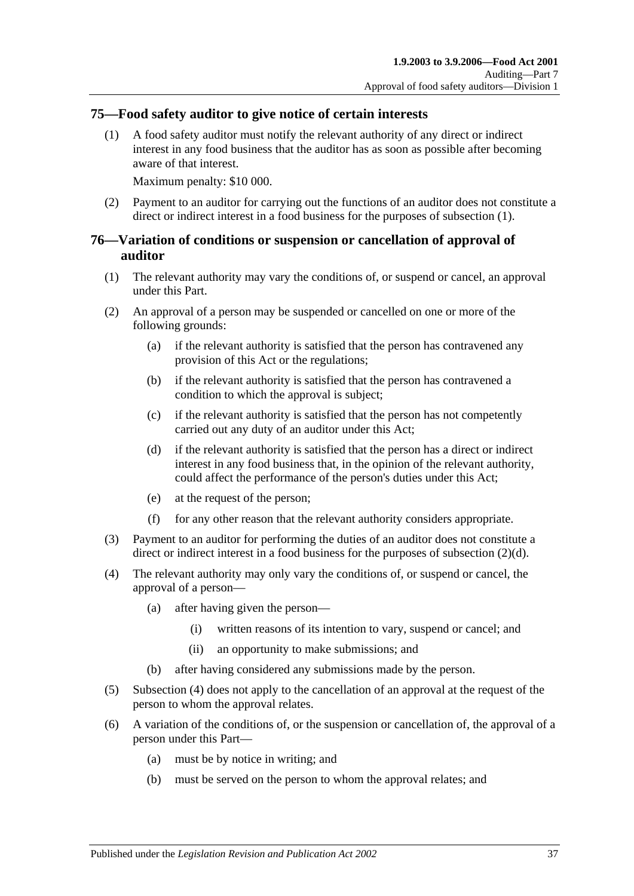## 75—Food safety auditor to give notice of certain interests

(1) A food safety auditor must notify the relevant authority of any direct or indirect interest in any food business that the auditor has as soon as possible after becoming aware of that interest.

Maximum penalty: $10 000.

(2) Payment to an auditor for carrying out the functions of an auditor does not constitute a direct or indirect interest in a food business for the purposes of subsection (1).

## 76—Variation of conditions or suspension or cancellation of approval of auditor

(1) The relevant authority may vary the conditions of, or suspend or cancel, an approval under this Part.

(2) An approval of a person may be suspended or cancelled on one or more of the following grounds:

- (a) if the relevant authority is satisfied that the person has contravened any provision of this Act or the regulations;
- (b) if the relevant authority is satisfied that the person has contravened a condition to which the approval is subject;
- (c) if the relevant authority is satisfied that the person has not competently carried out any duty of an auditor under this Act;
- (d) if the relevant authority is satisfied that the person has a direct or indirect interest in any food business that, in the opinion of the relevant authority, could affect the performance of the person's duties under this Act;
- (e) at the request of the person;
- (f) for any other reason that the relevant authority considers appropriate.

(3) Payment to an auditor for performing the duties of an auditor does not constitute a direct or indirect interest in a food business for the purposes of subsection (2)(d).

(4) The relevant authority may only vary the conditions of, or suspend or cancel, the approval of a person—

- (a) after having given the person—
  - (i) written reasons of its intention to vary, suspend or cancel; and
  - (ii) an opportunity to make submissions; and
- (b) after having considered any submissions made by the person.

(5) Subsection (4) does not apply to the cancellation of an approval at the request of the person to whom the approval relates.

(6) A variation of the conditions of, or the suspension or cancellation of, the approval of a person under this Part—

- (a) must be by notice in writing; and
- (b) must be served on the person to whom the approval relates; and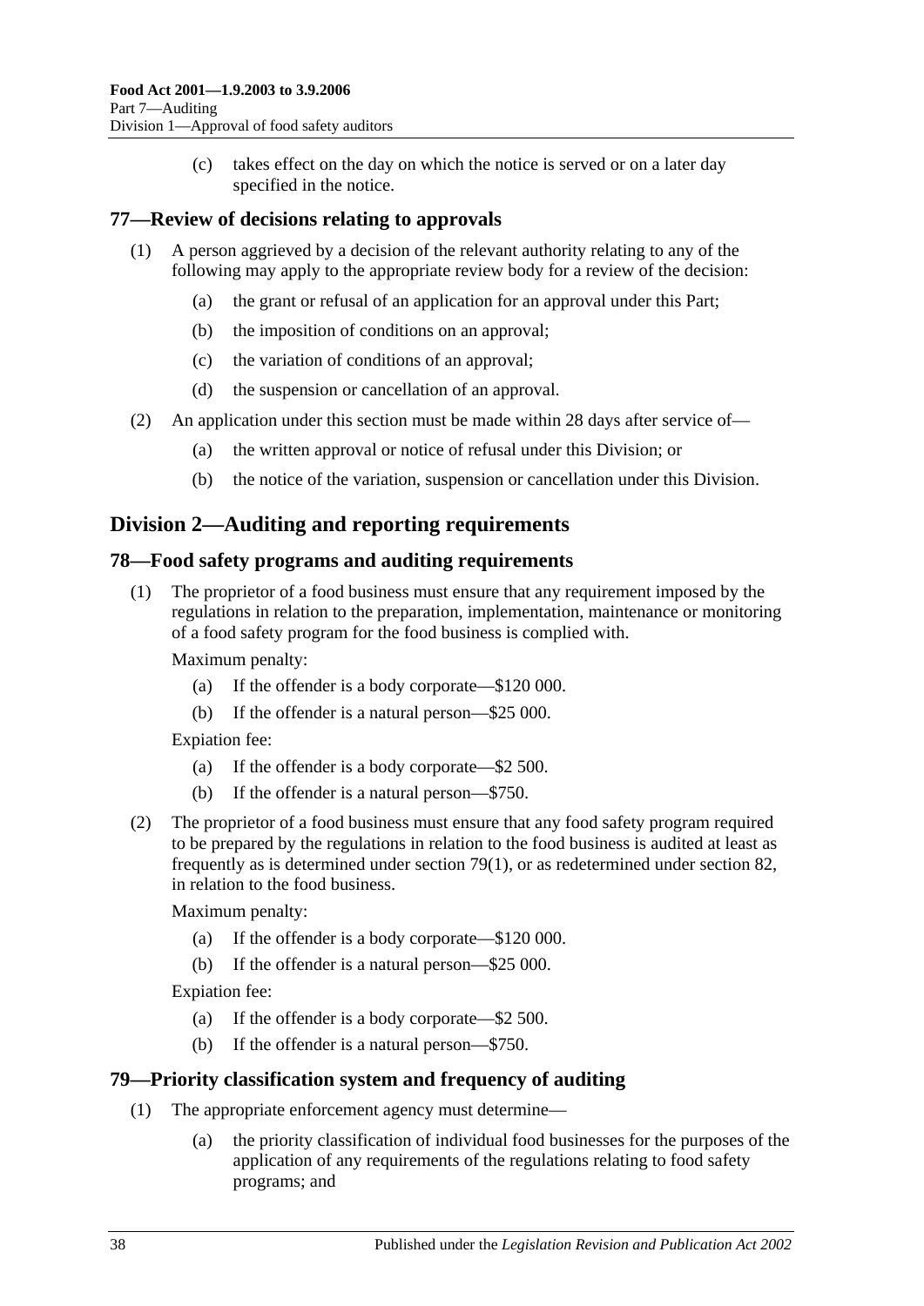(c) takes effect on the day on which the notice is served or on a later day specified in the notice.

### 77—Review of decisions relating to approvals

(1) A person aggrieved by a decision of the relevant authority relating to any of the following may apply to the appropriate review body for a review of the decision:

- (a) the grant or refusal of an application for an approval under this Part;
- (b) the imposition of conditions on an approval;
- (c) the variation of conditions of an approval;
- (d) the suspension or cancellation of an approval.

(2) An application under this section must be made within 28 days after service of—

- (a) the written approval or notice of refusal under this Division; or
- (b) the notice of the variation, suspension or cancellation under this Division.

## Division 2—Auditing and reporting requirements

### 78—Food safety programs and auditing requirements

(1) The proprietor of a food business must ensure that any requirement imposed by the regulations in relation to the preparation, implementation, maintenance or monitoring of a food safety program for the food business is complied with.

Maximum penalty:

- (a) If the offender is a body corporate—$120 000.
- (b) If the offender is a natural person—$25 000.

Expiation fee:

- (a) If the offender is a body corporate—$2 500.
- (b) If the offender is a natural person—$750.

(2) The proprietor of a food business must ensure that any food safety program required to be prepared by the regulations in relation to the food business is audited at least as frequently as is determined under section 79(1), or as redetermined under section 82, in relation to the food business.

Maximum penalty:

- (a) If the offender is a body corporate—$120 000.
- (b) If the offender is a natural person—$25 000.

Expiation fee:

- (a) If the offender is a body corporate—$2 500.
- (b) If the offender is a natural person—$750.

### 79—Priority classification system and frequency of auditing

(1) The appropriate enforcement agency must determine—

- (a) the priority classification of individual food businesses for the purposes of the application of any requirements of the regulations relating to food safety programs; and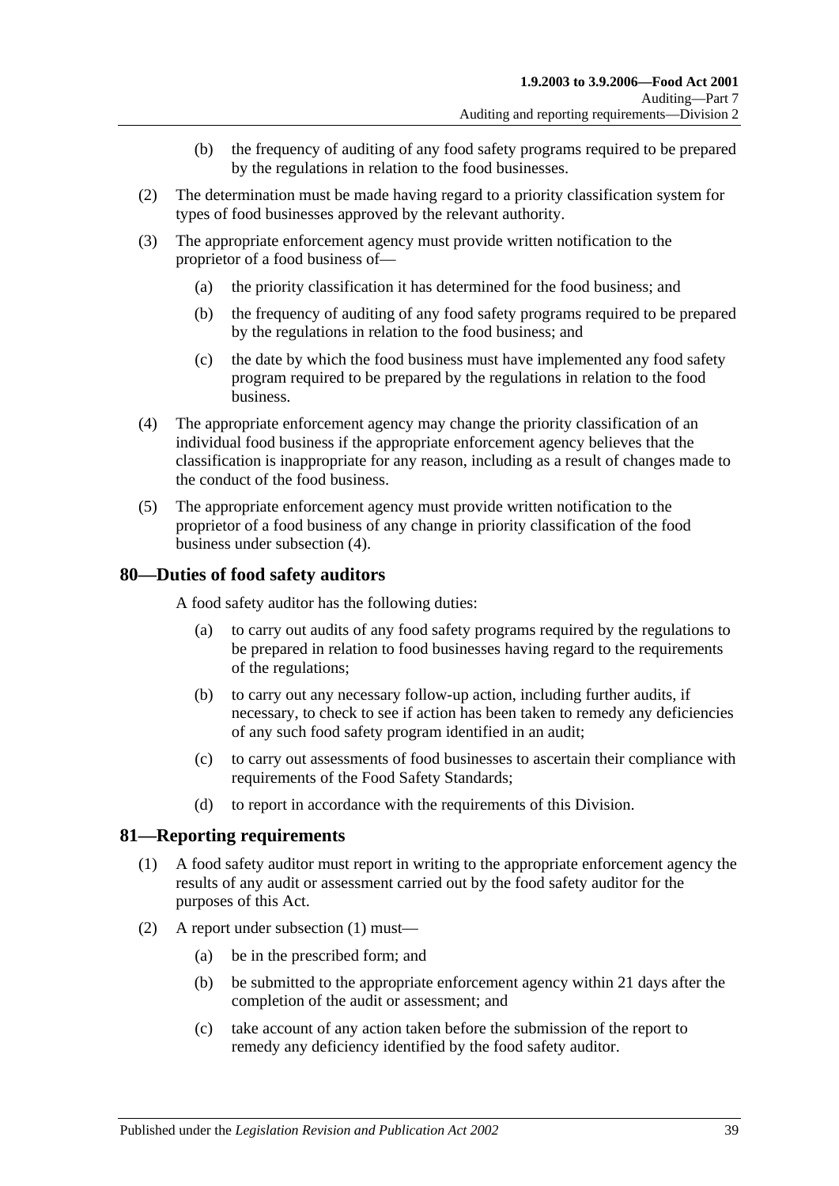(b) the frequency of auditing of any food safety programs required to be prepared by the regulations in relation to the food businesses.

(2) The determination must be made having regard to a priority classification system for types of food businesses approved by the relevant authority.

(3) The appropriate enforcement agency must provide written notification to the proprietor of a food business of—

(a) the priority classification it has determined for the food business; and

(b) the frequency of auditing of any food safety programs required to be prepared by the regulations in relation to the food business; and

(c) the date by which the food business must have implemented any food safety program required to be prepared by the regulations in relation to the food business.

(4) The appropriate enforcement agency may change the priority classification of an individual food business if the appropriate enforcement agency believes that the classification is inappropriate for any reason, including as a result of changes made to the conduct of the food business.

(5) The appropriate enforcement agency must provide written notification to the proprietor of a food business of any change in priority classification of the food business under subsection (4).

## 80—Duties of food safety auditors

A food safety auditor has the following duties:

(a) to carry out audits of any food safety programs required by the regulations to be prepared in relation to food businesses having regard to the requirements of the regulations;

(b) to carry out any necessary follow-up action, including further audits, if necessary, to check to see if action has been taken to remedy any deficiencies of any such food safety program identified in an audit;

(c) to carry out assessments of food businesses to ascertain their compliance with requirements of the Food Safety Standards;

(d) to report in accordance with the requirements of this Division.

## 81—Reporting requirements

(1) A food safety auditor must report in writing to the appropriate enforcement agency the results of any audit or assessment carried out by the food safety auditor for the purposes of this Act.

(2) A report under subsection (1) must—

(a) be in the prescribed form; and

(b) be submitted to the appropriate enforcement agency within 21 days after the completion of the audit or assessment; and

(c) take account of any action taken before the submission of the report to remedy any deficiency identified by the food safety auditor.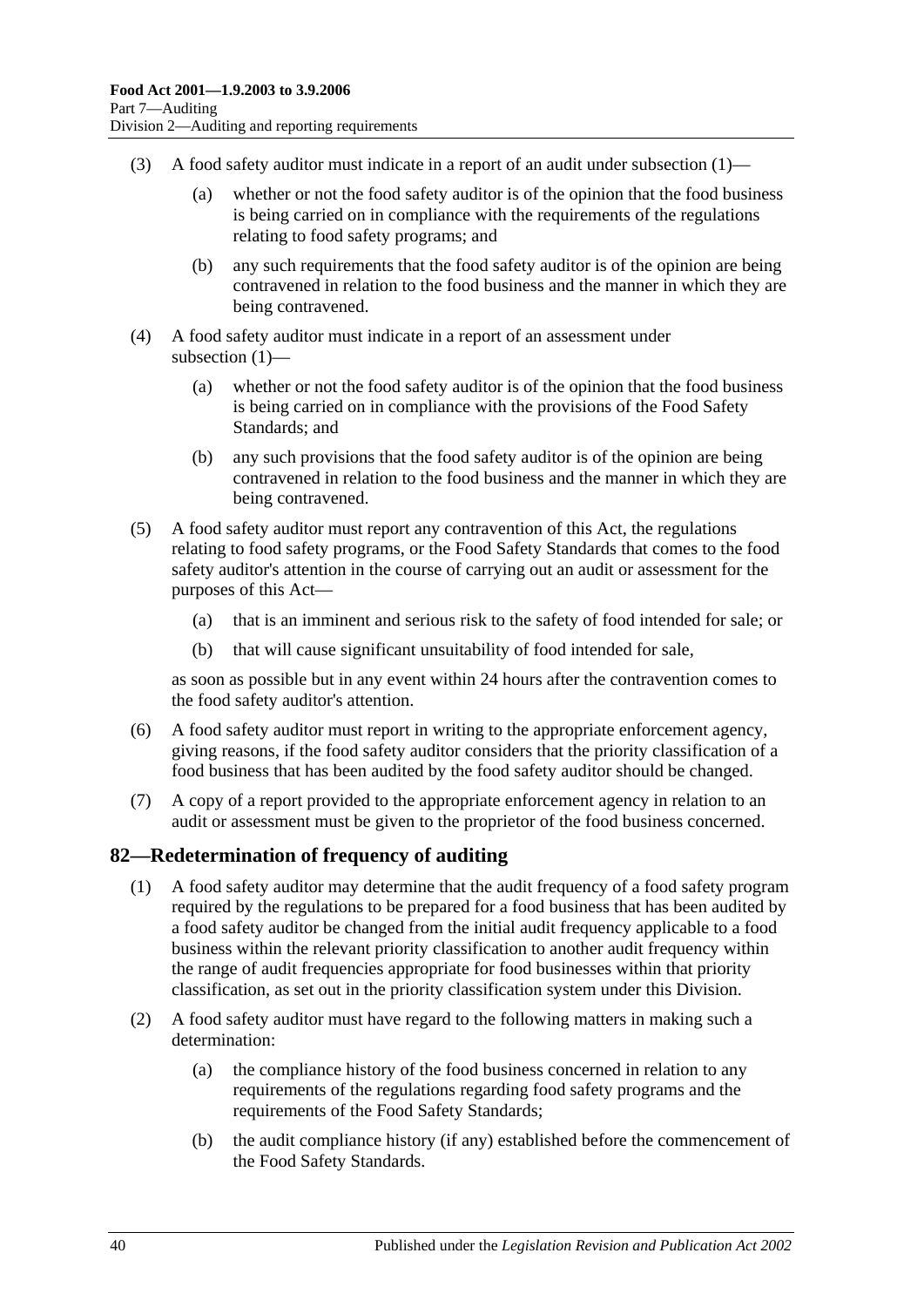(3) A food safety auditor must indicate in a report of an audit under subsection (1)—

(a) whether or not the food safety auditor is of the opinion that the food business is being carried on in compliance with the requirements of the regulations relating to food safety programs; and

(b) any such requirements that the food safety auditor is of the opinion are being contravened in relation to the food business and the manner in which they are being contravened.

(4) A food safety auditor must indicate in a report of an assessment under subsection (1)—

(a) whether or not the food safety auditor is of the opinion that the food business is being carried on in compliance with the provisions of the Food Safety Standards; and

(b) any such provisions that the food safety auditor is of the opinion are being contravened in relation to the food business and the manner in which they are being contravened.

(5) A food safety auditor must report any contravention of this Act, the regulations relating to food safety programs, or the Food Safety Standards that comes to the food safety auditor's attention in the course of carrying out an audit or assessment for the purposes of this Act—

(a) that is an imminent and serious risk to the safety of food intended for sale; or

(b) that will cause significant unsuitability of food intended for sale,

as soon as possible but in any event within 24 hours after the contravention comes to the food safety auditor's attention.

(6) A food safety auditor must report in writing to the appropriate enforcement agency, giving reasons, if the food safety auditor considers that the priority classification of a food business that has been audited by the food safety auditor should be changed.

(7) A copy of a report provided to the appropriate enforcement agency in relation to an audit or assessment must be given to the proprietor of the food business concerned.

## 82—Redetermination of frequency of auditing

(1) A food safety auditor may determine that the audit frequency of a food safety program required by the regulations to be prepared for a food business that has been audited by a food safety auditor be changed from the initial audit frequency applicable to a food business within the relevant priority classification to another audit frequency within the range of audit frequencies appropriate for food businesses within that priority classification, as set out in the priority classification system under this Division.

(2) A food safety auditor must have regard to the following matters in making such a determination:

(a) the compliance history of the food business concerned in relation to any requirements of the regulations regarding food safety programs and the requirements of the Food Safety Standards;

(b) the audit compliance history (if any) established before the commencement of the Food Safety Standards.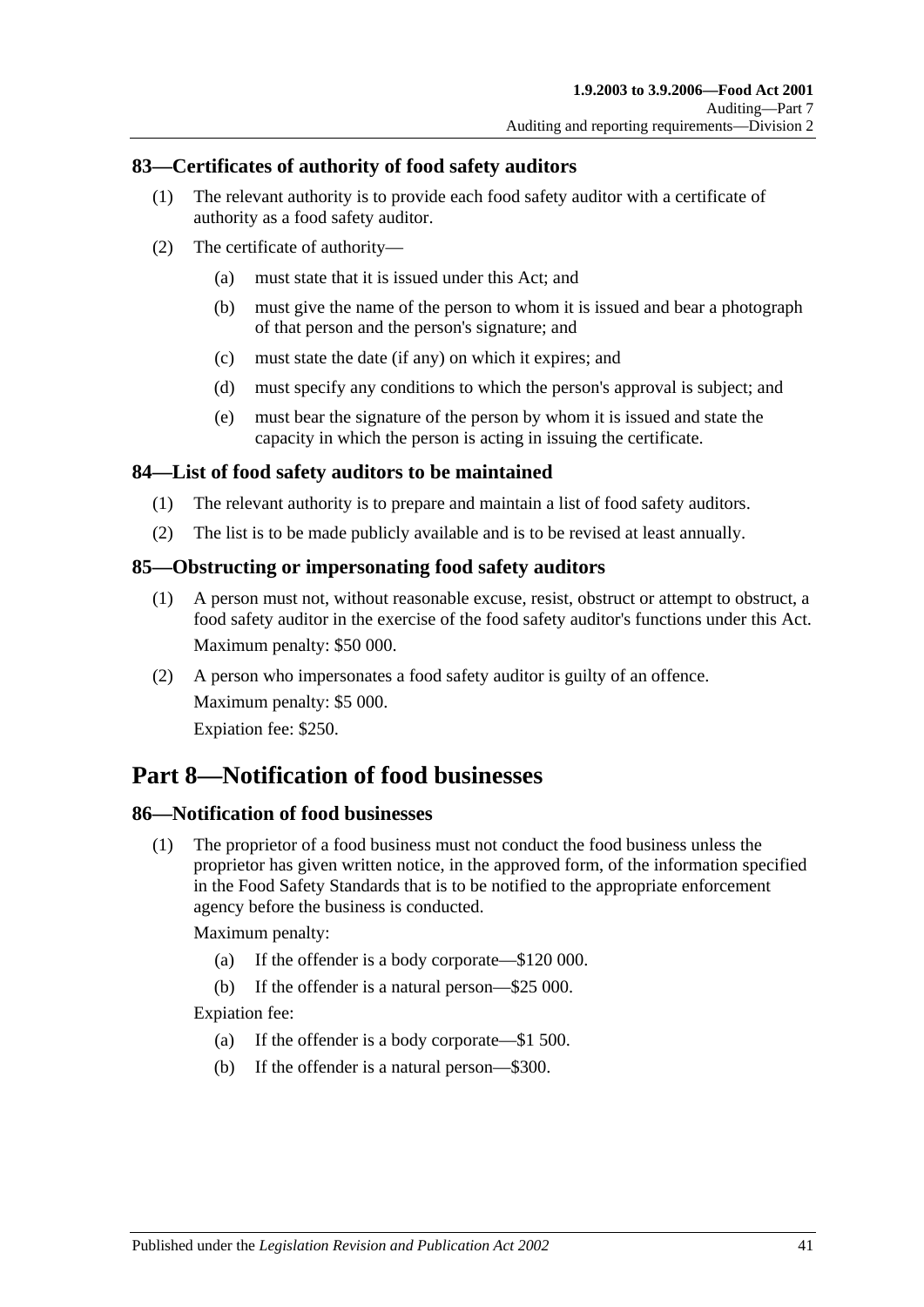## 83—Certificates of authority of food safety auditors

(1) The relevant authority is to provide each food safety auditor with a certificate of authority as a food safety auditor.

(2) The certificate of authority—

- (a) must state that it is issued under this Act; and
- (b) must give the name of the person to whom it is issued and bear a photograph of that person and the person's signature; and
- (c) must state the date (if any) on which it expires; and
- (d) must specify any conditions to which the person's approval is subject; and
- (e) must bear the signature of the person by whom it is issued and state the capacity in which the person is acting in issuing the certificate.

## 84—List of food safety auditors to be maintained

(1) The relevant authority is to prepare and maintain a list of food safety auditors.

(2) The list is to be made publicly available and is to be revised at least annually.

## 85—Obstructing or impersonating food safety auditors

(1) A person must not, without reasonable excuse, resist, obstruct or attempt to obstruct, a food safety auditor in the exercise of the food safety auditor's functions under this Act.

Maximum penalty: $50 000.

(2) A person who impersonates a food safety auditor is guilty of an offence.

Maximum penalty: $5 000.

Expiation fee: $250.

# Part 8—Notification of food businesses

## 86—Notification of food businesses

(1) The proprietor of a food business must not conduct the food business unless the proprietor has given written notice, in the approved form, of the information specified in the Food Safety Standards that is to be notified to the appropriate enforcement agency before the business is conducted.

Maximum penalty:

- (a) If the offender is a body corporate—$120 000.
- (b) If the offender is a natural person—$25 000.

Expiation fee:

- (a) If the offender is a body corporate—$1 500.
- (b) If the offender is a natural person—$300.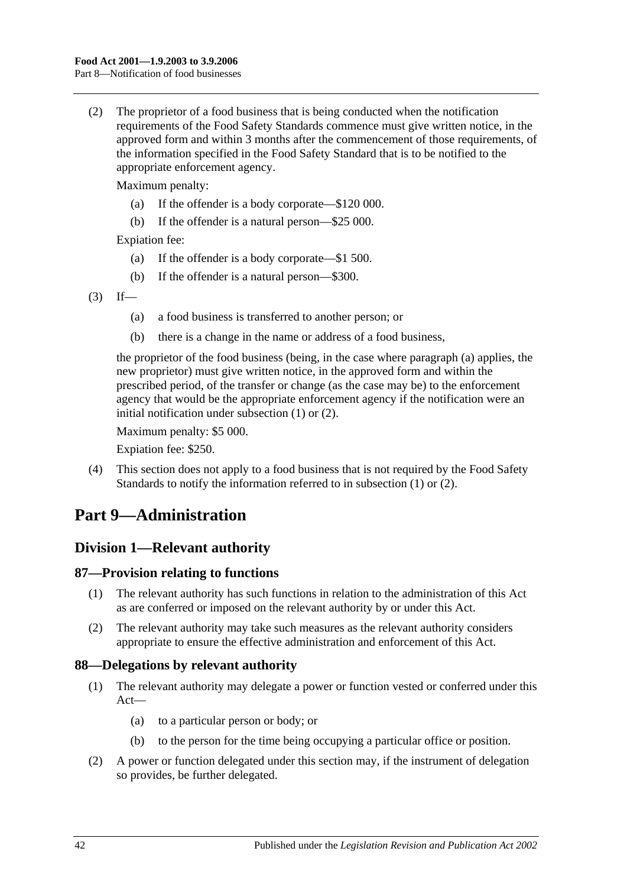(2) The proprietor of a food business that is being conducted when the notification requirements of the Food Safety Standards commence must give written notice, in the approved form and within 3 months after the commencement of those requirements, of the information specified in the Food Safety Standard that is to be notified to the appropriate enforcement agency.

Maximum penalty:

(a) If the offender is a body corporate—$120 000.

(b) If the offender is a natural person—$25 000.

Expiation fee:

(a) If the offender is a body corporate—$1 500.

(b) If the offender is a natural person—$300.

(3) If—

(a) a food business is transferred to another person; or

(b) there is a change in the name or address of a food business,

the proprietor of the food business (being, in the case where paragraph (a) applies, the new proprietor) must give written notice, in the approved form and within the prescribed period, of the transfer or change (as the case may be) to the enforcement agency that would be the appropriate enforcement agency if the notification were an initial notification under subsection (1) or (2).

Maximum penalty: $5 000.

Expiation fee: $250.

(4) This section does not apply to a food business that is not required by the Food Safety Standards to notify the information referred to in subsection (1) or (2).

# Part 9—Administration

## Division 1—Relevant authority

### 87—Provision relating to functions

(1) The relevant authority has such functions in relation to the administration of this Act as are conferred or imposed on the relevant authority by or under this Act.

(2) The relevant authority may take such measures as the relevant authority considers appropriate to ensure the effective administration and enforcement of this Act.

### 88—Delegations by relevant authority

(1) The relevant authority may delegate a power or function vested or conferred under this Act—

(a) to a particular person or body; or

(b) to the person for the time being occupying a particular office or position.

(2) A power or function delegated under this section may, if the instrument of delegation so provides, be further delegated.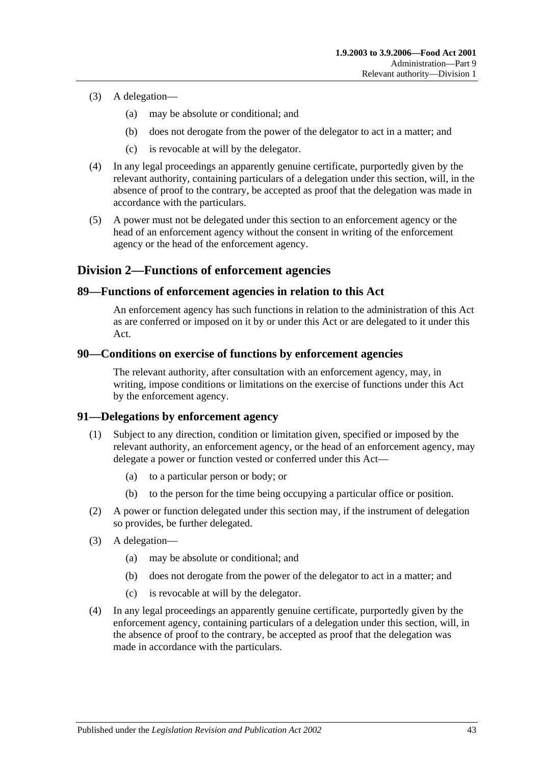(3) A delegation—

  (a) may be absolute or conditional; and

  (b) does not derogate from the power of the delegator to act in a matter; and

  (c) is revocable at will by the delegator.

(4) In any legal proceedings an apparently genuine certificate, purportedly given by the relevant authority, containing particulars of a delegation under this section, will, in the absence of proof to the contrary, be accepted as proof that the delegation was made in accordance with the particulars.

(5) A power must not be delegated under this section to an enforcement agency or the head of an enforcement agency without the consent in writing of the enforcement agency or the head of the enforcement agency.

## Division 2—Functions of enforcement agencies

### 89—Functions of enforcement agencies in relation to this Act

An enforcement agency has such functions in relation to the administration of this Act as are conferred or imposed on it by or under this Act or are delegated to it under this Act.

### 90—Conditions on exercise of functions by enforcement agencies

The relevant authority, after consultation with an enforcement agency, may, in writing, impose conditions or limitations on the exercise of functions under this Act by the enforcement agency.

### 91—Delegations by enforcement agency

(1) Subject to any direction, condition or limitation given, specified or imposed by the relevant authority, an enforcement agency, or the head of an enforcement agency, may delegate a power or function vested or conferred under this Act—

  (a) to a particular person or body; or

  (b) to the person for the time being occupying a particular office or position.

(2) A power or function delegated under this section may, if the instrument of delegation so provides, be further delegated.

(3) A delegation—

  (a) may be absolute or conditional; and

  (b) does not derogate from the power of the delegator to act in a matter; and

  (c) is revocable at will by the delegator.

(4) In any legal proceedings an apparently genuine certificate, purportedly given by the enforcement agency, containing particulars of a delegation under this section, will, in the absence of proof to the contrary, be accepted as proof that the delegation was made in accordance with the particulars.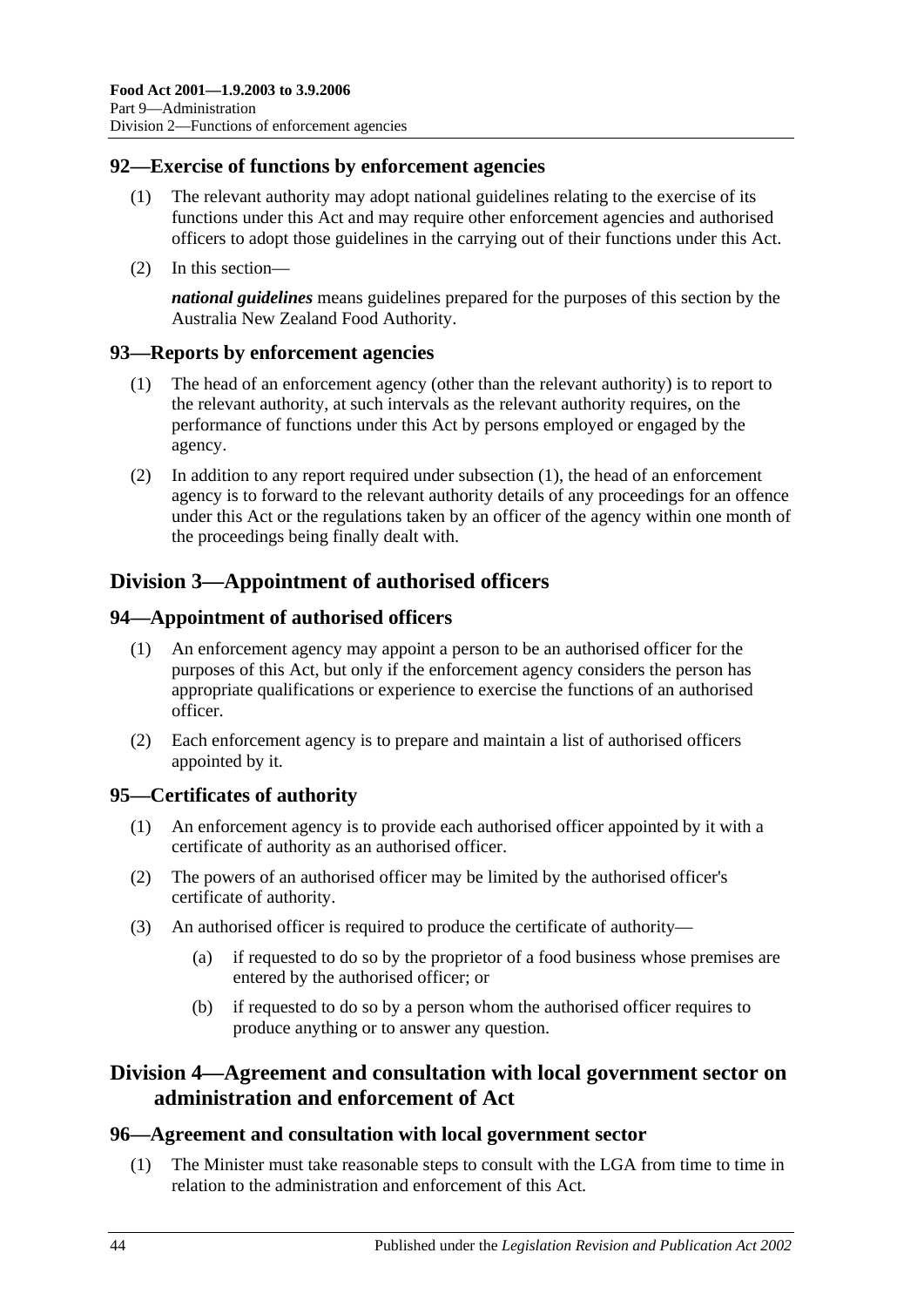### 92—Exercise of functions by enforcement agencies

(1) The relevant authority may adopt national guidelines relating to the exercise of its functions under this Act and may require other enforcement agencies and authorised officers to adopt those guidelines in the carrying out of their functions under this Act.

(2) In this section—

***national guidelines*** means guidelines prepared for the purposes of this section by the Australia New Zealand Food Authority.

### 93—Reports by enforcement agencies

(1) The head of an enforcement agency (other than the relevant authority) is to report to the relevant authority, at such intervals as the relevant authority requires, on the performance of functions under this Act by persons employed or engaged by the agency.

(2) In addition to any report required under subsection (1), the head of an enforcement agency is to forward to the relevant authority details of any proceedings for an offence under this Act or the regulations taken by an officer of the agency within one month of the proceedings being finally dealt with.

## Division 3—Appointment of authorised officers

### 94—Appointment of authorised officers

(1) An enforcement agency may appoint a person to be an authorised officer for the purposes of this Act, but only if the enforcement agency considers the person has appropriate qualifications or experience to exercise the functions of an authorised officer.

(2) Each enforcement agency is to prepare and maintain a list of authorised officers appointed by it.

### 95—Certificates of authority

(1) An enforcement agency is to provide each authorised officer appointed by it with a certificate of authority as an authorised officer.

(2) The powers of an authorised officer may be limited by the authorised officer's certificate of authority.

(3) An authorised officer is required to produce the certificate of authority—

(a) if requested to do so by the proprietor of a food business whose premises are entered by the authorised officer; or

(b) if requested to do so by a person whom the authorised officer requires to produce anything or to answer any question.

## Division 4—Agreement and consultation with local government sector on administration and enforcement of Act

### 96—Agreement and consultation with local government sector

(1) The Minister must take reasonable steps to consult with the LGA from time to time in relation to the administration and enforcement of this Act.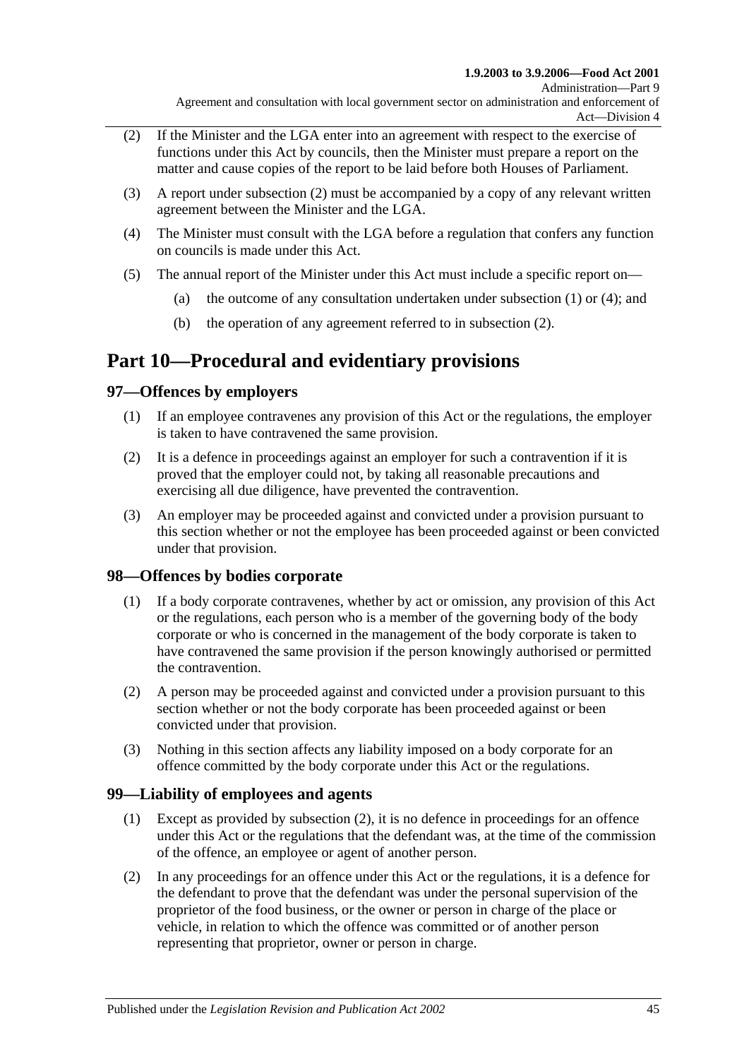(2) If the Minister and the LGA enter into an agreement with respect to the exercise of functions under this Act by councils, then the Minister must prepare a report on the matter and cause copies of the report to be laid before both Houses of Parliament.

(3) A report under subsection (2) must be accompanied by a copy of any relevant written agreement between the Minister and the LGA.

(4) The Minister must consult with the LGA before a regulation that confers any function on councils is made under this Act.

(5) The annual report of the Minister under this Act must include a specific report on—

(a) the outcome of any consultation undertaken under subsection (1) or (4); and

(b) the operation of any agreement referred to in subsection (2).

# Part 10—Procedural and evidentiary provisions

## 97—Offences by employers

(1) If an employee contravenes any provision of this Act or the regulations, the employer is taken to have contravened the same provision.

(2) It is a defence in proceedings against an employer for such a contravention if it is proved that the employer could not, by taking all reasonable precautions and exercising all due diligence, have prevented the contravention.

(3) An employer may be proceeded against and convicted under a provision pursuant to this section whether or not the employee has been proceeded against or been convicted under that provision.

## 98—Offences by bodies corporate

(1) If a body corporate contravenes, whether by act or omission, any provision of this Act or the regulations, each person who is a member of the governing body of the body corporate or who is concerned in the management of the body corporate is taken to have contravened the same provision if the person knowingly authorised or permitted the contravention.

(2) A person may be proceeded against and convicted under a provision pursuant to this section whether or not the body corporate has been proceeded against or been convicted under that provision.

(3) Nothing in this section affects any liability imposed on a body corporate for an offence committed by the body corporate under this Act or the regulations.

## 99—Liability of employees and agents

(1) Except as provided by subsection (2), it is no defence in proceedings for an offence under this Act or the regulations that the defendant was, at the time of the commission of the offence, an employee or agent of another person.

(2) In any proceedings for an offence under this Act or the regulations, it is a defence for the defendant to prove that the defendant was under the personal supervision of the proprietor of the food business, or the owner or person in charge of the place or vehicle, in relation to which the offence was committed or of another person representing that proprietor, owner or person in charge.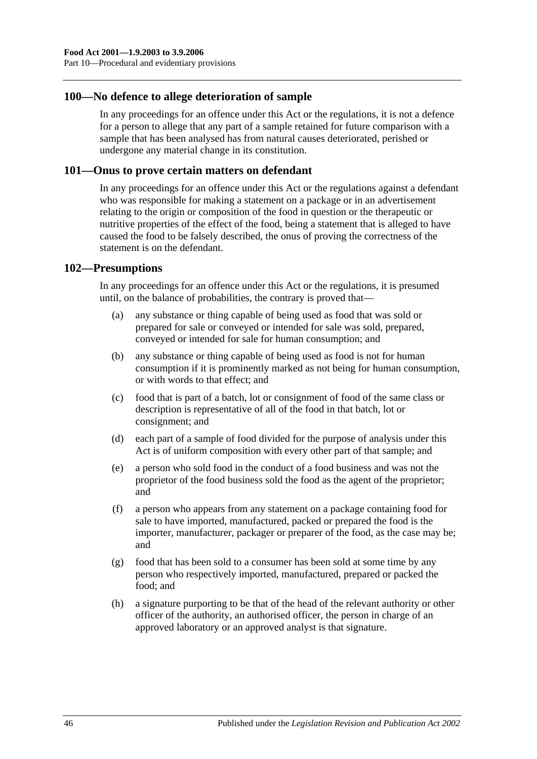## 100—No defence to allege deterioration of sample

In any proceedings for an offence under this Act or the regulations, it is not a defence for a person to allege that any part of a sample retained for future comparison with a sample that has been analysed has from natural causes deteriorated, perished or undergone any material change in its constitution.

## 101—Onus to prove certain matters on defendant

In any proceedings for an offence under this Act or the regulations against a defendant who was responsible for making a statement on a package or in an advertisement relating to the origin or composition of the food in question or the therapeutic or nutritive properties of the effect of the food, being a statement that is alleged to have caused the food to be falsely described, the onus of proving the correctness of the statement is on the defendant.

## 102—Presumptions

In any proceedings for an offence under this Act or the regulations, it is presumed until, on the balance of probabilities, the contrary is proved that—

(a) any substance or thing capable of being used as food that was sold or prepared for sale or conveyed or intended for sale was sold, prepared, conveyed or intended for sale for human consumption; and

(b) any substance or thing capable of being used as food is not for human consumption if it is prominently marked as not being for human consumption, or with words to that effect; and

(c) food that is part of a batch, lot or consignment of food of the same class or description is representative of all of the food in that batch, lot or consignment; and

(d) each part of a sample of food divided for the purpose of analysis under this Act is of uniform composition with every other part of that sample; and

(e) a person who sold food in the conduct of a food business and was not the proprietor of the food business sold the food as the agent of the proprietor; and

(f) a person who appears from any statement on a package containing food for sale to have imported, manufactured, packed or prepared the food is the importer, manufacturer, packager or preparer of the food, as the case may be; and

(g) food that has been sold to a consumer has been sold at some time by any person who respectively imported, manufactured, prepared or packed the food; and

(h) a signature purporting to be that of the head of the relevant authority or other officer of the authority, an authorised officer, the person in charge of an approved laboratory or an approved analyst is that signature.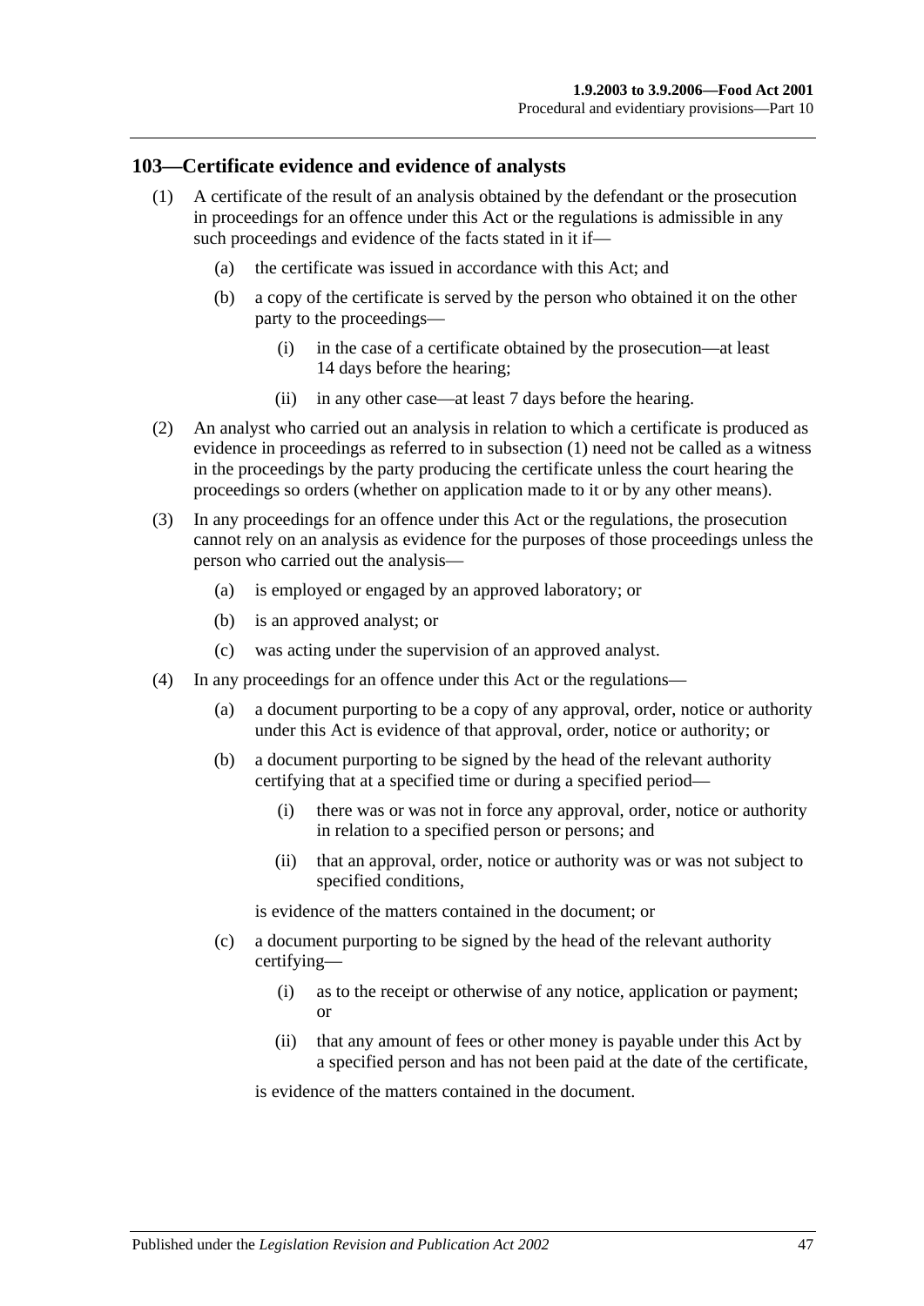## 103—Certificate evidence and evidence of analysts

(1) A certificate of the result of an analysis obtained by the defendant or the prosecution in proceedings for an offence under this Act or the regulations is admissible in any such proceedings and evidence of the facts stated in it if—

(a) the certificate was issued in accordance with this Act; and

(b) a copy of the certificate is served by the person who obtained it on the other party to the proceedings—

(i) in the case of a certificate obtained by the prosecution—at least 14 days before the hearing;

(ii) in any other case—at least 7 days before the hearing.

(2) An analyst who carried out an analysis in relation to which a certificate is produced as evidence in proceedings as referred to in subsection (1) need not be called as a witness in the proceedings by the party producing the certificate unless the court hearing the proceedings so orders (whether on application made to it or by any other means).

(3) In any proceedings for an offence under this Act or the regulations, the prosecution cannot rely on an analysis as evidence for the purposes of those proceedings unless the person who carried out the analysis—

(a) is employed or engaged by an approved laboratory; or

(b) is an approved analyst; or

(c) was acting under the supervision of an approved analyst.

(4) In any proceedings for an offence under this Act or the regulations—

(a) a document purporting to be a copy of any approval, order, notice or authority under this Act is evidence of that approval, order, notice or authority; or

(b) a document purporting to be signed by the head of the relevant authority certifying that at a specified time or during a specified period—

(i) there was or was not in force any approval, order, notice or authority in relation to a specified person or persons; and

(ii) that an approval, order, notice or authority was or was not subject to specified conditions,

is evidence of the matters contained in the document; or

(c) a document purporting to be signed by the head of the relevant authority certifying—

(i) as to the receipt or otherwise of any notice, application or payment; or

(ii) that any amount of fees or other money is payable under this Act by a specified person and has not been paid at the date of the certificate,

is evidence of the matters contained in the document.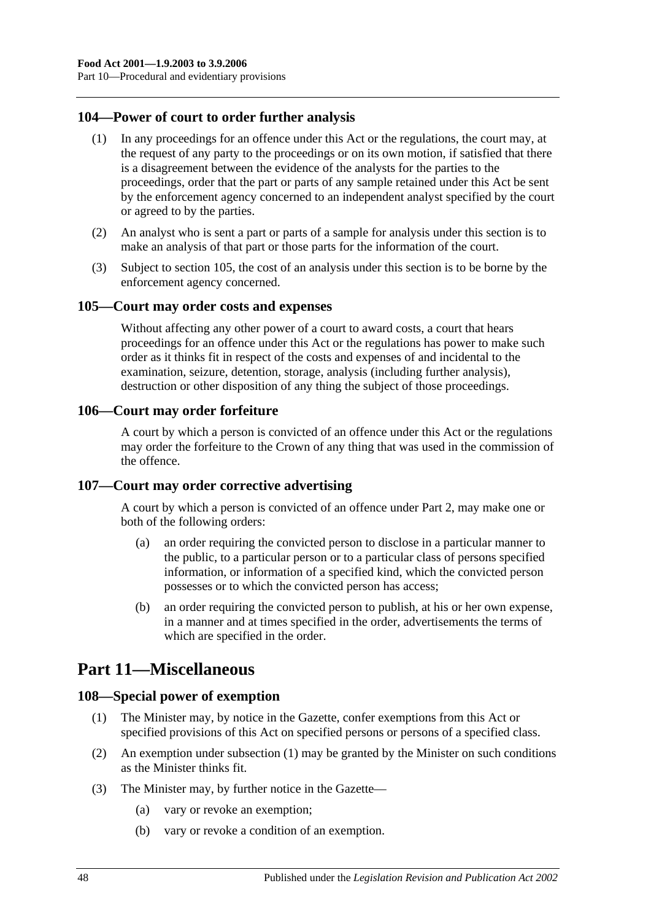## 104—Power of court to order further analysis

(1) In any proceedings for an offence under this Act or the regulations, the court may, at the request of any party to the proceedings or on its own motion, if satisfied that there is a disagreement between the evidence of the analysts for the parties to the proceedings, order that the part or parts of any sample retained under this Act be sent by the enforcement agency concerned to an independent analyst specified by the court or agreed to by the parties.

(2) An analyst who is sent a part or parts of a sample for analysis under this section is to make an analysis of that part or those parts for the information of the court.

(3) Subject to section 105, the cost of an analysis under this section is to be borne by the enforcement agency concerned.

## 105—Court may order costs and expenses

Without affecting any other power of a court to award costs, a court that hears proceedings for an offence under this Act or the regulations has power to make such order as it thinks fit in respect of the costs and expenses of and incidental to the examination, seizure, detention, storage, analysis (including further analysis), destruction or other disposition of any thing the subject of those proceedings.

## 106—Court may order forfeiture

A court by which a person is convicted of an offence under this Act or the regulations may order the forfeiture to the Crown of any thing that was used in the commission of the offence.

## 107—Court may order corrective advertising

A court by which a person is convicted of an offence under Part 2, may make one or both of the following orders:

(a) an order requiring the convicted person to disclose in a particular manner to the public, to a particular person or to a particular class of persons specified information, or information of a specified kind, which the convicted person possesses or to which the convicted person has access;

(b) an order requiring the convicted person to publish, at his or her own expense, in a manner and at times specified in the order, advertisements the terms of which are specified in the order.

# Part 11—Miscellaneous

## 108—Special power of exemption

(1) The Minister may, by notice in the Gazette, confer exemptions from this Act or specified provisions of this Act on specified persons or persons of a specified class.

(2) An exemption under subsection (1) may be granted by the Minister on such conditions as the Minister thinks fit.

(3) The Minister may, by further notice in the Gazette—

(a) vary or revoke an exemption;

(b) vary or revoke a condition of an exemption.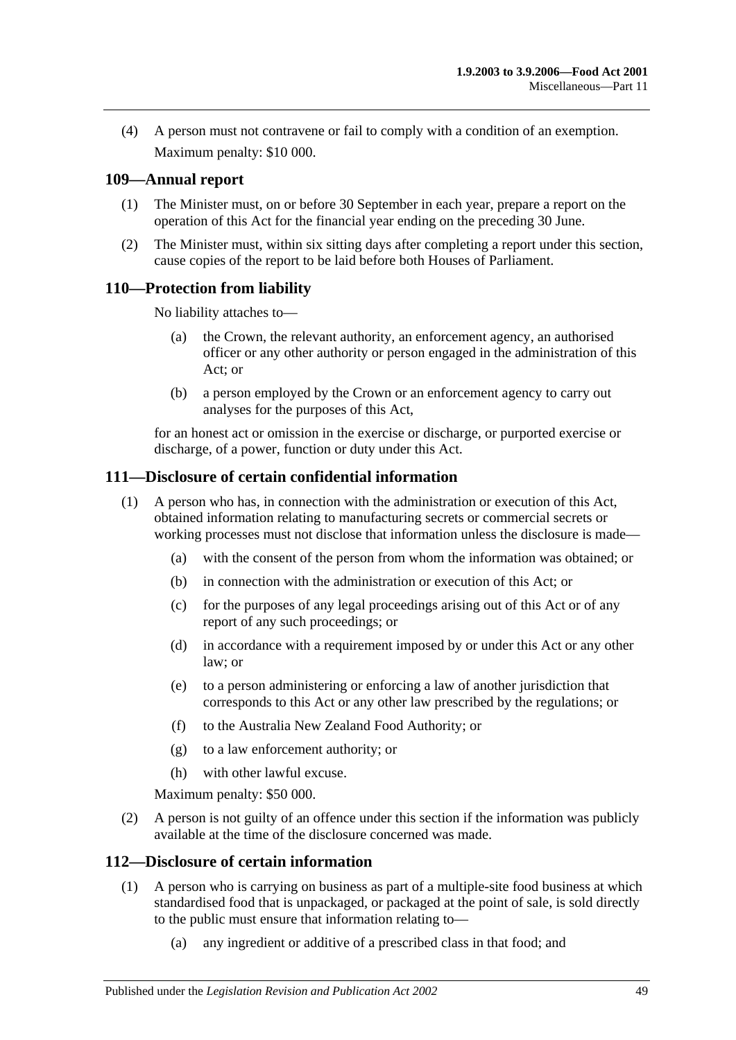(4) A person must not contravene or fail to comply with a condition of an exemption.

Maximum penalty: $10 000.

## 109—Annual report

(1) The Minister must, on or before 30 September in each year, prepare a report on the operation of this Act for the financial year ending on the preceding 30 June.

(2) The Minister must, within six sitting days after completing a report under this section, cause copies of the report to be laid before both Houses of Parliament.

## 110—Protection from liability

No liability attaches to—

(a) the Crown, the relevant authority, an enforcement agency, an authorised officer or any other authority or person engaged in the administration of this Act; or

(b) a person employed by the Crown or an enforcement agency to carry out analyses for the purposes of this Act,

for an honest act or omission in the exercise or discharge, or purported exercise or discharge, of a power, function or duty under this Act.

## 111—Disclosure of certain confidential information

(1) A person who has, in connection with the administration or execution of this Act, obtained information relating to manufacturing secrets or commercial secrets or working processes must not disclose that information unless the disclosure is made—

(a) with the consent of the person from whom the information was obtained; or

(b) in connection with the administration or execution of this Act; or

(c) for the purposes of any legal proceedings arising out of this Act or of any report of any such proceedings; or

(d) in accordance with a requirement imposed by or under this Act or any other law; or

(e) to a person administering or enforcing a law of another jurisdiction that corresponds to this Act or any other law prescribed by the regulations; or

(f) to the Australia New Zealand Food Authority; or

(g) to a law enforcement authority; or

(h) with other lawful excuse.

Maximum penalty: $50 000.

(2) A person is not guilty of an offence under this section if the information was publicly available at the time of the disclosure concerned was made.

## 112—Disclosure of certain information

(1) A person who is carrying on business as part of a multiple-site food business at which standardised food that is unpackaged, or packaged at the point of sale, is sold directly to the public must ensure that information relating to—

(a) any ingredient or additive of a prescribed class in that food; and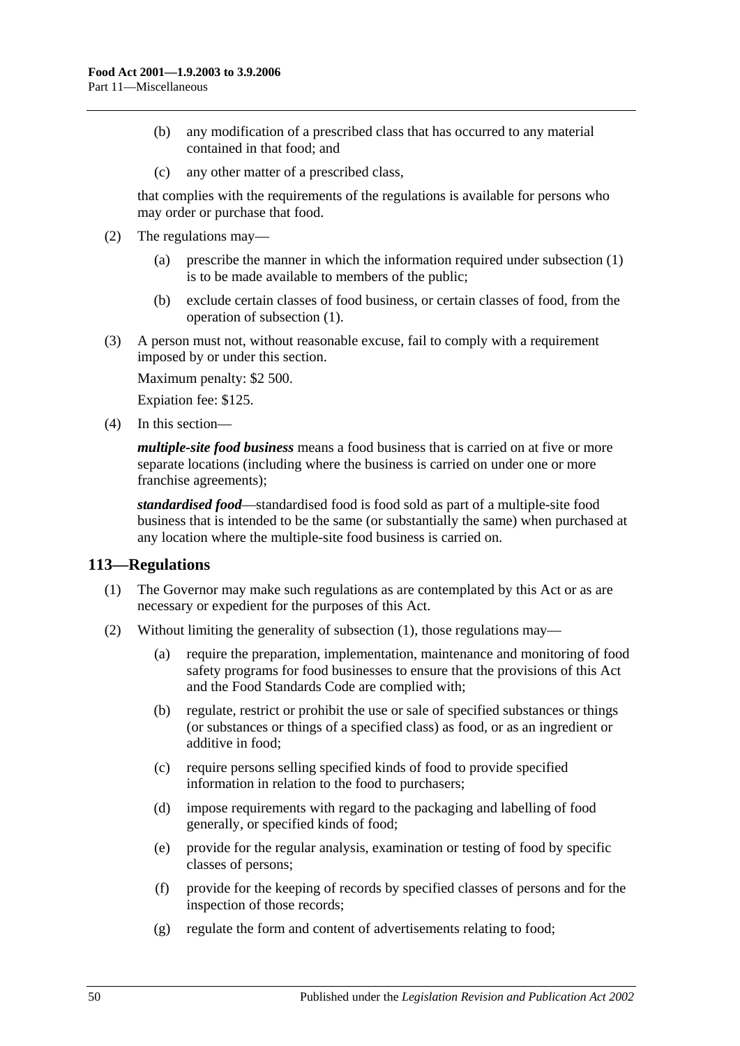(b) any modification of a prescribed class that has occurred to any material contained in that food; and

(c) any other matter of a prescribed class,

that complies with the requirements of the regulations is available for persons who may order or purchase that food.

(2) The regulations may—

(a) prescribe the manner in which the information required under subsection (1) is to be made available to members of the public;

(b) exclude certain classes of food business, or certain classes of food, from the operation of subsection (1).

(3) A person must not, without reasonable excuse, fail to comply with a requirement imposed by or under this section.

Maximum penalty: $2 500.

Expiation fee: $125.

(4) In this section—

***multiple-site food business*** means a food business that is carried on at five or more separate locations (including where the business is carried on under one or more franchise agreements);

***standardised food***—standardised food is food sold as part of a multiple-site food business that is intended to be the same (or substantially the same) when purchased at any location where the multiple-site food business is carried on.

## 113—Regulations

(1) The Governor may make such regulations as are contemplated by this Act or as are necessary or expedient for the purposes of this Act.

(2) Without limiting the generality of subsection (1), those regulations may—

(a) require the preparation, implementation, maintenance and monitoring of food safety programs for food businesses to ensure that the provisions of this Act and the Food Standards Code are complied with;

(b) regulate, restrict or prohibit the use or sale of specified substances or things (or substances or things of a specified class) as food, or as an ingredient or additive in food;

(c) require persons selling specified kinds of food to provide specified information in relation to the food to purchasers;

(d) impose requirements with regard to the packaging and labelling of food generally, or specified kinds of food;

(e) provide for the regular analysis, examination or testing of food by specific classes of persons;

(f) provide for the keeping of records by specified classes of persons and for the inspection of those records;

(g) regulate the form and content of advertisements relating to food;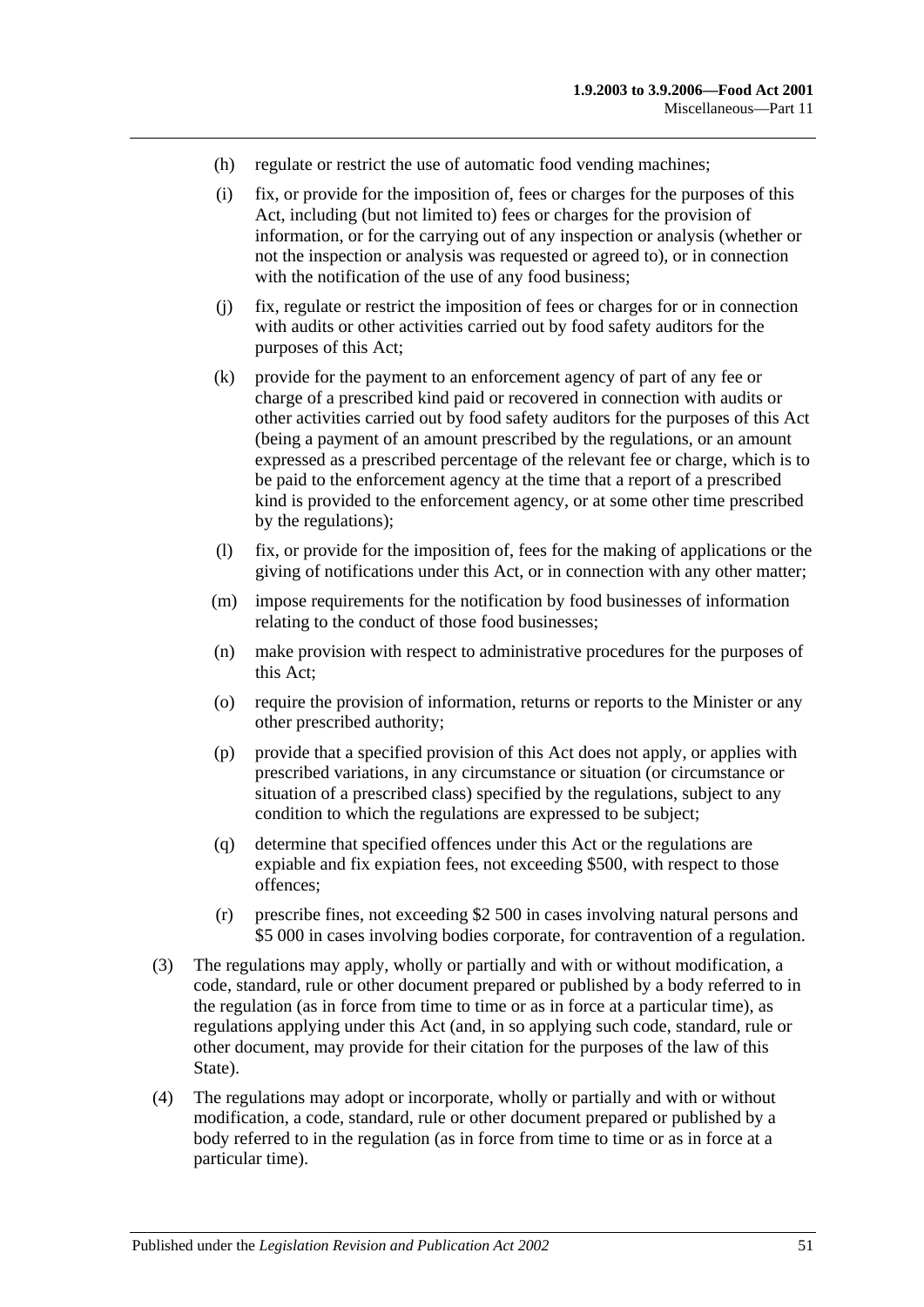(h) regulate or restrict the use of automatic food vending machines;

(i) fix, or provide for the imposition of, fees or charges for the purposes of this Act, including (but not limited to) fees or charges for the provision of information, or for the carrying out of any inspection or analysis (whether or not the inspection or analysis was requested or agreed to), or in connection with the notification of the use of any food business;

(j) fix, regulate or restrict the imposition of fees or charges for or in connection with audits or other activities carried out by food safety auditors for the purposes of this Act;

(k) provide for the payment to an enforcement agency of part of any fee or charge of a prescribed kind paid or recovered in connection with audits or other activities carried out by food safety auditors for the purposes of this Act (being a payment of an amount prescribed by the regulations, or an amount expressed as a prescribed percentage of the relevant fee or charge, which is to be paid to the enforcement agency at the time that a report of a prescribed kind is provided to the enforcement agency, or at some other time prescribed by the regulations);

(l) fix, or provide for the imposition of, fees for the making of applications or the giving of notifications under this Act, or in connection with any other matter;

(m) impose requirements for the notification by food businesses of information relating to the conduct of those food businesses;

(n) make provision with respect to administrative procedures for the purposes of this Act;

(o) require the provision of information, returns or reports to the Minister or any other prescribed authority;

(p) provide that a specified provision of this Act does not apply, or applies with prescribed variations, in any circumstance or situation (or circumstance or situation of a prescribed class) specified by the regulations, subject to any condition to which the regulations are expressed to be subject;

(q) determine that specified offences under this Act or the regulations are expiable and fix expiation fees, not exceeding $500, with respect to those offences;

(r) prescribe fines, not exceeding $2 500 in cases involving natural persons and $5 000 in cases involving bodies corporate, for contravention of a regulation.

(3) The regulations may apply, wholly or partially and with or without modification, a code, standard, rule or other document prepared or published by a body referred to in the regulation (as in force from time to time or as in force at a particular time), as regulations applying under this Act (and, in so applying such code, standard, rule or other document, may provide for their citation for the purposes of the law of this State).

(4) The regulations may adopt or incorporate, wholly or partially and with or without modification, a code, standard, rule or other document prepared or published by a body referred to in the regulation (as in force from time to time or as in force at a particular time).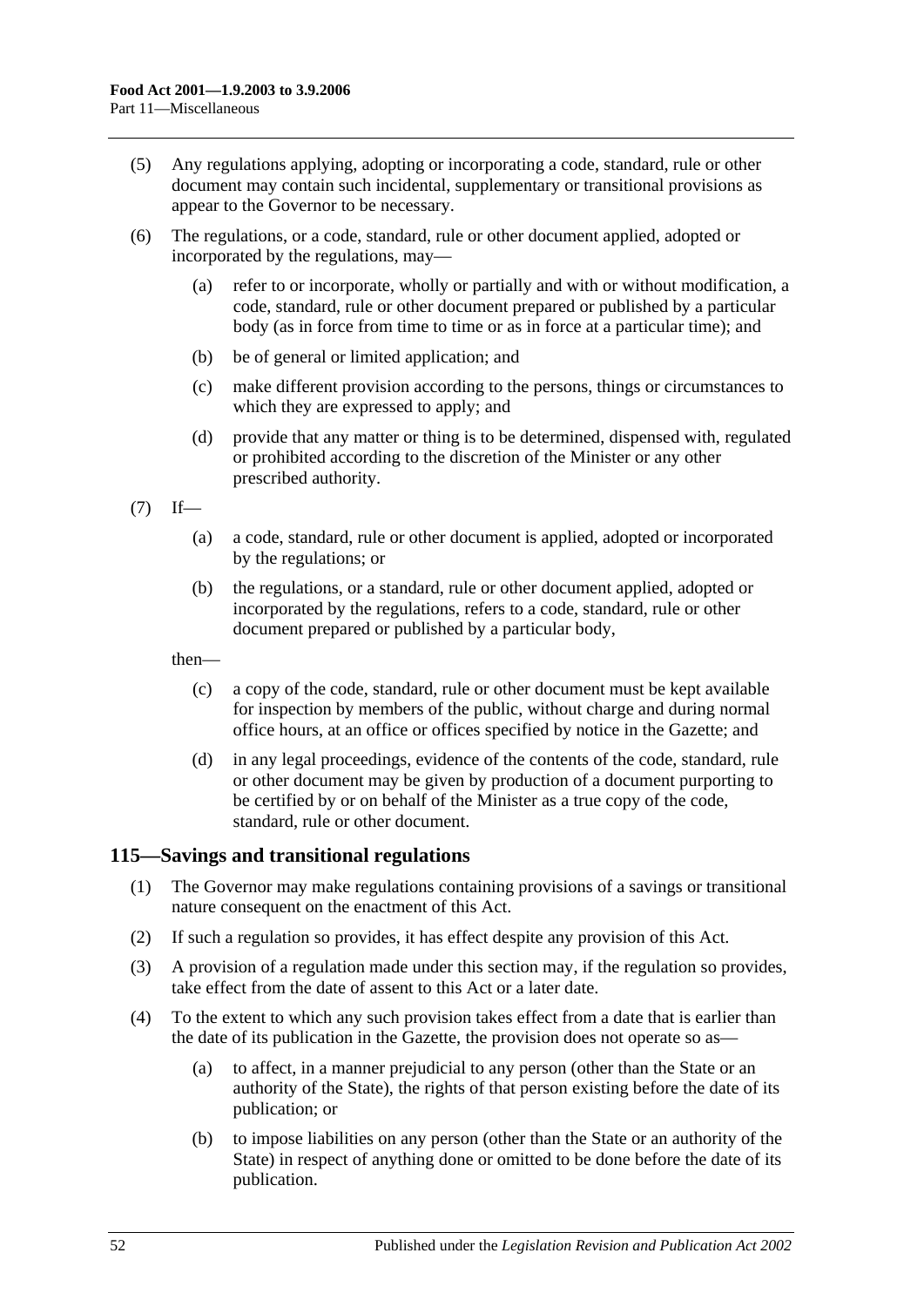(5) Any regulations applying, adopting or incorporating a code, standard, rule or other document may contain such incidental, supplementary or transitional provisions as appear to the Governor to be necessary.

(6) The regulations, or a code, standard, rule or other document applied, adopted or incorporated by the regulations, may—

(a) refer to or incorporate, wholly or partially and with or without modification, a code, standard, rule or other document prepared or published by a particular body (as in force from time to time or as in force at a particular time); and

(b) be of general or limited application; and

(c) make different provision according to the persons, things or circumstances to which they are expressed to apply; and

(d) provide that any matter or thing is to be determined, dispensed with, regulated or prohibited according to the discretion of the Minister or any other prescribed authority.

(7) If—

(a) a code, standard, rule or other document is applied, adopted or incorporated by the regulations; or

(b) the regulations, or a standard, rule or other document applied, adopted or incorporated by the regulations, refers to a code, standard, rule or other document prepared or published by a particular body,

then—

(c) a copy of the code, standard, rule or other document must be kept available for inspection by members of the public, without charge and during normal office hours, at an office or offices specified by notice in the Gazette; and

(d) in any legal proceedings, evidence of the contents of the code, standard, rule or other document may be given by production of a document purporting to be certified by or on behalf of the Minister as a true copy of the code, standard, rule or other document.

## 115—Savings and transitional regulations

(1) The Governor may make regulations containing provisions of a savings or transitional nature consequent on the enactment of this Act.

(2) If such a regulation so provides, it has effect despite any provision of this Act.

(3) A provision of a regulation made under this section may, if the regulation so provides, take effect from the date of assent to this Act or a later date.

(4) To the extent to which any such provision takes effect from a date that is earlier than the date of its publication in the Gazette, the provision does not operate so as—

(a) to affect, in a manner prejudicial to any person (other than the State or an authority of the State), the rights of that person existing before the date of its publication; or

(b) to impose liabilities on any person (other than the State or an authority of the State) in respect of anything done or omitted to be done before the date of its publication.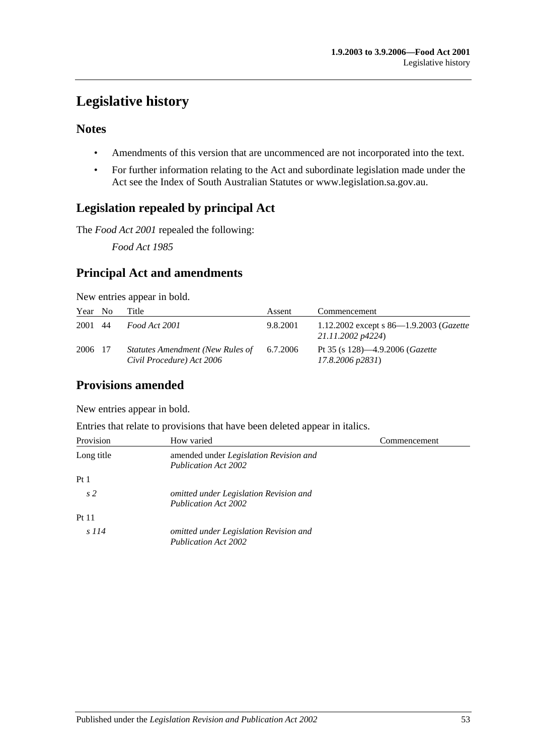# Legislative history

## Notes

- Amendments of this version that are uncommenced are not incorporated into the text.
- For further information relating to the Act and subordinate legislation made under the Act see the Index of South Australian Statutes or www.legislation.sa.gov.au.

## Legislation repealed by principal Act

The *Food Act 2001* repealed the following:

*Food Act 1985*

## Principal Act and amendments

New entries appear in bold.

| Year | No | Title | Assent | Commencement |
|---|---|---|---|---|
| 2001 | 44 | *Food Act 2001* | 9.8.2001 | 1.12.2002 except s 86—1.9.2003 (*Gazette 21.11.2002 p4224*) |
| 2006 | 17 | *Statutes Amendment (New Rules of Civil Procedure) Act 2006* | 6.7.2006 | Pt 35 (s 128)—4.9.2006 (*Gazette 17.8.2006 p2831*) |

## Provisions amended

New entries appear in bold.

Entries that relate to provisions that have been deleted appear in italics.

| Provision | How varied | Commencement |
|---|---|---|
| Long title | amended under *Legislation Revision and Publication Act 2002* | |
| Pt 1 | | |
| *s 2* | *omitted under Legislation Revision and Publication Act 2002* | |
| Pt 11 | | |
| *s 114* | *omitted under Legislation Revision and Publication Act 2002* | |